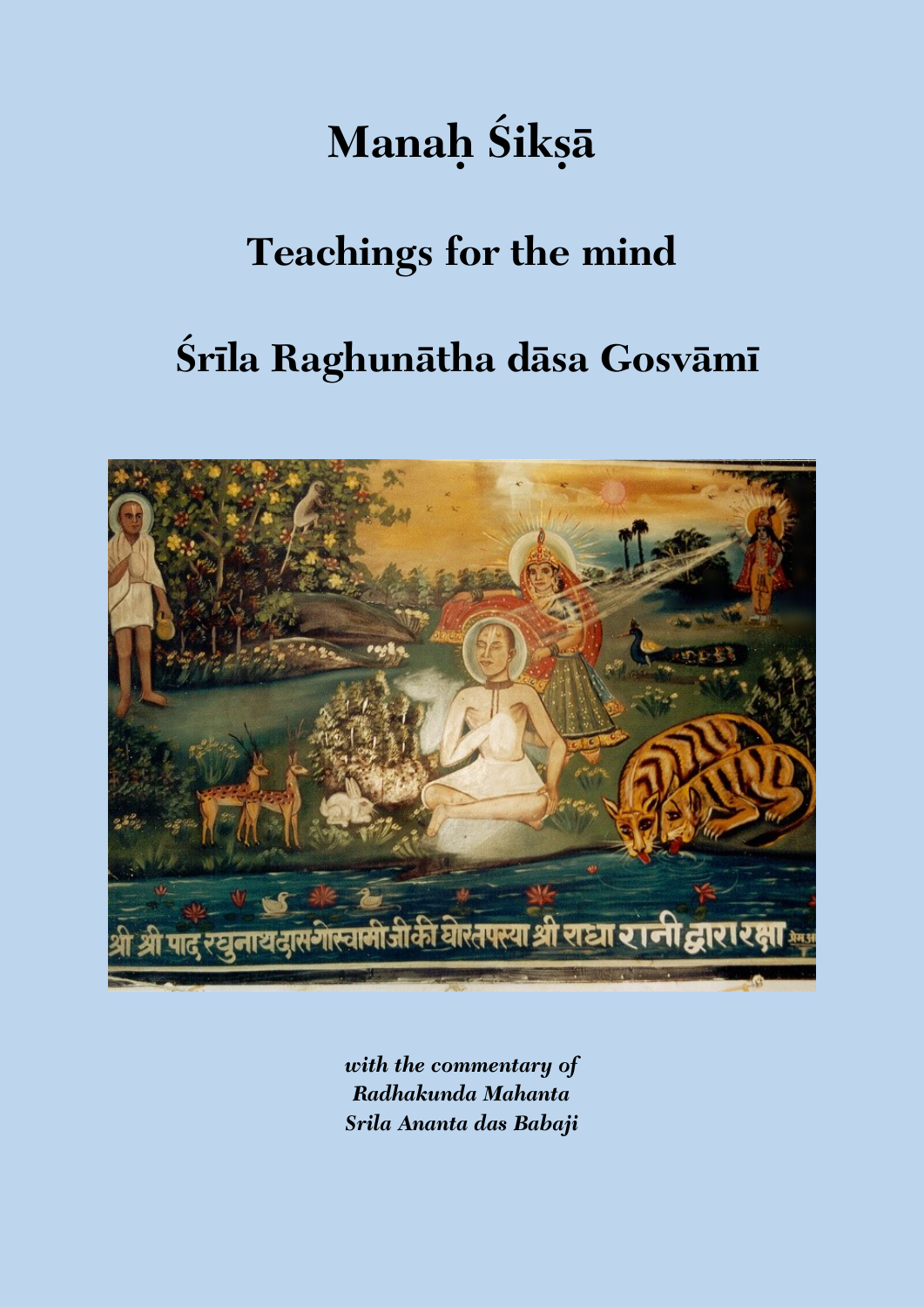# Manaḥ Śikṣā

## Teachings for the mind

## Śrīla Raghunātha dāsa Gosvāmī

*with the commentary of*
*Radhakunda Mahanta*
*Srila Ananta das Babaji*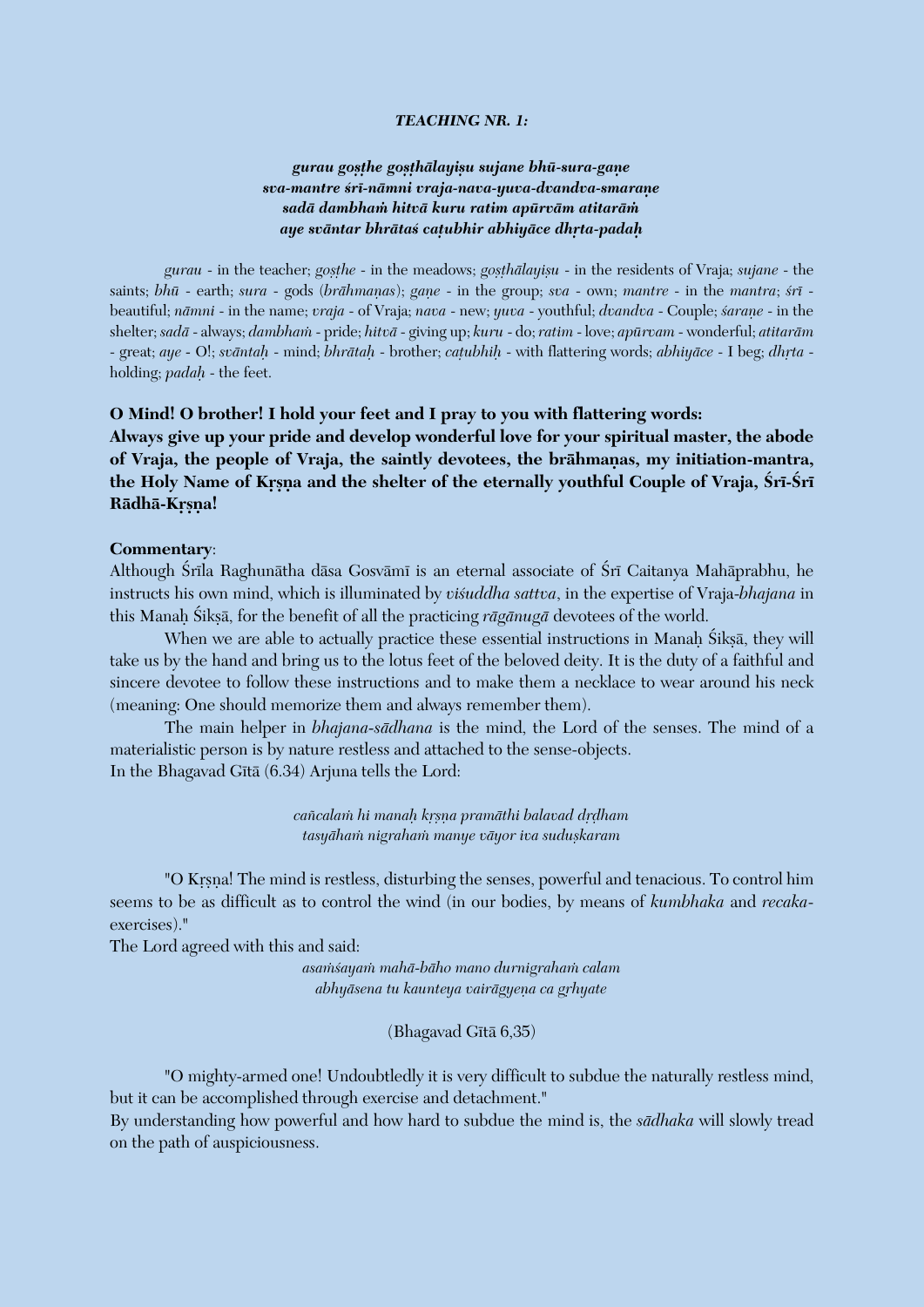### *TEACHING NR. 1:*

***gurau goṣṭhe goṣṭhālayiṣu sujane bhū-sura-gaṇe***
***sva-mantre śrī-nāmni vraja-nava-yuva-dvandva-smaraṇe***
***sadā dambhaṁ hitvā kuru ratim apūrvām atitarāṁ***
***aye svāntar bhrātaś caṭubhir abhiyāce dhṛta-padaḥ***

*gurau* - in the teacher; *goṣṭhe* - in the meadows; *goṣṭhālayiṣu* - in the residents of Vraja; *sujane* - the saints; *bhū* - earth; *sura* - gods (*brāhmaṇas*); *gaṇe* - in the group; *sva* - own; *mantre* - in the *mantra*; *śrī* - beautiful; *nāmni* - in the name; *vraja* - of Vraja; *nava* - new; *yuva* - youthful; *dvandva* - Couple; *śaraṇe* - in the shelter; *sadā* - always; *dambhaṁ* - pride; *hitvā* - giving up; *kuru* - do; *ratim* - love; *apūrvam* - wonderful; *atitarām* - great; *aye* - O!; *svāntaḥ* - mind; *bhrātaḥ* - brother; *caṭubhiḥ* - with flattering words; *abhiyāce* - I beg; *dhṛta* - holding; *padaḥ* - the feet.

**O Mind! O brother! I hold your feet and I pray to you with flattering words:**
**Always give up your pride and develop wonderful love for your spiritual master, the abode of Vraja, the people of Vraja, the saintly devotees, the brāhmaṇas, my initiation-mantra, the Holy Name of Kṛṣṇa and the shelter of the eternally youthful Couple of Vraja, Śrī-Śrī Rādhā-Kṛṣṇa!**

**Commentary**:
Although Śrīla Raghunātha dāsa Gosvāmī is an eternal associate of Śrī Caitanya Mahāprabhu, he instructs his own mind, which is illuminated by *viśuddha sattva*, in the expertise of Vraja-*bhajana* in this Manaḥ Śikṣā, for the benefit of all the practicing *rāgānugā* devotees of the world.

When we are able to actually practice these essential instructions in Manaḥ Śikṣā, they will take us by the hand and bring us to the lotus feet of the beloved deity. It is the duty of a faithful and sincere devotee to follow these instructions and to make them a necklace to wear around his neck (meaning: One should memorize them and always remember them).

The main helper in *bhajana-sādhana* is the mind, the Lord of the senses. The mind of a materialistic person is by nature restless and attached to the sense-objects.
In the Bhagavad Gītā (6.34) Arjuna tells the Lord:

*cañcalaṁ hi manaḥ kṛṣṇa pramāthi balavad dṛḍham*
*tasyāhaṁ nigrahaṁ manye vāyor iva suduṣkaram*

"O Kṛṣṇa! The mind is restless, disturbing the senses, powerful and tenacious. To control him seems to be as difficult as to control the wind (in our bodies, by means of *kumbhaka* and *recaka*-exercises)."
The Lord agreed with this and said:

*asaṁśayaṁ mahā-bāho mano durnigrahaṁ calam*
*abhyāsena tu kaunteya vairāgyeṇa ca gṛhyate*

(Bhagavad Gītā 6,35)

"O mighty-armed one! Undoubtledly it is very difficult to subdue the naturally restless mind, but it can be accomplished through exercise and detachment."
By understanding how powerful and how hard to subdue the mind is, the *sādhaka* will slowly tread on the path of auspiciousness.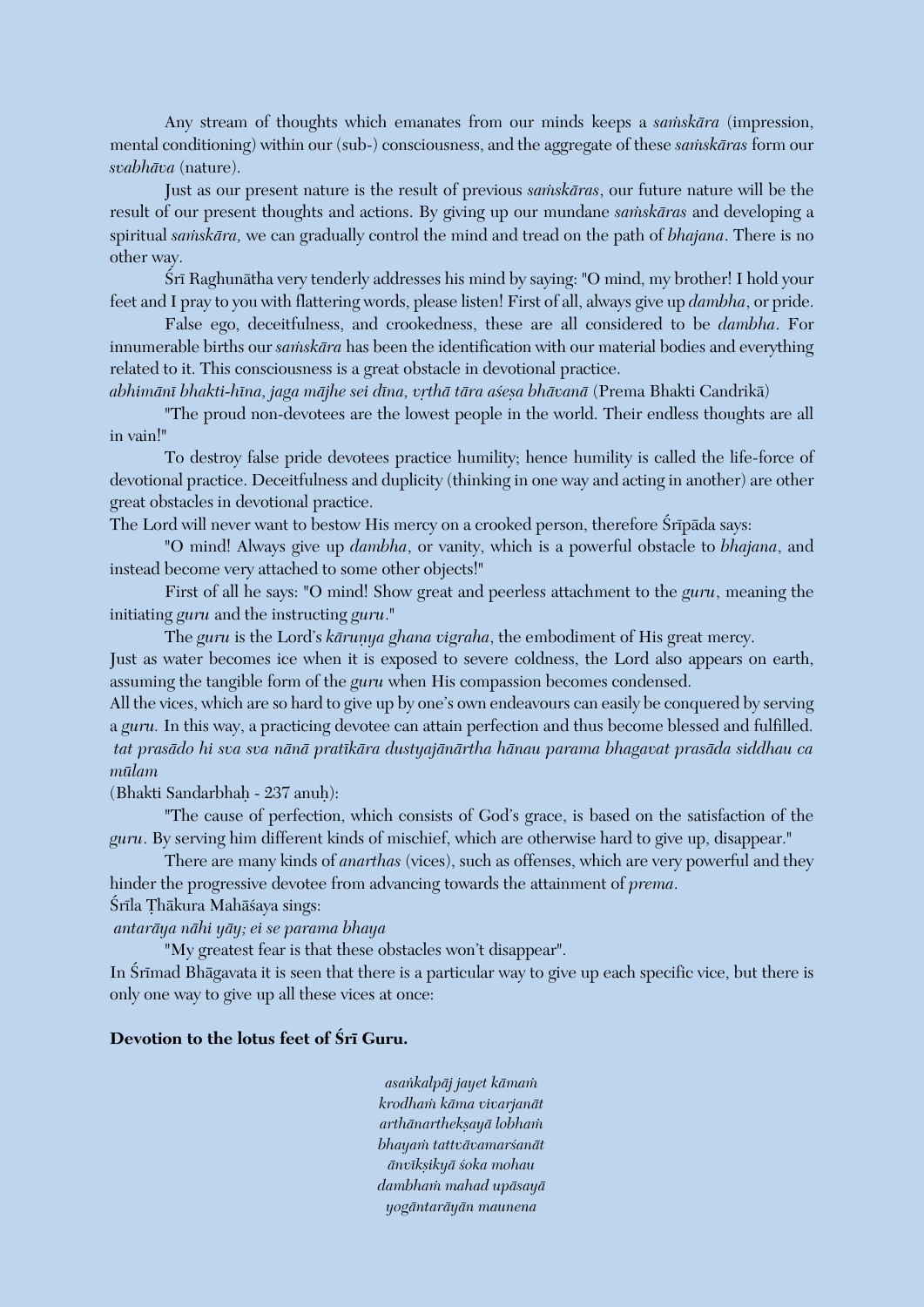Any stream of thoughts which emanates from our minds keeps a *saṁskāra* (impression, mental conditioning) within our (sub-) consciousness, and the aggregate of these *saṁskāras* form our *svabhāva* (nature).

Just as our present nature is the result of previous *saṁskāras*, our future nature will be the result of our present thoughts and actions. By giving up our mundane *saṁskāras* and developing a spiritual *saṁskāra,* we can gradually control the mind and tread on the path of *bhajana*. There is no other way.

Śrī Raghunātha very tenderly addresses his mind by saying: "O mind, my brother! I hold your feet and I pray to you with flattering words, please listen! First of all, always give up *dambha*, or pride.

False ego, deceitfulness, and crookedness, these are all considered to be *dambha*. For innumerable births our *saṁskāra* has been the identification with our material bodies and everything related to it. This consciousness is a great obstacle in devotional practice.

*abhimānī bhakti-hīna, jaga mājhe sei dīna, vṛthā tāra aśeṣa bhāvanā* (Prema Bhakti Candrikā)

"The proud non-devotees are the lowest people in the world. Their endless thoughts are all in vain!"

To destroy false pride devotees practice humility; hence humility is called the life-force of devotional practice. Deceitfulness and duplicity (thinking in one way and acting in another) are other great obstacles in devotional practice.

The Lord will never want to bestow His mercy on a crooked person, therefore Śrīpāda says:

"O mind! Always give up *dambha*, or vanity, which is a powerful obstacle to *bhajana*, and instead become very attached to some other objects!"

First of all he says: "O mind! Show great and peerless attachment to the *guru*, meaning the initiating *guru* and the instructing *guru*."

The *guru* is the Lord's *kāruṇya ghana vigraha*, the embodiment of His great mercy.

Just as water becomes ice when it is exposed to severe coldness, the Lord also appears on earth, assuming the tangible form of the *guru* when His compassion becomes condensed.

All the vices, which are so hard to give up by one's own endeavours can easily be conquered by serving a *guru.* In this way, a practicing devotee can attain perfection and thus become blessed and fulfilled.

*tat prasādo hi sva sva nānā pratīkāra dustyajānārtha hānau parama bhagavat prasāda siddhau ca mūlam*

(Bhakti Sandarbhaḥ - 237 anuḥ):

"The cause of perfection, which consists of God's grace, is based on the satisfaction of the *guru*. By serving him different kinds of mischief, which are otherwise hard to give up, disappear."

There are many kinds of *anarthas* (vices), such as offenses, which are very powerful and they hinder the progressive devotee from advancing towards the attainment of *prema*.

Śrīla Ṭhākura Mahāśaya sings:

*antarāya nāhi yāy; ei se parama bhaya*

"My greatest fear is that these obstacles won't disappear".

In Śrīmad Bhāgavata it is seen that there is a particular way to give up each specific vice, but there is only one way to give up all these vices at once:

**Devotion to the lotus feet of Śrī Guru.**

*asaṅkalpāj jayet kāmaṁ*
*krodhaṁ kāma vivarjanāt*
*arthānarthekṣayā lobhaṁ*
*bhayaṁ tattvāvamarśanāt*
*ānvīkṣikyā śoka mohau*
*dambhaṁ mahad upāsayā*
*yogāntarāyān maunena*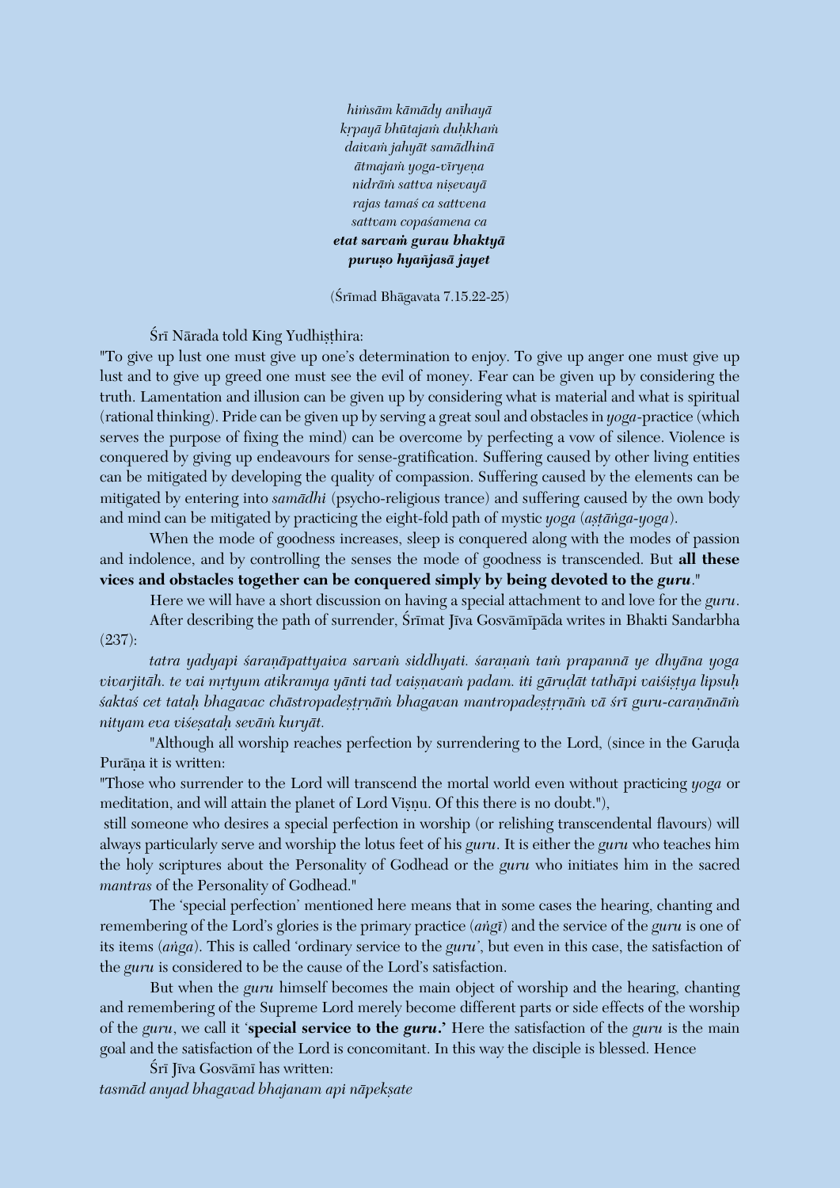*hiṁsāṁ kāmādy anīhayā*
*kṛpayā bhūtajaṁ duḥkhaṁ*
*daivaṁ jahyāt samādhinā*
*ātmajaṁ yoga-vīryeṇa*
*nidrāṁ sattva niṣevayā*
*rajas tamaś ca sattvena*
*sattvam copaśamena ca*
***etat sarvaṁ gurau bhaktyā***
***puruṣo hyañjasā jayet***

(Śrīmad Bhāgavata 7.15.22-25)

Śrī Nārada told King Yudhiṣṭhira:

"To give up lust one must give up one's determination to enjoy. To give up anger one must give up lust and to give up greed one must see the evil of money. Fear can be given up by considering the truth. Lamentation and illusion can be given up by considering what is material and what is spiritual (rational thinking). Pride can be given up by serving a great soul and obstacles in *yoga*-practice (which serves the purpose of fixing the mind) can be overcome by perfecting a vow of silence. Violence is conquered by giving up endeavours for sense-gratification. Suffering caused by other living entities can be mitigated by developing the quality of compassion. Suffering caused by the elements can be mitigated by entering into *samādhi* (psycho-religious trance) and suffering caused by the own body and mind can be mitigated by practicing the eight-fold path of mystic *yoga* (*aṣṭāṅga-yoga*).

When the mode of goodness increases, sleep is conquered along with the modes of passion and indolence, and by controlling the senses the mode of goodness is transcended. But **all these vices and obstacles together can be conquered simply by being devoted to the *guru*.**"

Here we will have a short discussion on having a special attachment to and love for the *guru*.

After describing the path of surrender, Śrīmat Jīva Gosvāmīpāda writes in Bhakti Sandarbha (237):

*tatra yadyapi śaraṇāpattyaiva sarvaṁ siddhyati. śaraṇaṁ taṁ prapannā ye dhyāna yoga vivarjitāḥ. te vai mṛtyum atikramya yānti tad vaiṣṇavaṁ padam. iti gāruḍāt tathāpi vaiśiṣṭya lipsuḥ śaktaś cet tataḥ bhagavac chāstropadeṣṭṝṇāṁ bhagavan mantropadeṣṭṝṇāṁ vā śrī guru-caraṇānāṁ nityam eva viśeṣataḥ sevāṁ kuryāt.*

"Although all worship reaches perfection by surrendering to the Lord, (since in the Garuḍa Purāṇa it is written:

"Those who surrender to the Lord will transcend the mortal world even without practicing *yoga* or meditation, and will attain the planet of Lord Viṣṇu. Of this there is no doubt."),

still someone who desires a special perfection in worship (or relishing transcendental flavours) will always particularly serve and worship the lotus feet of his *guru*. It is either the *guru* who teaches him the holy scriptures about the Personality of Godhead or the *guru* who initiates him in the sacred *mantras* of the Personality of Godhead."

The 'special perfection' mentioned here means that in some cases the hearing, chanting and remembering of the Lord's glories is the primary practice (*aṅgī*) and the service of the *guru* is one of its items (*aṅga*). This is called 'ordinary service to the *guru*', but even in this case, the satisfaction of the *guru* is considered to be the cause of the Lord's satisfaction.

But when the *guru* himself becomes the main object of worship and the hearing, chanting and remembering of the Supreme Lord merely become different parts or side effects of the worship of the *guru*, we call it '**special service to the *guru*.**' Here the satisfaction of the *guru* is the main goal and the satisfaction of the Lord is concomitant. In this way the disciple is blessed. Hence

Śrī Jīva Gosvāmī has written:

*tasmād anyad bhagavad bhajanam api nāpekṣate*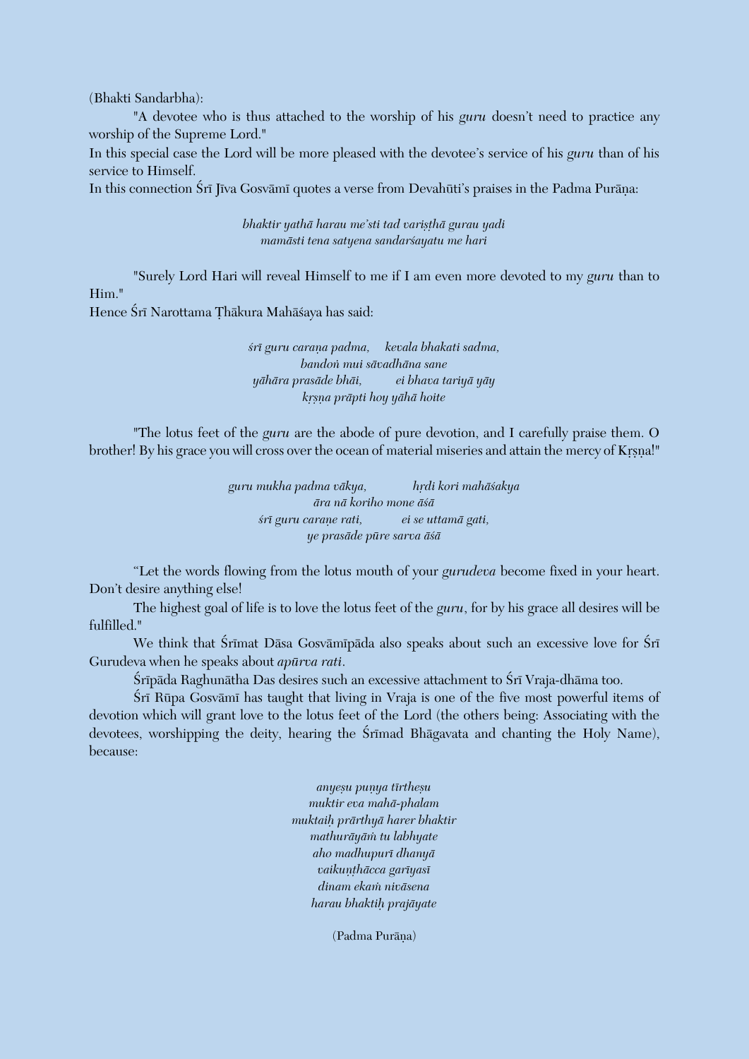(Bhakti Sandarbha):

"A devotee who is thus attached to the worship of his *guru* doesn't need to practice any worship of the Supreme Lord."

In this special case the Lord will be more pleased with the devotee's service of his *guru* than of his service to Himself.

In this connection Śrī Jīva Gosvāmī quotes a verse from Devahūti's praises in the Padma Purāṇa:

*bhaktir yathā harau me'sti tad variṣṭhā gurau yadi*
*mamāsti tena satyena sandarśayatu me hari*

"Surely Lord Hari will reveal Himself to me if I am even more devoted to my *guru* than to Him."

Hence Śrī Narottama Ṭhākura Mahāśaya has said:

*śrī guru caraṇa padma, kevala bhakati sadma,*
*bandoṅ mui sāvadhāna sane*
*yāhāra prasāde bhāi, ei bhava tariyā yāy*
*kṛṣṇa prāpti hoy yāhā hoite*

"The lotus feet of the *guru* are the abode of pure devotion, and I carefully praise them. O brother! By his grace you will cross over the ocean of material miseries and attain the mercy of Kṛṣṇa!"

*guru mukha padma vākya, hṛdi kori mahāśakya*
*āra nā koriho mone āśā*
*śrī guru caraṇe rati, ei se uttamā gati,*
*ye prasāde pūre sarva āśā*

"Let the words flowing from the lotus mouth of your *gurudeva* become fixed in your heart. Don't desire anything else!

The highest goal of life is to love the lotus feet of the *guru*, for by his grace all desires will be fulfilled."

We think that Śrīmat Dāsa Gosvāmīpāda also speaks about such an excessive love for Śrī Gurudeva when he speaks about *apūrva rati*.

Śrīpāda Raghunātha Das desires such an excessive attachment to Śrī Vraja-dhāma too.

Śrī Rūpa Gosvāmī has taught that living in Vraja is one of the five most powerful items of devotion which will grant love to the lotus feet of the Lord (the others being: Associating with the devotees, worshipping the deity, hearing the Śrīmad Bhāgavata and chanting the Holy Name), because:

*anyeṣu puṇya tīrtheṣu*
*muktir eva mahā-phalam*
*muktaiḥ prārthyā harer bhaktir*
*mathurāyāṁ tu labhyate*
*aho madhupurī dhanyā*
*vaikuṇṭhācca garīyasī*
*dinam ekaṁ nivāsena*
*harau bhaktiḥ prajāyate*

(Padma Purāṇa)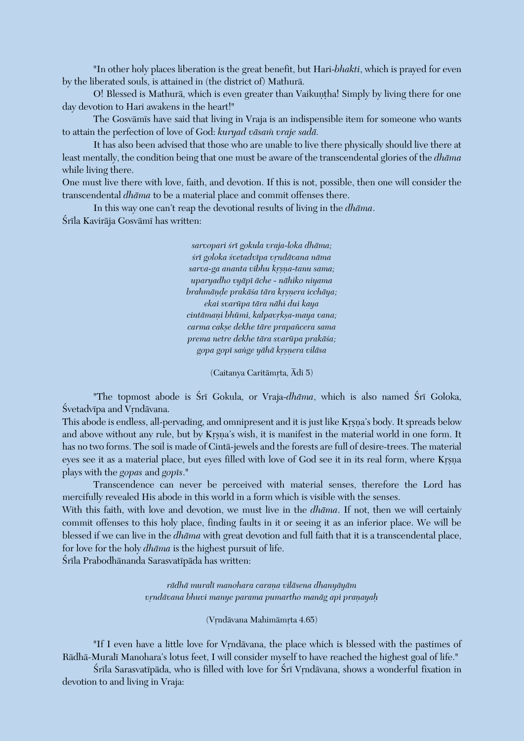"In other holy places liberation is the great benefit, but Hari-*bhakti*, which is prayed for even by the liberated souls, is attained in (the district of) Mathurā.

O! Blessed is Mathurā, which is even greater than Vaikuṇṭha! Simply by living there for one day devotion to Hari awakens in the heart!"

The Gosvāmīs have said that living in Vraja is an indispensible item for someone who wants to attain the perfection of love of God: *kuryad vāsaṁ vraje sadā.*

It has also been advised that those who are unable to live there physically should live there at least mentally, the condition being that one must be aware of the transcendental glories of the *dhāma* while living there.

One must live there with love, faith, and devotion. If this is not, possible, then one will consider the transcendental *dhāma* to be a material place and commit offenses there.

In this way one can't reap the devotional results of living in the *dhāma*.

Śrīla Kavirāja Gosvāmī has written:

*sarvopari śrī gokula vraja-loka dhāma;*
*śrī goloka śvetadvīpa vṛndāvana nāma*
*sarva-ga ananta vibhu kṛṣṇa-tanu sama;*
*uparyadho vyāpī āche - nāhiko niyama*
*brahmāṇḍe prakāśa tāra kṛṣṇera icchāya;*
*ekai svarūpa tāra nāhi dui kaya*
*cintāmaṇi bhūmi, kalpavṛkṣa-maya vana;*
*carma cakṣe dekhe tāre prapañcera sama*
*prema netre dekhe tāra svarūpa prakāśa;*
*gopa gopī saṅge yāhā kṛṣṇera vilāsa*

(Caitanya Caritāmṛta, Ādi 5)

"The topmost abode is Śrī Gokula, or Vraja-*dhāma*, which is also named Śrī Goloka, Śvetadvīpa and Vṛndāvana.

This abode is endless, all-pervading, and omnipresent and it is just like Kṛṣṇa's body. It spreads below and above without any rule, but by Kṛṣṇa's wish, it is manifest in the material world in one form. It has no two forms. The soil is made of Cintā-jewels and the forests are full of desire-trees. The material eyes see it as a material place, but eyes filled with love of God see it in its real form, where Kṛṣṇa plays with the *gopas* and *gopīs*."

Transcendence can never be perceived with material senses, therefore the Lord has mercifully revealed His abode in this world in a form which is visible with the senses.

With this faith, with love and devotion, we must live in the *dhāma*. If not, then we will certainly commit offenses to this holy place, finding faults in it or seeing it as an inferior place. We will be blessed if we can live in the *dhāma* with great devotion and full faith that it is a transcendental place, for love for the holy *dhāma* is the highest pursuit of life.

Śrīla Prabodhānanda Sarasvatīpāda has written:

*rādhā muralī manohara caraṇa vilāsena dhanyāyām*
*vṛndāvana bhuvi manye parama pumartho manāg api praṇayaḥ*

(Vṛndāvana Mahimāmṛta 4.65)

"If I even have a little love for Vṛndāvana, the place which is blessed with the pastimes of Rādhā-Muralī Manohara's lotus feet, I will consider myself to have reached the highest goal of life."

Śrīla Sarasvatīpāda, who is filled with love for Śrī Vṛndāvana, shows a wonderful fixation in devotion to and living in Vraja: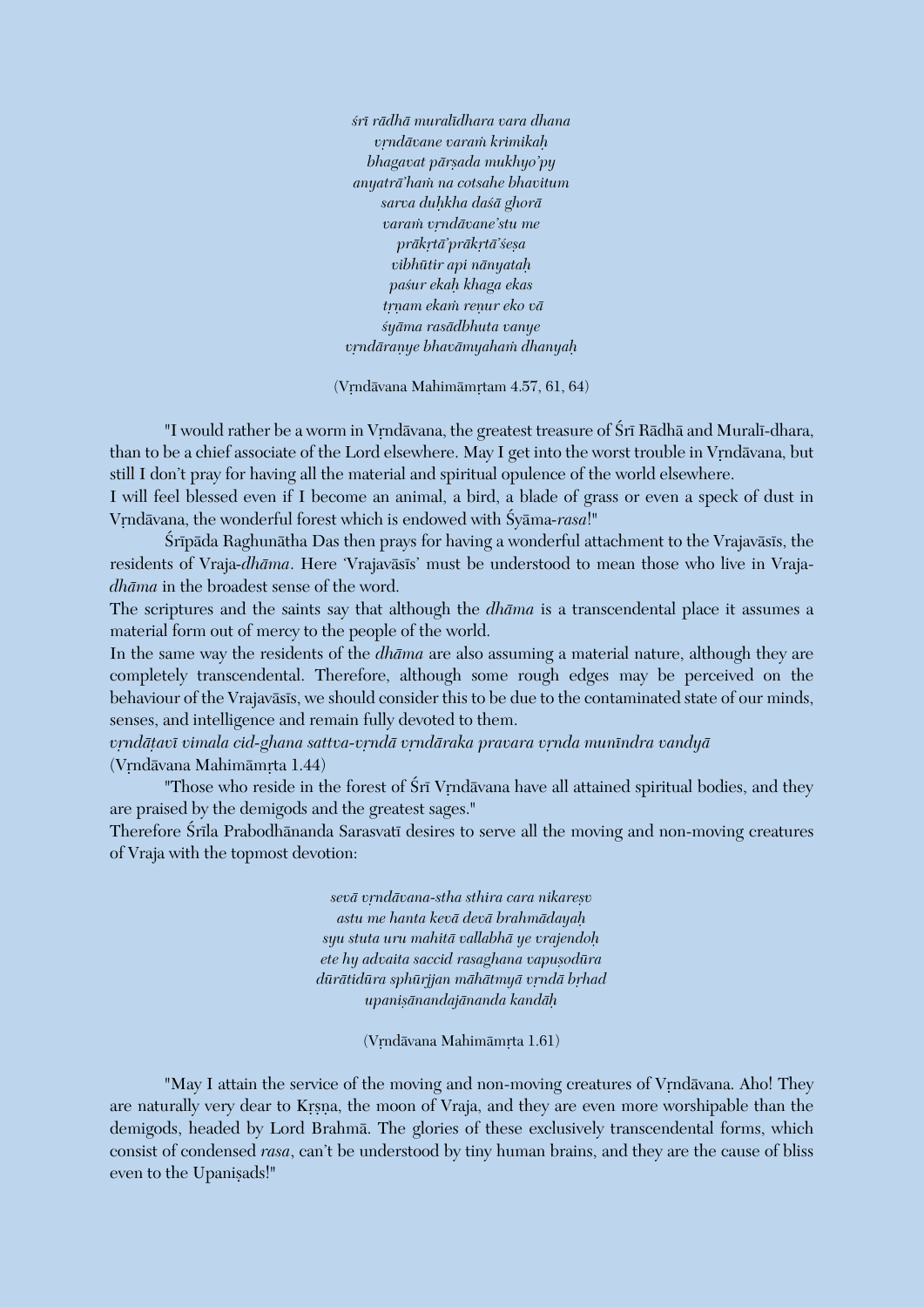*śrī rādhā muralīdhara vara dhana*
*vṛndāvane varaṁ krimikaḥ*
*bhagavat pārṣada mukhyo'py*
*anyatrā'haṁ na cotsahe bhavitum*
*sarva duḥkha daśā ghorā*
*varaṁ vṛndāvane'stu me*
*prākṛtā'prākṛtā'śeṣa*
*vibhūtir api nānyataḥ*
*paśur ekaḥ khaga ekas*
*tṛṇam ekaṁ reṇur eko vā*
*śyāma rasādbhuta vanye*
*vṛndāraṇye bhavāmyahaṁ dhanyaḥ*

(Vṛndāvana Mahimāmṛtam 4.57, 61, 64)

"I would rather be a worm in Vṛndāvana, the greatest treasure of Śrī Rādhā and Muralī-dhara, than to be a chief associate of the Lord elsewhere. May I get into the worst trouble in Vṛndāvana, but still I don't pray for having all the material and spiritual opulence of the world elsewhere.
I will feel blessed even if I become an animal, a bird, a blade of grass or even a speck of dust in Vṛndāvana, the wonderful forest which is endowed with Śyāma-*rasa*!"

Śrīpāda Raghunātha Das then prays for having a wonderful attachment to the Vrajavāsīs, the residents of Vraja-*dhāma*. Here 'Vrajavāsīs' must be understood to mean those who live in Vraja-*dhāma* in the broadest sense of the word.
The scriptures and the saints say that although the *dhāma* is a transcendental place it assumes a material form out of mercy to the people of the world.
In the same way the residents of the *dhāma* are also assuming a material nature, although they are completely transcendental. Therefore, although some rough edges may be perceived on the behaviour of the Vrajavāsīs, we should consider this to be due to the contaminated state of our minds, senses, and intelligence and remain fully devoted to them.
*vṛndāṭavī vimala cid-ghana sattva-vṛndā vṛndāraka pravara vṛnda munīndra vandyā*
(Vṛndāvana Mahimāmṛta 1.44)

"Those who reside in the forest of Śrī Vṛndāvana have all attained spiritual bodies, and they are praised by the demigods and the greatest sages."
Therefore Śrīla Prabodhānanda Sarasvatī desires to serve all the moving and non-moving creatures of Vraja with the topmost devotion:

*sevā vṛndāvana-stha sthira cara nikareṣv*
*astu me hanta kevā devā brahmādayaḥ*
*syu stuta uru mahitā vallabhā ye vrajendoḥ*
*ete hy advaita saccid rasaghana vapuṣodūra*
*dūrātidūra sphūrjjan māhātmyā vṛndā bṛhad*
*upaniṣānandajānanda kandāḥ*

(Vṛndāvana Mahimāmṛta 1.61)

"May I attain the service of the moving and non-moving creatures of Vṛndāvana. Aho! They are naturally very dear to Kṛṣṇa, the moon of Vraja, and they are even more worshipable than the demigods, headed by Lord Brahmā. The glories of these exclusively transcendental forms, which consist of condensed *rasa*, can't be understood by tiny human brains, and they are the cause of bliss even to the Upaniṣads!"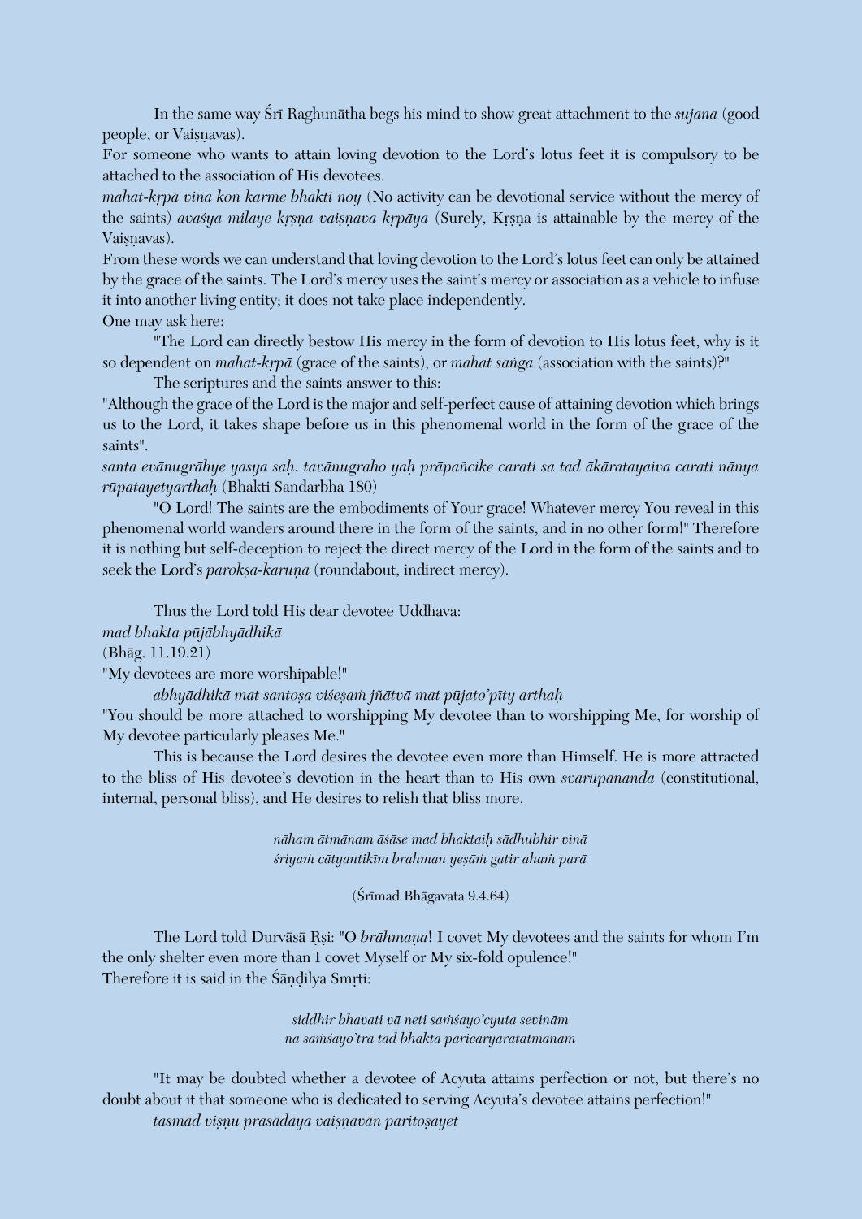In the same way Śrī Raghunātha begs his mind to show great attachment to the *sujana* (good people, or Vaiṣṇavas).

For someone who wants to attain loving devotion to the Lord's lotus feet it is compulsory to be attached to the association of His devotees.

*mahat-kṛpā vinā kon karme bhakti noy* (No activity can be devotional service without the mercy of the saints) *avaśya milaye kṛṣṇa vaiṣṇava kṛpāya* (Surely, Kṛṣṇa is attainable by the mercy of the Vaiṣṇavas).

From these words we can understand that loving devotion to the Lord's lotus feet can only be attained by the grace of the saints. The Lord's mercy uses the saint's mercy or association as a vehicle to infuse it into another living entity; it does not take place independently.

One may ask here:

"The Lord can directly bestow His mercy in the form of devotion to His lotus feet, why is it so dependent on *mahat-kṛpā* (grace of the saints), or *mahat saṅga* (association with the saints)?"

The scriptures and the saints answer to this:

"Although the grace of the Lord is the major and self-perfect cause of attaining devotion which brings us to the Lord, it takes shape before us in this phenomenal world in the form of the grace of the saints".

*santa evānugrāhye yasya saḥ. tavānugraho yaḥ prāpañcike carati sa tad ākāratayaiva carati nānya rūpatayetyarthaḥ* (Bhakti Sandarbha 180)

"O Lord! The saints are the embodiments of Your grace! Whatever mercy You reveal in this phenomenal world wanders around there in the form of the saints, and in no other form!" Therefore it is nothing but self-deception to reject the direct mercy of the Lord in the form of the saints and to seek the Lord's *parokṣa-karuṇā* (roundabout, indirect mercy).

Thus the Lord told His dear devotee Uddhava:

*mad bhakta pūjābhyādhikā*

(Bhāg. 11.19.21)

"My devotees are more worshipable!"

*abhyādhikā mat santoṣa viśeṣaṁ jñātvā mat pūjato'pīty arthaḥ*

"You should be more attached to worshipping My devotee than to worshipping Me, for worship of My devotee particularly pleases Me."

This is because the Lord desires the devotee even more than Himself. He is more attracted to the bliss of His devotee's devotion in the heart than to His own *svarūpānanda* (constitutional, internal, personal bliss), and He desires to relish that bliss more.

*nāham ātmānam āśāse mad bhaktaiḥ sādhubhir vinā*
*śriyaṁ cātyantikīm brahman yeṣāṁ gatir ahaṁ parā*

(Śrīmad Bhāgavata 9.4.64)

The Lord told Durvāsā Ṛṣi: "O *brāhmaṇa*! I covet My devotees and the saints for whom I'm the only shelter even more than I covet Myself or My six-fold opulence!"

Therefore it is said in the Śāṇḍilya Smṛti:

*siddhir bhavati vā neti saṁśayo'cyuta sevinām*
*na saṁśayo'tra tad bhakta paricaryāratātmanām*

"It may be doubted whether a devotee of Acyuta attains perfection or not, but there's no doubt about it that someone who is dedicated to serving Acyuta's devotee attains perfection!"

*tasmād viṣṇu prasādāya vaiṣṇavān paritoṣayet*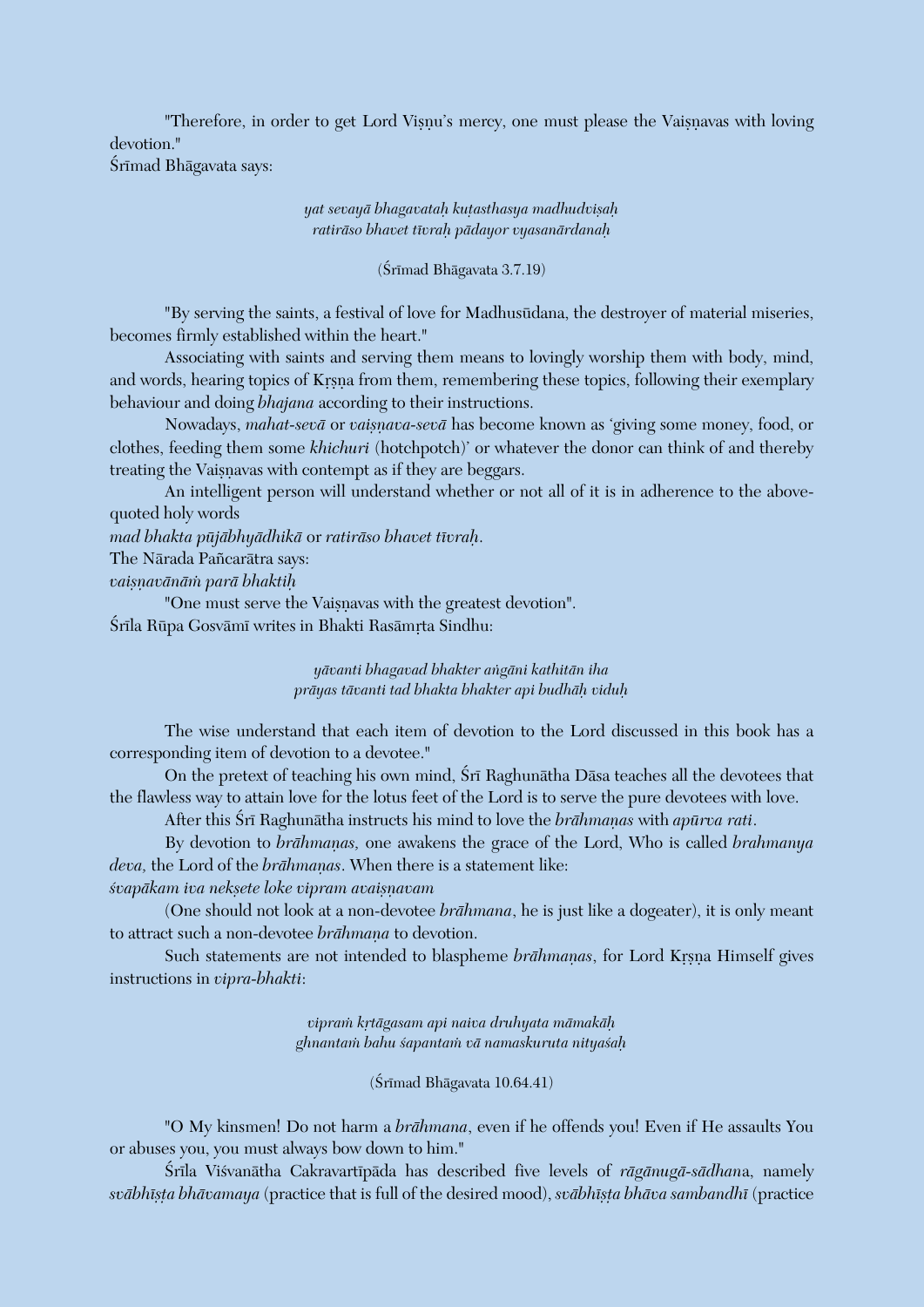"Therefore, in order to get Lord Viṣṇu's mercy, one must please the Vaiṣṇavas with loving devotion."

Śrīmad Bhāgavata says:

*yat sevayā bhagavataḥ kuṭasthasya madhudviṣaḥ*
*ratirāso bhavet tīvraḥ pādayor vyasanārdanaḥ*

(Śrīmad Bhāgavata 3.7.19)

"By serving the saints, a festival of love for Madhusūdana, the destroyer of material miseries, becomes firmly established within the heart."

Associating with saints and serving them means to lovingly worship them with body, mind, and words, hearing topics of Kṛṣṇa from them, remembering these topics, following their exemplary behaviour and doing *bhajana* according to their instructions.

Nowadays, *mahat-sevā* or *vaiṣṇava-sevā* has become known as 'giving some money, food, or clothes, feeding them some *khichuri* (hotchpotch)' or whatever the donor can think of and thereby treating the Vaiṣṇavas with contempt as if they are beggars.

An intelligent person will understand whether or not all of it is in adherence to the above-quoted holy words

*mad bhakta pūjābhyādhikā* or *ratirāso bhavet tīvraḥ*.

The Nārada Pañcarātra says:

*vaiṣṇavānāṁ parā bhaktiḥ*

"One must serve the Vaiṣṇavas with the greatest devotion".

Śrīla Rūpa Gosvāmī writes in Bhakti Rasāmṛta Sindhu:

*yāvanti bhagavad bhakter aṅgāni kathitān iha*
*prāyas tāvanti tad bhakta bhakter api budhāḥ viduḥ*

The wise understand that each item of devotion to the Lord discussed in this book has a corresponding item of devotion to a devotee."

On the pretext of teaching his own mind, Śrī Raghunātha Dāsa teaches all the devotees that the flawless way to attain love for the lotus feet of the Lord is to serve the pure devotees with love.

After this Śrī Raghunātha instructs his mind to love the *brāhmaṇas* with *apūrva rati*.

By devotion to *brāhmaṇas,* one awakens the grace of the Lord, Who is called *brahmanya deva,* the Lord of the *brāhmaṇas*. When there is a statement like:

*śvapākam iva nekṣete loke vipram avaiṣṇavam*

(One should not look at a non-devotee *brāhmana*, he is just like a dogeater), it is only meant to attract such a non-devotee *brāhmaṇa* to devotion.

Such statements are not intended to blaspheme *brāhmaṇas*, for Lord Kṛṣṇa Himself gives instructions in *vipra-bhakti*:

*vipraṁ kṛtāgasam api naiva druhyata māmakāḥ*
*ghnantaṁ bahu śapantaṁ vā namaskuruta nityaśaḥ*

(Śrīmad Bhāgavata 10.64.41)

"O My kinsmen! Do not harm a *brāhmana*, even if he offends you! Even if He assaults You or abuses you, you must always bow down to him."

Śrīla Viśvanātha Cakravartīpāda has described five levels of *rāgānugā-sādhan*a, namely *svābhīṣṭa bhāvamaya* (practice that is full of the desired mood), *svābhīṣṭa bhāva sambandhī* (practice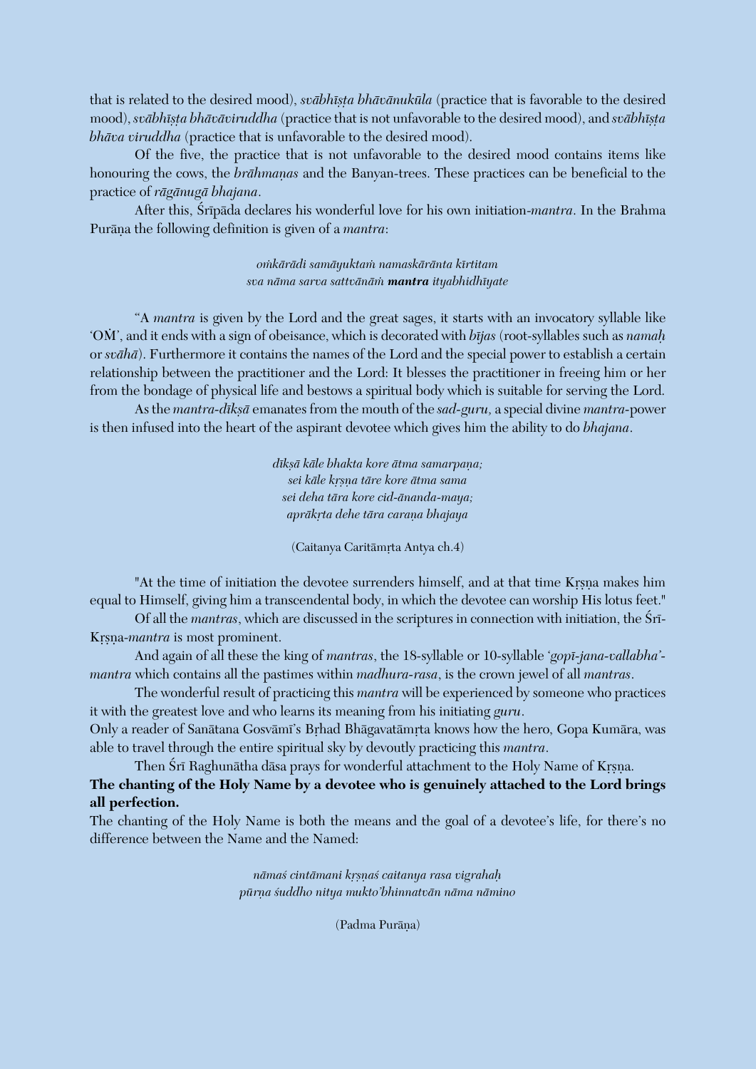that is related to the desired mood), *svābhīṣṭa bhāvānukūla* (practice that is favorable to the desired mood), *svābhīṣṭa bhāvāviruddha* (practice that is not unfavorable to the desired mood), and *svābhīṣṭa bhāva viruddha* (practice that is unfavorable to the desired mood).

Of the five, the practice that is not unfavorable to the desired mood contains items like honouring the cows, the *brāhmaṇas* and the Banyan-trees. These practices can be beneficial to the practice of *rāgānugā bhajana*.

After this, Śrīpāda declares his wonderful love for his own initiation-*mantra*. In the Brahma Purāṇa the following definition is given of a *mantra*:

*oṁkārādi samāyuktaṁ namaskārānta kīrtitam*
*sva nāma sarva sattvānāṁ* ***mantra*** *ityabhidhīyate*

"A *mantra* is given by the Lord and the great sages, it starts with an invocatory syllable like 'OṀ', and it ends with a sign of obeisance, which is decorated with *bījas* (root-syllables such as *namaḥ* or *svāhā*). Furthermore it contains the names of the Lord and the special power to establish a certain relationship between the practitioner and the Lord: It blesses the practitioner in freeing him or her from the bondage of physical life and bestows a spiritual body which is suitable for serving the Lord.

As the *mantra-dīkṣā* emanates from the mouth of the *sad-guru,* a special divine *mantra*-power is then infused into the heart of the aspirant devotee which gives him the ability to do *bhajana*.

*dīkṣā kāle bhakta kore ātma samarpaṇa;*
*sei kāle kṛṣṇa tāre kore ātma sama*
*sei deha tāra kore cid-ānanda-maya;*
*aprākṛta dehe tāra caraṇa bhajaya*

(Caitanya Caritāmṛta Antya ch.4)

"At the time of initiation the devotee surrenders himself, and at that time Kṛṣṇa makes him equal to Himself, giving him a transcendental body, in which the devotee can worship His lotus feet."

Of all the *mantras*, which are discussed in the scriptures in connection with initiation, the Śrī-Kṛṣṇa-*mantra* is most prominent.

And again of all these the king of *mantras*, the 18-syllable or 10-syllable '*gopī-jana-vallabha*'-*mantra* which contains all the pastimes within *madhura-rasa*, is the crown jewel of all *mantras*.

The wonderful result of practicing this *mantra* will be experienced by someone who practices it with the greatest love and who learns its meaning from his initiating *guru*.
Only a reader of Sanātana Gosvāmī's Bṛhad Bhāgavatāmṛta knows how the hero, Gopa Kumāra, was able to travel through the entire spiritual sky by devoutly practicing this *mantra*.

Then Śrī Raghunātha dāsa prays for wonderful attachment to the Holy Name of Kṛṣṇa.

**The chanting of the Holy Name by a devotee who is genuinely attached to the Lord brings all perfection.**

The chanting of the Holy Name is both the means and the goal of a devotee's life, for there's no difference between the Name and the Named:

*nāmaś cintāmani kṛṣṇaś caitanya rasa vigrahaḥ*
*pūrṇa śuddho nitya mukto'bhinnatvān nāma nāmino*

(Padma Purāṇa)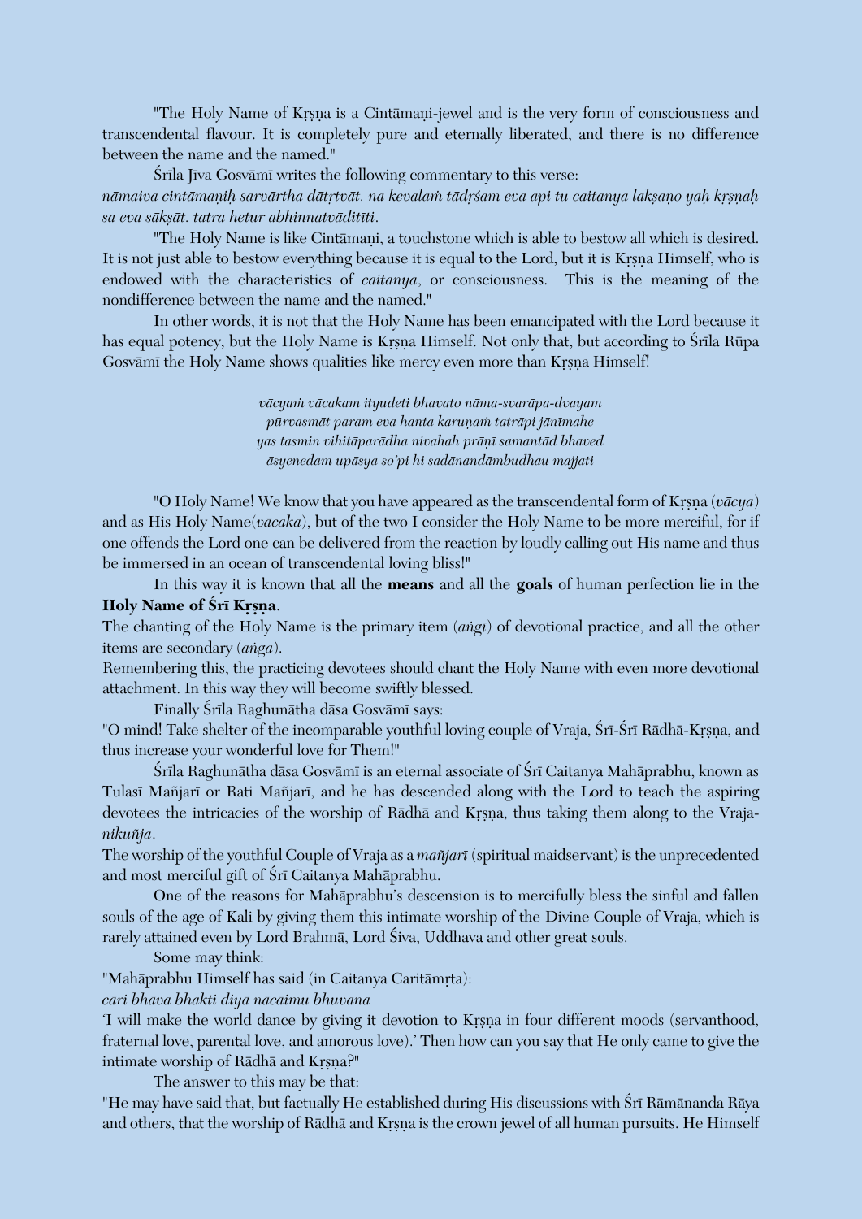"The Holy Name of Kṛṣṇa is a Cintāmaṇi-jewel and is the very form of consciousness and transcendental flavour. It is completely pure and eternally liberated, and there is no difference between the name and the named."

Śrīla Jīva Gosvāmī writes the following commentary to this verse:

*nāmaiva cintāmaṇiḥ sarvārtha dātṛtvāt. na kevalaṁ tādṛśam eva api tu caitanya lakṣaṇo yaḥ kṛṣṇaḥ sa eva sākṣāt. tatra hetur abhinnatvāditīti.*

"The Holy Name is like Cintāmaṇi, a touchstone which is able to bestow all which is desired. It is not just able to bestow everything because it is equal to the Lord, but it is Kṛṣṇa Himself, who is endowed with the characteristics of *caitanya*, or consciousness. This is the meaning of the nondifference between the name and the named."

In other words, it is not that the Holy Name has been emancipated with the Lord because it has equal potency, but the Holy Name is Kṛṣṇa Himself. Not only that, but according to Śrīla Rūpa Gosvāmī the Holy Name shows qualities like mercy even more than Kṛṣṇa Himself!

*vācyaṁ vācakam ityudeti bhavato nāma-svarūpa-dvayam*
*pūrvasmāt param eva hanta karuṇaṁ tatrāpi jānīmahe*
*yas tasmin vihitāparādha nivahah prāṇī samantād bhaved*
*āsyenedam upāsya so'pi hi sadānandāmbudhau majjati*

"O Holy Name! We know that you have appeared as the transcendental form of Kṛṣṇa (*vācya*) and as His Holy Name(*vācaka*), but of the two I consider the Holy Name to be more merciful, for if one offends the Lord one can be delivered from the reaction by loudly calling out His name and thus be immersed in an ocean of transcendental loving bliss!"

In this way it is known that all the **means** and all the **goals** of human perfection lie in the **Holy Name of Śrī Kṛṣṇa**.

The chanting of the Holy Name is the primary item (*aṅgī*) of devotional practice, and all the other items are secondary (*aṅga*).

Remembering this, the practicing devotees should chant the Holy Name with even more devotional attachment. In this way they will become swiftly blessed.

Finally Śrīla Raghunātha dāsa Gosvāmī says:

"O mind! Take shelter of the incomparable youthful loving couple of Vraja, Śrī-Śrī Rādhā-Kṛṣṇa, and thus increase your wonderful love for Them!"

Śrīla Raghunātha dāsa Gosvāmī is an eternal associate of Śrī Caitanya Mahāprabhu, known as Tulasī Mañjarī or Rati Mañjarī, and he has descended along with the Lord to teach the aspiring devotees the intricacies of the worship of Rādhā and Kṛṣṇa, thus taking them along to the Vraja-*nikuñja*.

The worship of the youthful Couple of Vraja as a *mañjarī* (spiritual maidservant) is the unprecedented and most merciful gift of Śrī Caitanya Mahāprabhu.

One of the reasons for Mahāprabhu's descension is to mercifully bless the sinful and fallen souls of the age of Kali by giving them this intimate worship of the Divine Couple of Vraja, which is rarely attained even by Lord Brahmā, Lord Śiva, Uddhava and other great souls.

Some may think:

"Mahāprabhu Himself has said (in Caitanya Caritāmṛta):

*cāri bhāva bhakti diyā nācāimu bhuvana*

'I will make the world dance by giving it devotion to Kṛṣṇa in four different moods (servanthood, fraternal love, parental love, and amorous love).' Then how can you say that He only came to give the intimate worship of Rādhā and Kṛṣṇa?"

The answer to this may be that:

"He may have said that, but factually He established during His discussions with Śrī Rāmānanda Rāya and others, that the worship of Rādhā and Kṛṣṇa is the crown jewel of all human pursuits. He Himself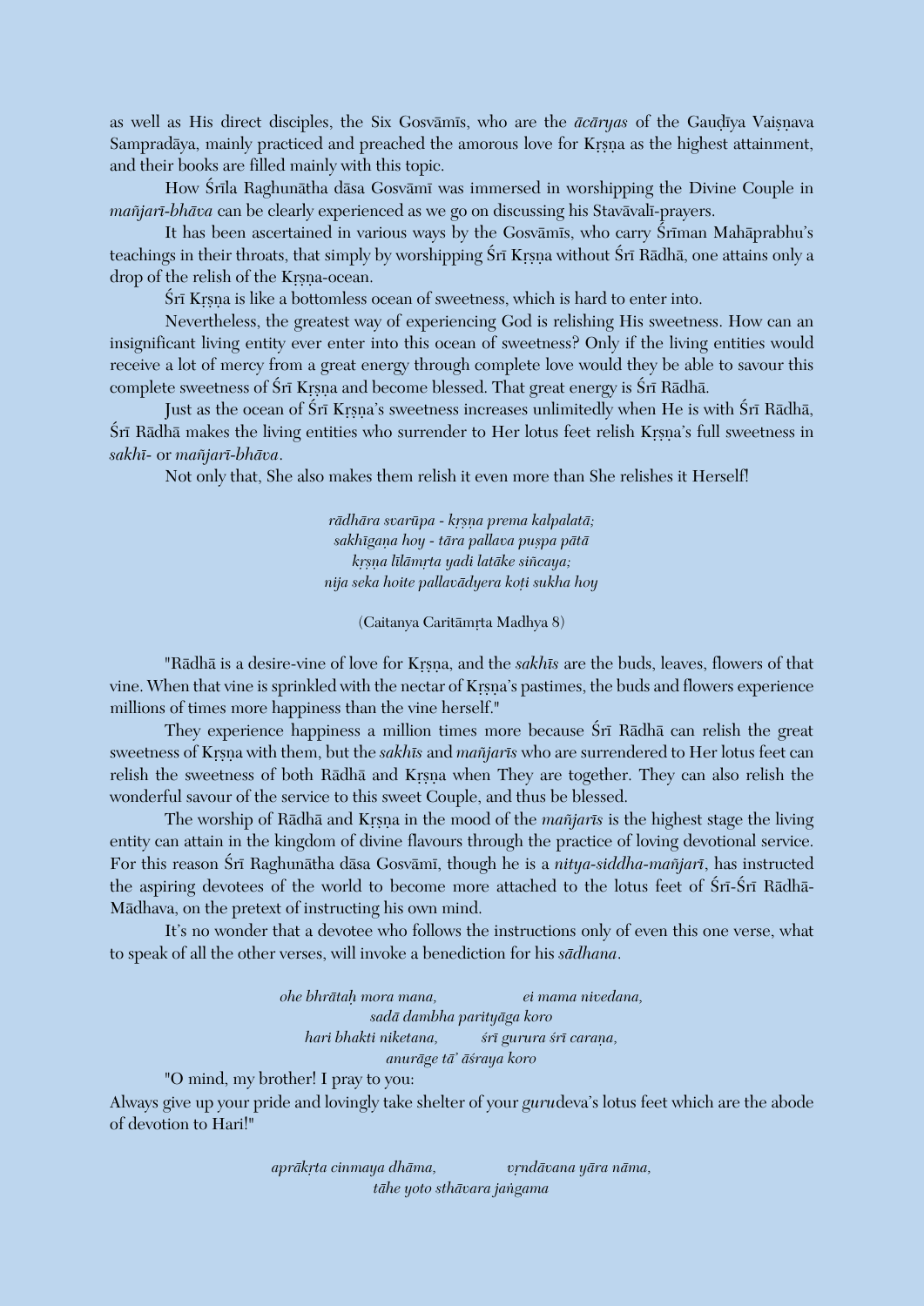as well as His direct disciples, the Six Gosvāmīs, who are the *ācāryas* of the Gauḍīya Vaiṣṇava Sampradāya, mainly practiced and preached the amorous love for Kṛṣṇa as the highest attainment, and their books are filled mainly with this topic.

How Śrīla Raghunātha dāsa Gosvāmī was immersed in worshipping the Divine Couple in *mañjarī-bhāva* can be clearly experienced as we go on discussing his Stavāvalī-prayers.

It has been ascertained in various ways by the Gosvāmīs, who carry Śrīman Mahāprabhu's teachings in their throats, that simply by worshipping Śrī Kṛṣṇa without Śrī Rādhā, one attains only a drop of the relish of the Kṛṣṇa-ocean.

Śrī Kṛṣṇa is like a bottomless ocean of sweetness, which is hard to enter into.

Nevertheless, the greatest way of experiencing God is relishing His sweetness. How can an insignificant living entity ever enter into this ocean of sweetness? Only if the living entities would receive a lot of mercy from a great energy through complete love would they be able to savour this complete sweetness of Śrī Kṛṣṇa and become blessed. That great energy is Śrī Rādhā.

Just as the ocean of Śrī Kṛṣṇa's sweetness increases unlimitedly when He is with Śrī Rādhā, Śrī Rādhā makes the living entities who surrender to Her lotus feet relish Kṛṣṇa's full sweetness in *sakhī-* or *mañjarī-bhāva*.

Not only that, She also makes them relish it even more than She relishes it Herself!

*rādhāra svarūpa - kṛṣṇa prema kalpalatā;*
*sakhīgaṇa hoy - tāra pallava puṣpa pātā*
*kṛṣṇa līlāmṛta yadi latāke siñcaya;*
*nija seka hoite pallavādyera koṭi sukha hoy*

(Caitanya Caritāmṛta Madhya 8)

"Rādhā is a desire-vine of love for Kṛṣṇa, and the *sakhīs* are the buds, leaves, flowers of that vine. When that vine is sprinkled with the nectar of Kṛṣṇa's pastimes, the buds and flowers experience millions of times more happiness than the vine herself."

They experience happiness a million times more because Śrī Rādhā can relish the great sweetness of Kṛṣṇa with them, but the *sakhīs* and *mañjarīs* who are surrendered to Her lotus feet can relish the sweetness of both Rādhā and Kṛṣṇa when They are together. They can also relish the wonderful savour of the service to this sweet Couple, and thus be blessed.

The worship of Rādhā and Kṛṣṇa in the mood of the *mañjarīs* is the highest stage the living entity can attain in the kingdom of divine flavours through the practice of loving devotional service. For this reason Śrī Raghunātha dāsa Gosvāmī, though he is a *nitya-siddha-mañjarī*, has instructed the aspiring devotees of the world to become more attached to the lotus feet of Śrī-Śrī Rādhā-Mādhava, on the pretext of instructing his own mind.

It's no wonder that a devotee who follows the instructions only of even this one verse, what to speak of all the other verses, will invoke a benediction for his *sādhana*.

*ohe bhrātaḥ mora mana, ei mama nivedana,*
*sadā dambha parityāga koro*
*hari bhakti niketana, śrī gurura śrī caraṇa,*
*anurāge tā' āśraya koro*

"O mind, my brother! I pray to you:
Always give up your pride and lovingly take shelter of your *guru*deva's lotus feet which are the abode of devotion to Hari!"

*aprākṛta cinmaya dhāma, vṛndāvana yāra nāma,*
*tāhe yoto sthāvara jaṅgama*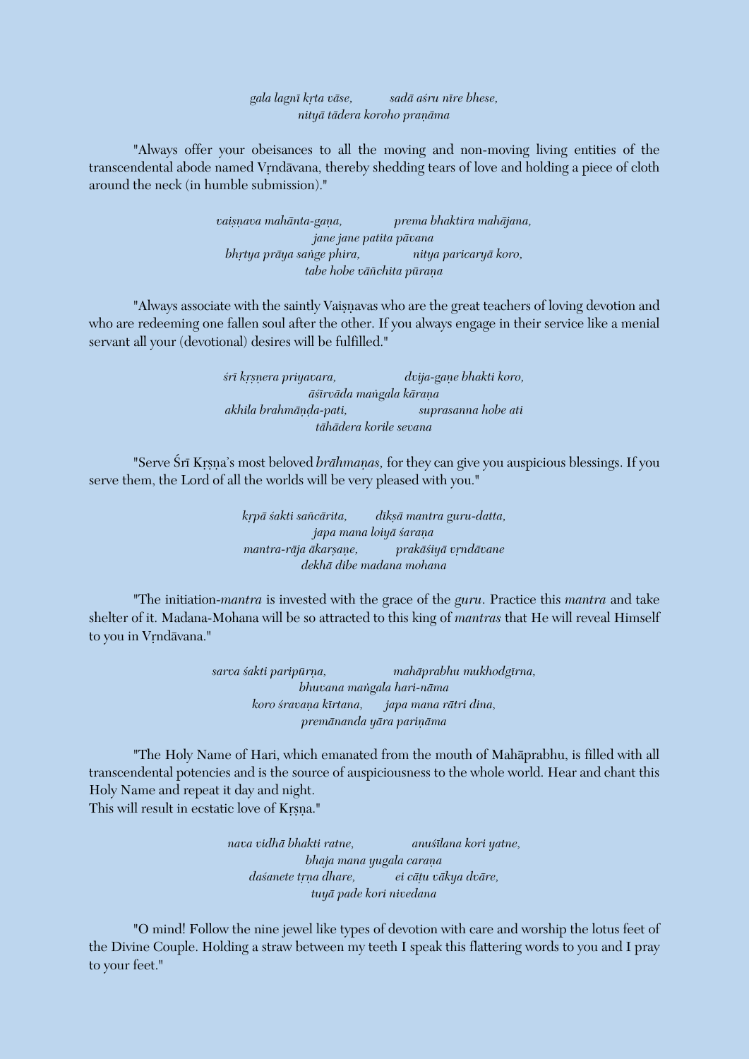*gala lagnī kṛta vāse, sadā aśru nīre bhese,*
*nityā tādera koroho praṇāma*

"Always offer your obeisances to all the moving and non-moving living entities of the transcendental abode named Vṛndāvana, thereby shedding tears of love and holding a piece of cloth around the neck (in humble submission)."

*vaiṣṇava mahānta-gaṇa, prema bhaktira mahājana,*
*jane jane patita pāvana*
*bhṛtya prāya saṅge phira, nitya paricaryā koro,*
*tabe hobe vāñchita pūraṇa*

"Always associate with the saintly Vaiṣṇavas who are the great teachers of loving devotion and who are redeeming one fallen soul after the other. If you always engage in their service like a menial servant all your (devotional) desires will be fulfilled."

*śrī kṛṣṇera priyavara, dvija-gaṇe bhakti koro,*
*āśīrvāda maṅgala kāraṇa*
*akhila brahmāṇḍa-pati, suprasanna hobe ati*
*tāhādera korile sevana*

"Serve Śrī Kṛṣṇa's most beloved *brāhmaṇas,* for they can give you auspicious blessings. If you serve them, the Lord of all the worlds will be very pleased with you."

*kṛpā śakti sañcārita, dīkṣā mantra guru-datta,*
*japa mana loiyā śaraṇa*
*mantra-rāja ākarṣaṇe, prakāśiyā vṛndāvane*
*dekhā dibe madana mohana*

"The initiation-*mantra* is invested with the grace of the *guru*. Practice this *mantra* and take shelter of it. Madana-Mohana will be so attracted to this king of *mantras* that He will reveal Himself to you in Vṛndāvana."

*sarva śakti paripūrṇa, mahāprabhu mukhodgīrna,*
*bhuvana maṅgala hari-nāma*
*koro śravaṇa kīrtana, japa mana rātri dina,*
*premānanda yāra pariṇāma*

"The Holy Name of Hari, which emanated from the mouth of Mahāprabhu, is filled with all transcendental potencies and is the source of auspiciousness to the whole world. Hear and chant this Holy Name and repeat it day and night.
This will result in ecstatic love of Kṛṣṇa."

*nava vidhā bhakti ratne, anuśīlana kori yatne,*
*bhaja mana yugala caraṇa*
*daśanete tṛṇa dhare, ei cāṭu vākya dvāre,*
*tuyā pade kori nivedana*

"O mind! Follow the nine jewel like types of devotion with care and worship the lotus feet of the Divine Couple. Holding a straw between my teeth I speak this flattering words to you and I pray to your feet."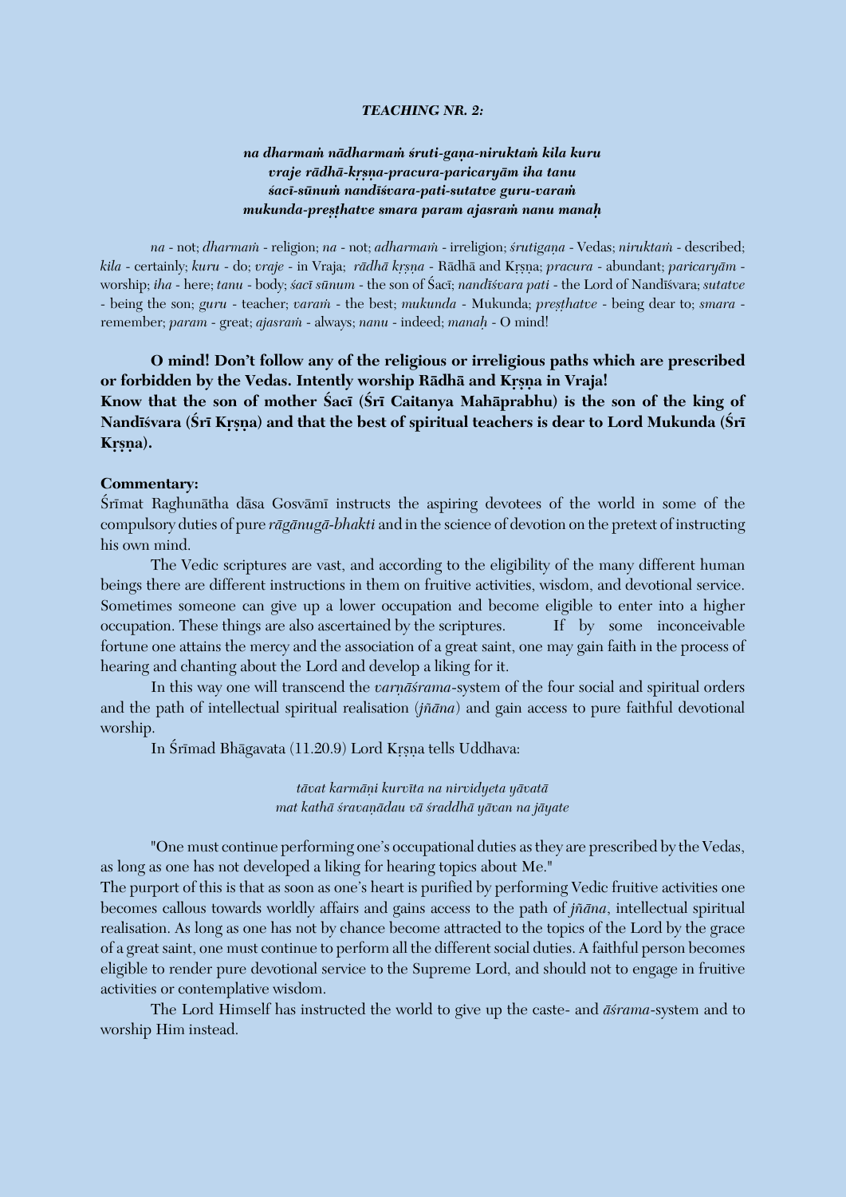***TEACHING NR. 2:***

***na dharmaṁ nādharmaṁ śruti-gaṇa-niruktaṁ kila kuru***
***vraje rādhā-kṛṣṇa-pracura-paricaryām iha tanu***
***śacī-sūnuṁ nandīśvara-pati-sutatve guru-varaṁ***
***mukunda-preṣṭhatve smara param ajasraṁ nanu manaḥ***

*na* - not; *dharmaṁ* - religion; *na* - not; *adharmaṁ* - irreligion; *śrutigaṇa* - Vedas; *niruktaṁ* - described; *kila* - certainly; *kuru* - do; *vraje* - in Vraja; *rādhā kṛṣṇa* - Rādhā and Kṛṣṇa; *pracura* - abundant; *paricaryām* - worship; *iha* - here; *tanu* - body; *śacī sūnum* - the son of Śacī; *nandīśvara pati* - the Lord of Nandīśvara; *sutatve* - being the son; *guru* - teacher; *varaṁ* - the best; *mukunda* - Mukunda; *preṣṭhatve* - being dear to; *smara* - remember; *param* - great; *ajasraṁ* - always; *nanu* - indeed; *manaḥ* - O mind!

**O mind! Don't follow any of the religious or irreligious paths which are prescribed or forbidden by the Vedas. Intently worship Rādhā and Kṛṣṇa in Vraja!**
**Know that the son of mother Śacī (Śrī Caitanya Mahāprabhu) is the son of the king of Nandīśvara (Śrī Kṛṣṇa) and that the best of spiritual teachers is dear to Lord Mukunda (Śrī Kṛṣṇa).**

**Commentary:**
Śrīmat Raghunātha dāsa Gosvāmī instructs the aspiring devotees of the world in some of the compulsory duties of pure *rāgānugā-bhakti* and in the science of devotion on the pretext of instructing his own mind.

The Vedic scriptures are vast, and according to the eligibility of the many different human beings there are different instructions in them on fruitive activities, wisdom, and devotional service. Sometimes someone can give up a lower occupation and become eligible to enter into a higher occupation. These things are also ascertained by the scriptures. If by some inconceivable fortune one attains the mercy and the association of a great saint, one may gain faith in the process of hearing and chanting about the Lord and develop a liking for it.

In this way one will transcend the *varṇāśrama*-system of the four social and spiritual orders and the path of intellectual spiritual realisation (*jñāna*) and gain access to pure faithful devotional worship.

In Śrīmad Bhāgavata (11.20.9) Lord Kṛṣṇa tells Uddhava:

*tāvat karmāṇi kurvīta na nirvidyeta yāvatā*
*mat kathā śravaṇādau vā śraddhā yāvan na jāyate*

"One must continue performing one's occupational duties as they are prescribed by the Vedas, as long as one has not developed a liking for hearing topics about Me."
The purport of this is that as soon as one's heart is purified by performing Vedic fruitive activities one becomes callous towards worldly affairs and gains access to the path of *jñāna*, intellectual spiritual realisation. As long as one has not by chance become attracted to the topics of the Lord by the grace of a great saint, one must continue to perform all the different social duties. A faithful person becomes eligible to render pure devotional service to the Supreme Lord, and should not to engage in fruitive activities or contemplative wisdom.

The Lord Himself has instructed the world to give up the caste- and *āśrama*-system and to worship Him instead.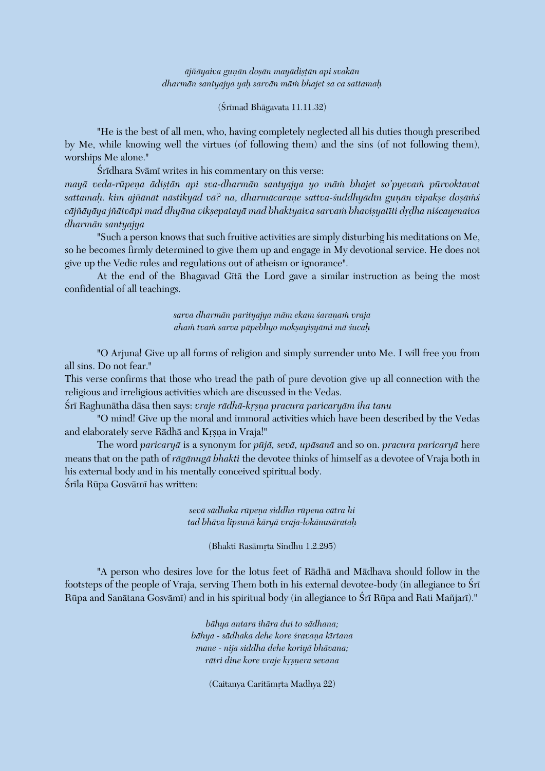*ājñāyaiva guṇān doṣān mayādiṣṭān api svakān*
*dharmān santyajya yaḥ sarvān māṁ bhajet sa ca sattamaḥ*

(Śrīmad Bhāgavata 11.11.32)

"He is the best of all men, who, having completely neglected all his duties though prescribed by Me, while knowing well the virtues (of following them) and the sins (of not following them), worships Me alone."

Śrīdhara Svāmī writes in his commentary on this verse:

*mayā veda-rūpeṇa ādiṣṭān api sva-dharmān santyajya yo māṁ bhajet so'pyevaṁ pūrvoktavat sattamaḥ. kim ajñānāt nāstikyād vā? na, dharmācaraṇe sattva-śuddhyādīn guṇān vipakṣe doṣāṁś cājñāyāya jñātvāpi mad dhyāna vikṣepatayā mad bhaktyaiva sarvaṁ bhaviṣyatīti dṛḍha niścayenaiva dharmān santyajya*

"Such a person knows that such fruitive activities are simply disturbing his meditations on Me, so he becomes firmly determined to give them up and engage in My devotional service. He does not give up the Vedic rules and regulations out of atheism or ignorance".

At the end of the Bhagavad Gītā the Lord gave a similar instruction as being the most confidential of all teachings.

*sarva dharmān parityajya mām ekam śaraṇaṁ vraja*
*ahaṁ tvaṁ sarva pāpebhyo mokṣayiṣyāmi mā śucaḥ*

"O Arjuna! Give up all forms of religion and simply surrender unto Me. I will free you from all sins. Do not fear."

This verse confirms that those who tread the path of pure devotion give up all connection with the religious and irreligious activities which are discussed in the Vedas.

Śrī Raghunātha dāsa then says: *vraje rādhā-kṛṣṇa pracura paricaryām iha tanu*

"O mind! Give up the moral and immoral activities which have been described by the Vedas and elaborately serve Rādhā and Kṛṣṇa in Vraja!"

The word *paricaryā* is a synonym for *pūjā, sevā, upāsanā* and so on. *pracura paricaryā* here means that on the path of *rāgānugā bhakti* the devotee thinks of himself as a devotee of Vraja both in his external body and in his mentally conceived spiritual body.

Śrīla Rūpa Gosvāmī has written:

*sevā sādhaka rūpeṇa siddha rūpena cātra hi*
*tad bhāva lipsunā kāryā vraja-lokānusārataḥ*

(Bhakti Rasāmṛta Sindhu 1.2.295)

"A person who desires love for the lotus feet of Rādhā and Mādhava should follow in the footsteps of the people of Vraja, serving Them both in his external devotee-body (in allegiance to Śrī Rūpa and Sanātana Gosvāmī) and in his spiritual body (in allegiance to Śrī Rūpa and Rati Mañjarī)."

*bāhya antara ihāra dui to sādhana;*
*bāhya - sādhaka dehe kore śravaṇa kīrtana*
*mane - nija siddha dehe koriyā bhāvana;*
*rātri dine kore vraje kṛṣṇera sevana*

(Caitanya Caritāmṛta Madhya 22)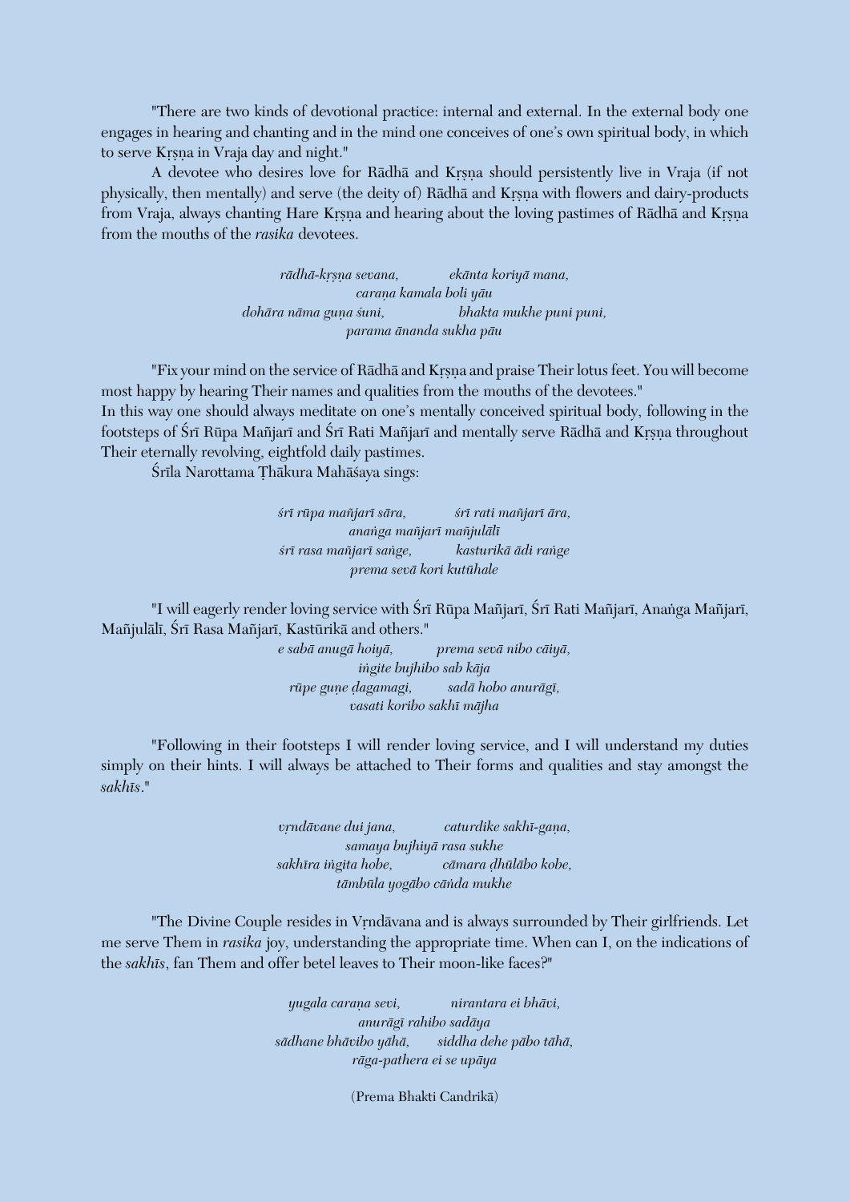"There are two kinds of devotional practice: internal and external. In the external body one engages in hearing and chanting and in the mind one conceives of one's own spiritual body, in which to serve Kṛṣṇa in Vraja day and night."

A devotee who desires love for Rādhā and Kṛṣṇa should persistently live in Vraja (if not physically, then mentally) and serve (the deity of) Rādhā and Kṛṣṇa with flowers and dairy-products from Vraja, always chanting Hare Kṛṣṇa and hearing about the loving pastimes of Rādhā and Kṛṣṇa from the mouths of the *rasika* devotees.

*rādhā-kṛṣṇa sevana, ekānta koriyā mana,*
*caraṇa kamala boli yāu*
*dohāra nāma guṇa śuni, bhakta mukhe puni puni,*
*parama ānanda sukha pāu*

"Fix your mind on the service of Rādhā and Kṛṣṇa and praise Their lotus feet. You will become most happy by hearing Their names and qualities from the mouths of the devotees."
In this way one should always meditate on one's mentally conceived spiritual body, following in the footsteps of Śrī Rūpa Mañjarī and Śrī Rati Mañjarī and mentally serve Rādhā and Kṛṣṇa throughout Their eternally revolving, eightfold daily pastimes.

Śrīla Narottama Ṭhākura Mahāśaya sings:

*śrī rūpa mañjarī sāra, śrī rati mañjarī āra,*
*anaṅga mañjarī mañjulālī*
*śrī rasa mañjarī saṅge, kasturikā ādi raṅge*
*prema sevā kori kutūhale*

"I will eagerly render loving service with Śrī Rūpa Mañjarī, Śrī Rati Mañjarī, Anaṅga Mañjarī, Mañjulālī, Śrī Rasa Mañjarī, Kastūrikā and others."

*e sabā anugā hoiyā, prema sevā nibo cāiyā,*
*iṅgite bujhibo sab kāja*
*rūpe guṇe ḍagamagi, sadā hobo anurāgī,*
*vasati koribo sakhī mājha*

"Following in their footsteps I will render loving service, and I will understand my duties simply on their hints. I will always be attached to Their forms and qualities and stay amongst the *sakhīs*."

*vṛndāvane dui jana, caturdike sakhī-gaṇa,*
*samaya bujhiyā rasa sukhe*
*sakhīra iṅgita hobe, cāmara ḍhūlābo kobe,*
*tāmbūla yogābo cāṅda mukhe*

"The Divine Couple resides in Vṛndāvana and is always surrounded by Their girlfriends. Let me serve Them in *rasika* joy, understanding the appropriate time. When can I, on the indications of the *sakhīs*, fan Them and offer betel leaves to Their moon-like faces?"

*yugala caraṇa sevi, nirantara ei bhāvi,*
*anurāgī rahibo sadāya*
*sādhane bhāvibo yāhā, siddha dehe pābo tāhā,*
*rāga-pathera ei se upāya*

(Prema Bhakti Candrikā)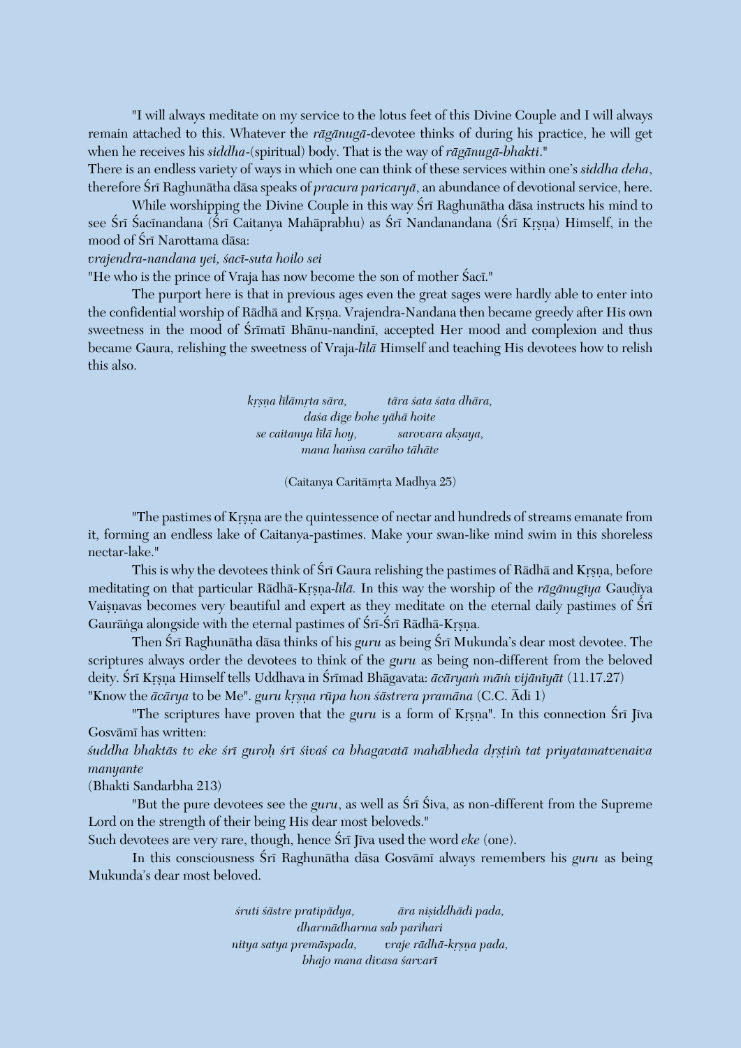"I will always meditate on my service to the lotus feet of this Divine Couple and I will always remain attached to this. Whatever the *rāgānugā*-devotee thinks of during his practice, he will get when he receives his *siddha*-(spiritual) body. That is the way of *rāgānugā-bhakti*."
There is an endless variety of ways in which one can think of these services within one's *siddha deha*, therefore Śrī Raghunātha dāsa speaks of *pracura paricaryā*, an abundance of devotional service, here.

While worshipping the Divine Couple in this way Śrī Raghunātha dāsa instructs his mind to see Śrī Śacīnandana (Śrī Caitanya Mahāprabhu) as Śrī Nandanandana (Śrī Kṛṣṇa) Himself, in the mood of Śrī Narottama dāsa:

*vrajendra-nandana yei, śacī-suta hoilo sei*

"He who is the prince of Vraja has now become the son of mother Śacī."

The purport here is that in previous ages even the great sages were hardly able to enter into the confidential worship of Rādhā and Kṛṣṇa. Vrajendra-Nandana then became greedy after His own sweetness in the mood of Śrīmatī Bhānu-nandinī, accepted Her mood and complexion and thus became Gaura, relishing the sweetness of Vraja-*līlā* Himself and teaching His devotees how to relish this also.

*kṛṣṇa līlāmṛta sāra, tāra śata śata dhāra,*
*daśa dige bohe yāhā hoite*
*se caitanya līlā hoy, sarovara akṣaya,*
*mana haṁsa carāho tāhāte*

(Caitanya Caritāmṛta Madhya 25)

"The pastimes of Kṛṣṇa are the quintessence of nectar and hundreds of streams emanate from it, forming an endless lake of Caitanya-pastimes. Make your swan-like mind swim in this shoreless nectar-lake."

This is why the devotees think of Śrī Gaura relishing the pastimes of Rādhā and Kṛṣṇa, before meditating on that particular Rādhā-Kṛṣṇa-*līlā*. In this way the worship of the *rāgānugīya* Gauḍīya Vaiṣṇavas becomes very beautiful and expert as they meditate on the eternal daily pastimes of Śrī Gaurāṅga alongside with the eternal pastimes of Śrī-Śrī Rādhā-Kṛṣṇa.

Then Śrī Raghunātha dāsa thinks of his *guru* as being Śrī Mukunda's dear most devotee. The scriptures always order the devotees to think of the *guru* as being non-different from the beloved deity. Śrī Kṛṣṇa Himself tells Uddhava in Śrīmad Bhāgavata: *ācāryaṁ māṁ vijānīyāt* (11.17.27) "Know the *ācārya* to be Me". *guru kṛṣṇa rūpa hon śāstrera pramāṇa* (C.C. Ādi 1)

"The scriptures have proven that the *guru* is a form of Kṛṣṇa". In this connection Śrī Jīva Gosvāmī has written:

*śuddha bhaktās tv eke śrī guroḥ śrī śivaś ca bhagavatā mahābheda dṛṣṭiṁ tat priyatamatvenaiva manyante*

(Bhakti Sandarbha 213)

"But the pure devotees see the *guru*, as well as Śrī Śiva, as non-different from the Supreme Lord on the strength of their being His dear most beloveds."
Such devotees are very rare, though, hence Śrī Jīva used the word *eke* (one).

In this consciousness Śrī Raghunātha dāsa Gosvāmī always remembers his *guru* as being Mukunda's dear most beloved.

*śruti śāstre pratipādya, āra niṣiddhādi pada,*
*dharmādharma sab parihari*
*nitya satya premāspada, vraje rādhā-kṛṣṇa pada,*
*bhajo mana divasa śarvarī*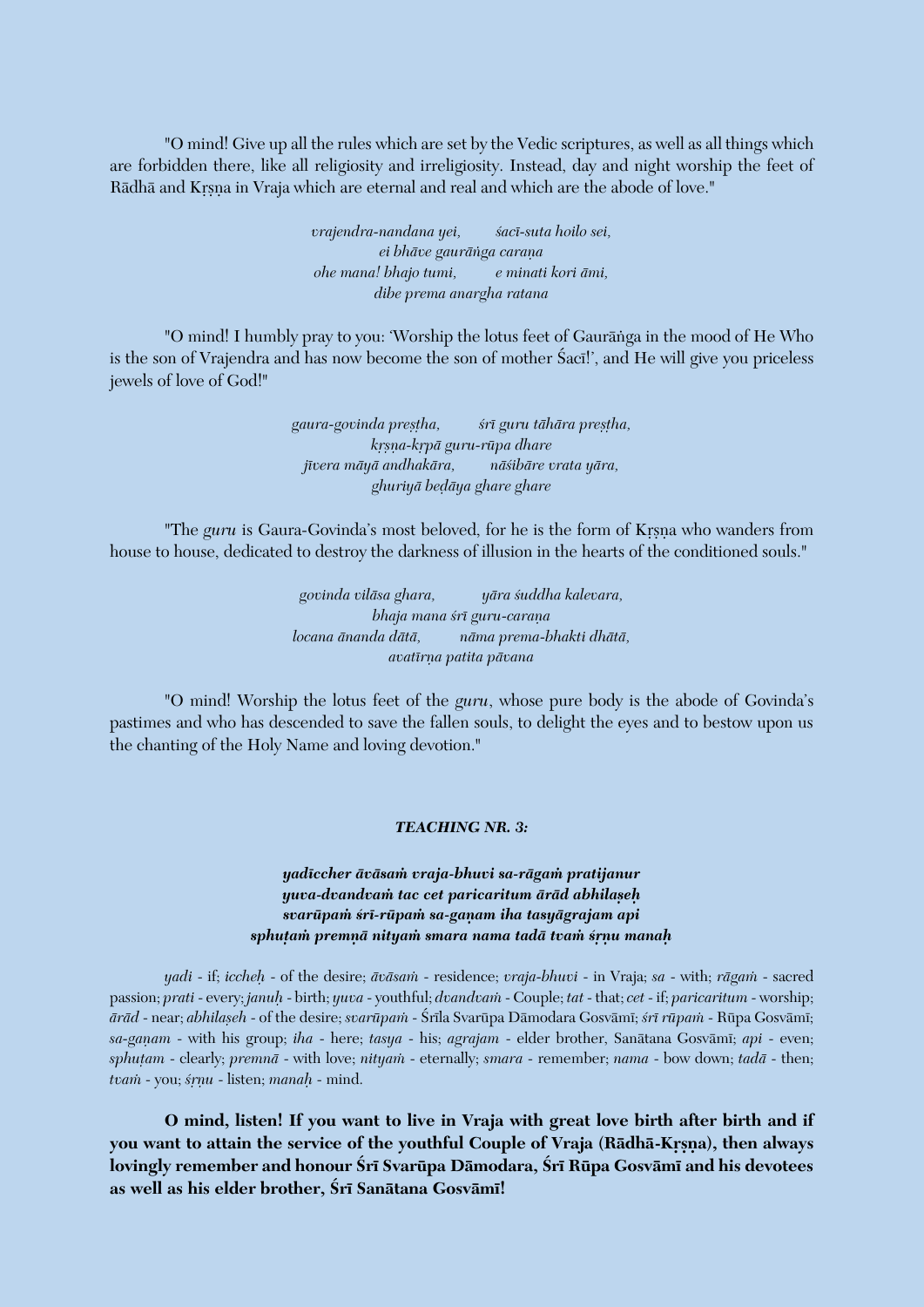"O mind! Give up all the rules which are set by the Vedic scriptures, as well as all things which are forbidden there, like all religiosity and irreligiosity. Instead, day and night worship the feet of Rādhā and Kṛṣṇa in Vraja which are eternal and real and which are the abode of love."

*vrajendra-nandana yei, śacī-suta hoilo sei,*
*ei bhāve gaurāṅga caraṇa*
*ohe mana! bhajo tumi, e minati kori āmi,*
*dibe prema anargha ratana*

"O mind! I humbly pray to you: 'Worship the lotus feet of Gaurāṅga in the mood of He Who is the son of Vrajendra and has now become the son of mother Śacī!', and He will give you priceless jewels of love of God!"

*gaura-govinda preṣṭha, śrī guru tāhāra preṣṭha,*
*kṛṣṇa-kṛpā guru-rūpa dhare*
*jīvera māyā andhakāra, nāśibāre vrata yāra,*
*ghuriyā beḍāya ghare ghare*

"The *guru* is Gaura-Govinda's most beloved, for he is the form of Kṛṣṇa who wanders from house to house, dedicated to destroy the darkness of illusion in the hearts of the conditioned souls."

*govinda vilāsa ghara, yāra śuddha kalevara,*
*bhaja mana śrī guru-caraṇa*
*locana ānanda dātā, nāma prema-bhakti dhātā,*
*avatīrṇa patita pāvana*

"O mind! Worship the lotus feet of the *guru*, whose pure body is the abode of Govinda's pastimes and who has descended to save the fallen souls, to delight the eyes and to bestow upon us the chanting of the Holy Name and loving devotion."

### *TEACHING NR. 3:*

***yadīcchar āvāsaṁ vraja-bhuvi sa-rāgaṁ pratijanur***
***yuva-dvandvaṁ tac cet paricaritum ārād abhilaṣeḥ***
***svarūpaṁ śrī-rūpaṁ sa-gaṇam iha tasyāgrajam api***
***sphuṭaṁ premṇā nityaṁ smara nama tadā tvaṁ śṛṇu manaḥ***

*yadi* - if; *iccheḥ* - of the desire; *āvāsaṁ* - residence; *vraja-bhuvi* - in Vraja; *sa* - with; *rāgaṁ* - sacred passion; *prati* - every; *januḥ* - birth; *yuva* - youthful; *dvandvaṁ* - Couple; *tat* - that; *cet* - if; *paricaritum* - worship; *ārād* - near; *abhilaṣeh* - of the desire; *svarūpaṁ* - Śrīla Svarūpa Dāmodara Gosvāmī; *śrī rūpaṁ* - Rūpa Gosvāmī; *sa-gaṇam* - with his group; *iha* - here; *tasya* - his; *agrajam* - elder brother, Sanātana Gosvāmī; *api* - even; *sphuṭam* - clearly; *premnā* - with love; *nityaṁ* - eternally; *smara* - remember; *nama* - bow down; *tadā* - then; *tvaṁ* - you; *śṛṇu* - listen; *manaḥ* - mind.

**O mind, listen! If you want to live in Vraja with great love birth after birth and if you want to attain the service of the youthful Couple of Vraja (Rādhā-Kṛṣṇa), then always lovingly remember and honour Śrī Svarūpa Dāmodara, Śrī Rūpa Gosvāmī and his devotees as well as his elder brother, Śrī Sanātana Gosvāmī!**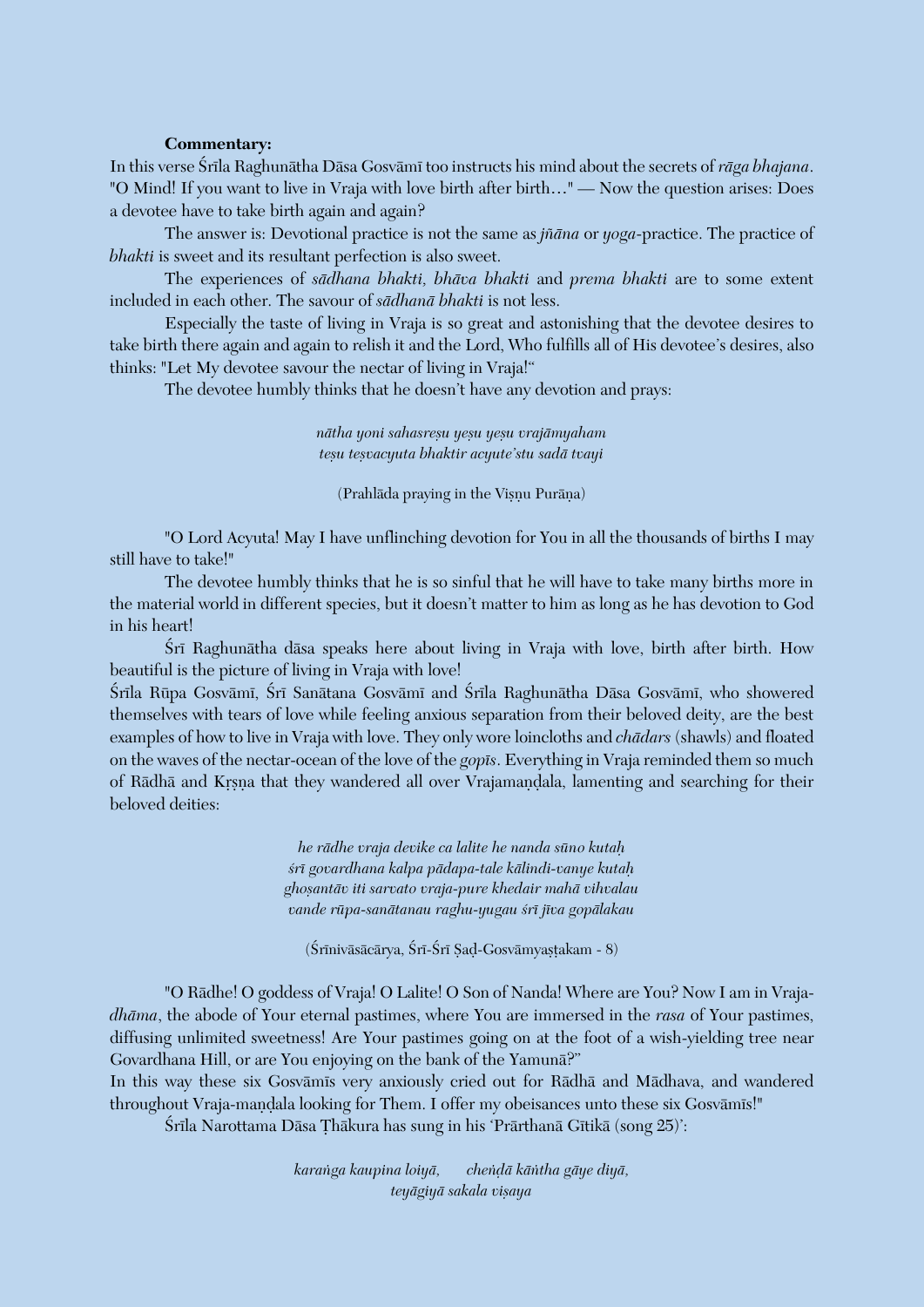**Commentary:**

In this verse Śrīla Raghunātha Dāsa Gosvāmī too instructs his mind about the secrets of *rāga bhajana*. "O Mind! If you want to live in Vraja with love birth after birth…" — Now the question arises: Does a devotee have to take birth again and again?

The answer is: Devotional practice is not the same as *jñāna* or *yoga*-practice. The practice of *bhakti* is sweet and its resultant perfection is also sweet.

The experiences of *sādhana bhakti, bhāva bhakti* and *prema bhakti* are to some extent included in each other. The savour of *sādhanā bhakti* is not less.

Especially the taste of living in Vraja is so great and astonishing that the devotee desires to take birth there again and again to relish it and the Lord, Who fulfills all of His devotee's desires, also thinks: "Let My devotee savour the nectar of living in Vraja!"

The devotee humbly thinks that he doesn't have any devotion and prays:

*nātha yoni sahasreṣu yeṣu yeṣu vrajāmyaham*
*teṣu teṣvacyuta bhaktir acyute'stu sadā tvayi*

(Prahlāda praying in the Viṣṇu Purāṇa)

"O Lord Acyuta! May I have unflinching devotion for You in all the thousands of births I may still have to take!"

The devotee humbly thinks that he is so sinful that he will have to take many births more in the material world in different species, but it doesn't matter to him as long as he has devotion to God in his heart!

Śrī Raghunātha dāsa speaks here about living in Vraja with love, birth after birth. How beautiful is the picture of living in Vraja with love!

Śrīla Rūpa Gosvāmī, Śrī Sanātana Gosvāmī and Śrīla Raghunātha Dāsa Gosvāmī, who showered themselves with tears of love while feeling anxious separation from their beloved deity, are the best examples of how to live in Vraja with love. They only wore loincloths and *chādars* (shawls) and floated on the waves of the nectar-ocean of the love of the *gopīs*. Everything in Vraja reminded them so much of Rādhā and Kṛṣṇa that they wandered all over Vrajamaṇḍala, lamenting and searching for their beloved deities:

*he rādhe vraja devike ca lalite he nanda sūno kutaḥ*
*śrī govardhana kalpa pādapa-tale kālindi-vanye kutaḥ*
*ghoṣantāv iti sarvato vraja-pure khedair mahā vihvalau*
*vande rūpa-sanātanau raghu-yugau śrī jīva gopālakau*

(Śrīnivāsācārya, Śrī-Śrī Ṣaḍ-Gosvāmyaṣṭakam - 8)

"O Rādhe! O goddess of Vraja! O Lalite! O Son of Nanda! Where are You? Now I am in Vraja-*dhāma*, the abode of Your eternal pastimes, where You are immersed in the *rasa* of Your pastimes, diffusing unlimited sweetness! Are Your pastimes going on at the foot of a wish-yielding tree near Govardhana Hill, or are You enjoying on the bank of the Yamunā?"

In this way these six Gosvāmīs very anxiously cried out for Rādhā and Mādhava, and wandered throughout Vraja-maṇḍala looking for Them. I offer my obeisances unto these six Gosvāmīs!"

Śrīla Narottama Dāsa Ṭhākura has sung in his 'Prārthanā Gītikā (song 25)':

*karaṅga kaupina loiyā, cheṅḍā kāṅtha gāye diyā,*
*teyāgiyā sakala viṣaya*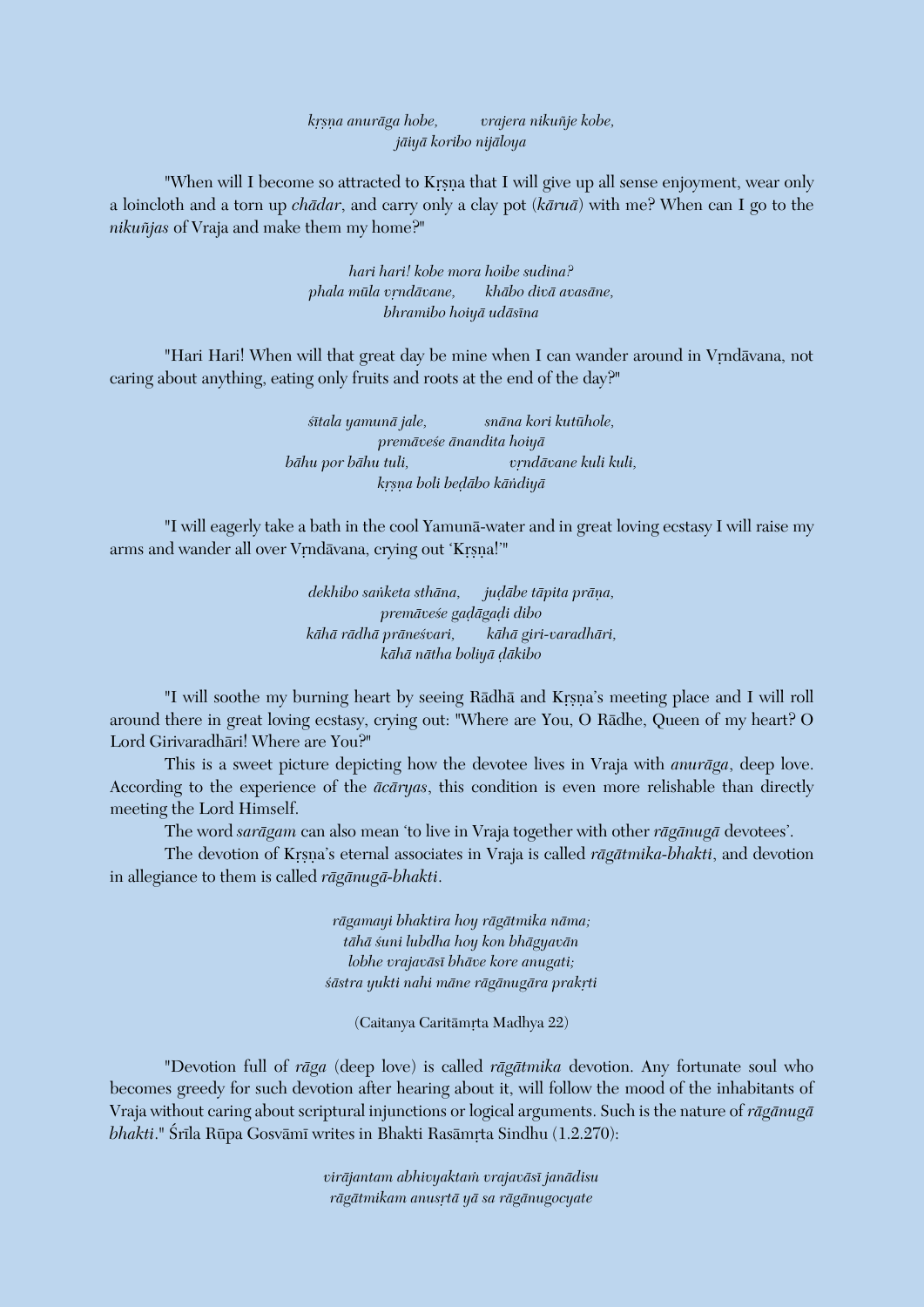*kṛṣṇa anurāga hobe, vrajera nikuñje kobe,*
*jāiyā koribo nijāloya*

"When will I become so attracted to Kṛṣṇa that I will give up all sense enjoyment, wear only a loincloth and a torn up *chādar*, and carry only a clay pot (*kāruā*) with me? When can I go to the *nikuñjas* of Vraja and make them my home?"

*hari hari! kobe mora hoibe sudina?*
*phala mūla vṛndāvane, khābo divā avasāne,*
*bhramibo hoiyā udāsīna*

"Hari Hari! When will that great day be mine when I can wander around in Vṛndāvana, not caring about anything, eating only fruits and roots at the end of the day?"

*śītala yamunā jale, snāna kori kutūhole,*
*premāveśe ānandita hoiyā*
*bāhu por bāhu tuli, vṛndāvane kuli kuli,*
*kṛṣṇa boli beḍābo kāṅdiyā*

"I will eagerly take a bath in the cool Yamunā-water and in great loving ecstasy I will raise my arms and wander all over Vṛndāvana, crying out 'Kṛṣṇa!'"

*dekhibo saṅketa sthāna, juḍābe tāpita prāṇa,*
*premāveśe gaḍāgaḍi dibo*
*kāhā rādhā prāneśvari, kāhā giri-varadhāri,*
*kāhā nātha boliyā ḍākibo*

"I will soothe my burning heart by seeing Rādhā and Kṛṣṇa's meeting place and I will roll around there in great loving ecstasy, crying out: "Where are You, O Rādhe, Queen of my heart? O Lord Girivaradhāri! Where are You?"

This is a sweet picture depicting how the devotee lives in Vraja with *anurāga*, deep love. According to the experience of the *ācāryas*, this condition is even more relishable than directly meeting the Lord Himself.

The word *sarāgam* can also mean 'to live in Vraja together with other *rāgānugā* devotees'.

The devotion of Kṛṣṇa's eternal associates in Vraja is called *rāgātmika-bhakti*, and devotion in allegiance to them is called *rāgānugā-bhakti*.

*rāgamayi bhaktira hoy rāgātmika nāma;*
*tāhā śuni lubdha hoy kon bhāgyavān*
*lobhe vrajavāsī bhāve kore anugati;*
*śāstra yukti nahi māne rāgānugāra prakṛti*

(Caitanya Caritāmṛta Madhya 22)

"Devotion full of *rāga* (deep love) is called *rāgātmika* devotion. Any fortunate soul who becomes greedy for such devotion after hearing about it, will follow the mood of the inhabitants of Vraja without caring about scriptural injunctions or logical arguments. Such is the nature of *rāgānugā bhakti*." Śrīla Rūpa Gosvāmī writes in Bhakti Rasāmṛta Sindhu (1.2.270):

*virājantam abhivyaktaṁ vrajavāsī janādisu*
*rāgātmikam anusṛtā yā sa rāgānugocyate*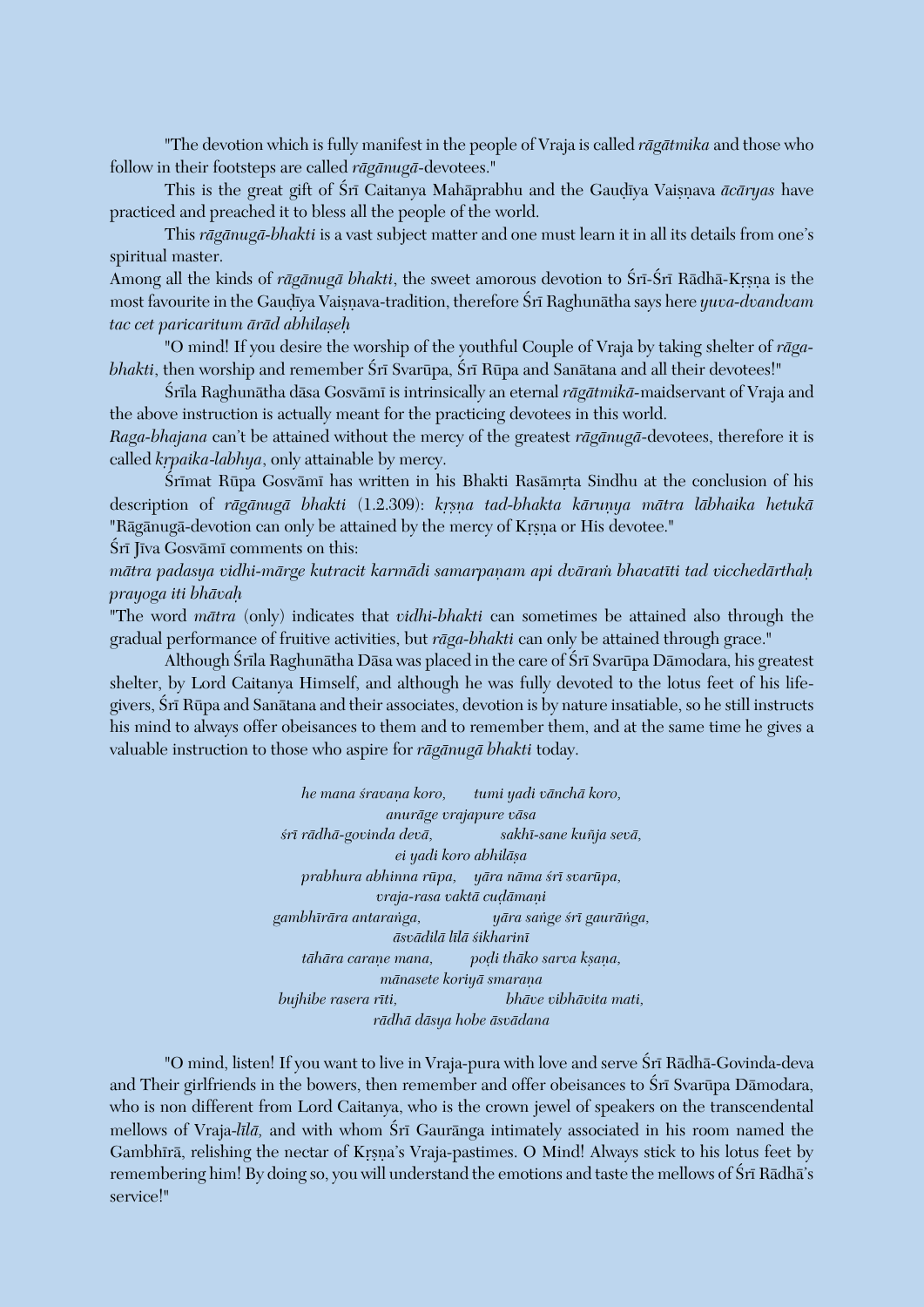"The devotion which is fully manifest in the people of Vraja is called *rāgātmika* and those who follow in their footsteps are called *rāgānugā*-devotees."

This is the great gift of Śrī Caitanya Mahāprabhu and the Gauḍīya Vaiṣṇava *ācāryas* have practiced and preached it to bless all the people of the world.

This *rāgānugā-bhakti* is a vast subject matter and one must learn it in all its details from one's spiritual master.

Among all the kinds of *rāgānugā bhakti*, the sweet amorous devotion to Śrī-Śrī Rādhā-Kṛṣṇa is the most favourite in the Gauḍīya Vaiṣṇava-tradition, therefore Śrī Raghunātha says here *yuva-dvandvam tac cet paricaritum ārād abhilaṣeḥ*

"O mind! If you desire the worship of the youthful Couple of Vraja by taking shelter of *rāga-bhakti*, then worship and remember Śrī Svarūpa, Śrī Rūpa and Sanātana and all their devotees!"

Śrīla Raghunātha dāsa Gosvāmī is intrinsically an eternal *rāgātmikā*-maidservant of Vraja and the above instruction is actually meant for the practicing devotees in this world.

*Raga-bhajana* can't be attained without the mercy of the greatest *rāgānugā*-devotees, therefore it is called *kṛpaika-labhya*, only attainable by mercy.

Śrīmat Rūpa Gosvāmī has written in his Bhakti Rasāmṛta Sindhu at the conclusion of his description of *rāgānugā bhakti* (1.2.309): *kṛṣna tad-bhakta kāruṇya mātra lābhaika hetukā* "Rāgānugā-devotion can only be attained by the mercy of Kṛṣṇa or His devotee."

Śrī Jīva Gosvāmī comments on this:

*mātra padasya vidhi-mārge kutracit karmādi samarpaṇam api dvāraṁ bhavatīti tad vicchedārthaḥ prayoga iti bhāvaḥ*

"The word *mātra* (only) indicates that *vidhi-bhakti* can sometimes be attained also through the gradual performance of fruitive activities, but *rāga-bhakti* can only be attained through grace."

Although Śrīla Raghunātha Dāsa was placed in the care of Śrī Svarūpa Dāmodara, his greatest shelter, by Lord Caitanya Himself, and although he was fully devoted to the lotus feet of his life-givers, Śrī Rūpa and Sanātana and their associates, devotion is by nature insatiable, so he still instructs his mind to always offer obeisances to them and to remember them, and at the same time he gives a valuable instruction to those who aspire for *rāgānugā bhakti* today.

*he mana śravaṇa koro, tumi yadi vānchā koro,*
*anurāge vrajapure vāsa*
*śrī rādhā-govinda devā, sakhī-sane kuñja sevā,*
*ei yadi koro abhilāṣa*
*prabhura abhinna rūpa, yāra nāma śrī svarūpa,*
*vraja-rasa vaktā cuḍāmaṇi*
*gambhīrāra antaraṅga, yāra saṅge śrī gaurāṅga,*
*āsvādilā līlā śikharinī*
*tāhāra caraṇe mana, poḍi thāko sarva kṣaṇa,*
*mānasete koriyā smaraṇa*
*bujhibe rasera rīti, bhāve vibhāvita mati,*
*rādhā dāsya hobe āsvādana*

"O mind, listen! If you want to live in Vraja-pura with love and serve Śrī Rādhā-Govinda-deva and Their girlfriends in the bowers, then remember and offer obeisances to Śrī Svarūpa Dāmodara, who is non different from Lord Caitanya, who is the crown jewel of speakers on the transcendental mellows of Vraja-*līlā,* and with whom Śrī Gaurānga intimately associated in his room named the Gambhīrā, relishing the nectar of Kṛṣṇa's Vraja-pastimes. O Mind! Always stick to his lotus feet by remembering him! By doing so, you will understand the emotions and taste the mellows of Śrī Rādhā's service!"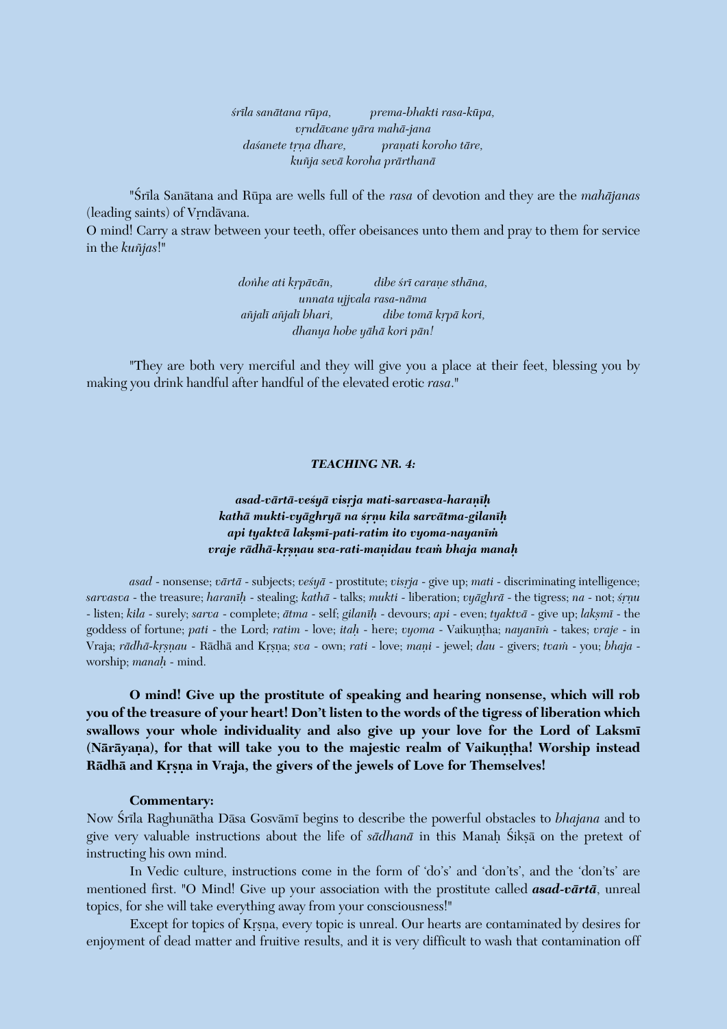*śrīla sanātana rūpa, prema-bhakti rasa-kūpa,*
*vṛndāvane yāra mahā-jana*
*daśanete tṛṇa dhare, praṇati koroho tāre,*
*kuñja sevā koroha prārthanā*

"Śrīla Sanātana and Rūpa are wells full of the *rasa* of devotion and they are the *mahājanas* (leading saints) of Vṛndāvana.
O mind! Carry a straw between your teeth, offer obeisances unto them and pray to them for service in the *kuñjas*!"

*doṅhe ati kṛpāvān, dibe śrī caraṇe sthāna,*
*unnata ujjvala rasa-nāma*
*añjalī añjalī bhari, dibe tomā kṛpā kori,*
*dhanya hobe yāhā kori pān!*

"They are both very merciful and they will give you a place at their feet, blessing you by making you drink handful after handful of the elevated erotic *rasa*."

### *TEACHING NR. 4:*

***asad-vārtā-veśyā visṛja mati-sarvasva-haraṇīḥ***
***kathā mukti-vyāghryā na śṛṇu kila sarvātma-gilanīḥ***
***api tyaktvā lakṣmī-pati-ratim ito vyoma-nayanīṁ***
***vraje rādhā-kṛṣṇau sva-rati-maṇidau tvaṁ bhaja manaḥ***

*asad* - nonsense; *vārtā* - subjects; *veśyā* - prostitute; *visṛja* - give up; *mati* - discriminating intelligence; *sarvasva* - the treasure; *haranīḥ* - stealing; *kathā* - talks; *mukti* - liberation; *vyāghrā* - the tigress; *na* - not; *śṛṇu* - listen; *kila* - surely; *sarva* - complete; *ātma* - self; *gilanīḥ* - devours; *api* - even; *tyaktvā* - give up; *lakṣmī* - the goddess of fortune; *pati* - the Lord; *ratim* - love; *itaḥ* - here; *vyoma* - Vaikuṇṭha; *nayanīṁ* - takes; *vraje* - in Vraja; *rādhā-kṛṣṇau* - Rādhā and Kṛṣṇa; *sva* - own; *rati* - love; *maṇi* - jewel; *dau* - givers; *tvaṁ* - you; *bhaja* - worship; *manaḥ* - mind.

**O mind! Give up the prostitute of speaking and hearing nonsense, which will rob you of the treasure of your heart! Don't listen to the words of the tigress of liberation which swallows your whole individuality and also give up your love for the Lord of Laksmī (Nārāyaṇa), for that will take you to the majestic realm of Vaikuṇṭha! Worship instead Rādhā and Kṛṣṇa in Vraja, the givers of the jewels of Love for Themselves!**

**Commentary:**

Now Śrīla Raghunātha Dāsa Gosvāmī begins to describe the powerful obstacles to *bhajana* and to give very valuable instructions about the life of *sādhanā* in this Manaḥ Śikṣā on the pretext of instructing his own mind.

In Vedic culture, instructions come in the form of 'do's' and 'don'ts', and the 'don'ts' are mentioned first. "O Mind! Give up your association with the prostitute called ***asad-vārtā***, unreal topics, for she will take everything away from your consciousness!"

Except for topics of Kṛṣṇa, every topic is unreal. Our hearts are contaminated by desires for enjoyment of dead matter and fruitive results, and it is very difficult to wash that contamination off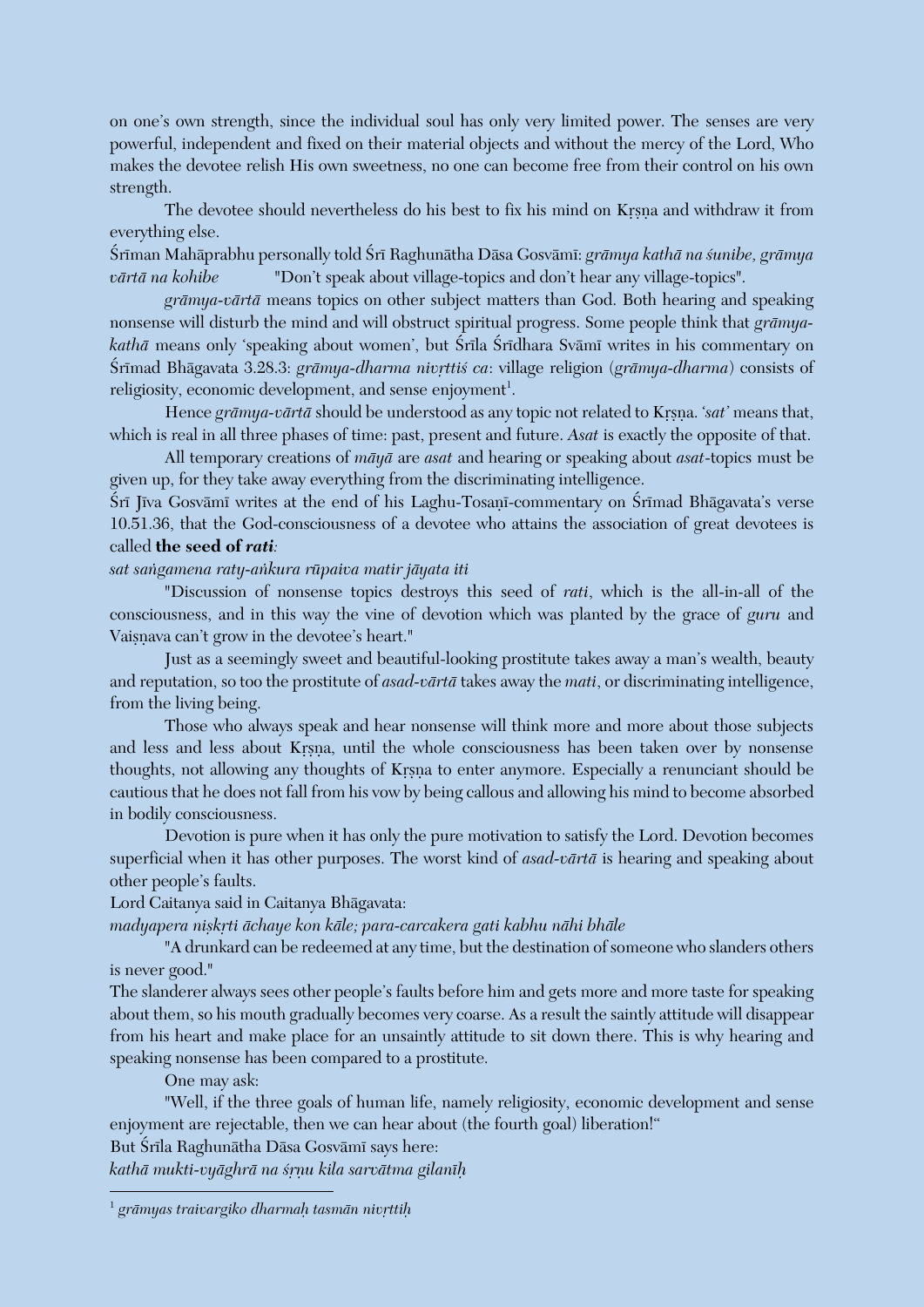on one's own strength, since the individual soul has only very limited power. The senses are very powerful, independent and fixed on their material objects and without the mercy of the Lord, Who makes the devotee relish His own sweetness, no one can become free from their control on his own strength.

The devotee should nevertheless do his best to fix his mind on Kṛṣṇa and withdraw it from everything else.

Śrīman Mahāprabhu personally told Śrī Raghunātha Dāsa Gosvāmī: *grāmya kathā na śunibe, grāmya vārtā na kohibe* "Don't speak about village-topics and don't hear any village-topics".

*grāmya-vārtā* means topics on other subject matters than God. Both hearing and speaking nonsense will disturb the mind and will obstruct spiritual progress. Some people think that *grāmya-kathā* means only 'speaking about women', but Śrīla Śrīdhara Svāmī writes in his commentary on Śrīmad Bhāgavata 3.28.3: *grāmya-dharma nivṛttiś ca*: village religion (*grāmya-dharma*) consists of religiosity, economic development, and sense enjoyment[1].

Hence *grāmya-vārtā* should be understood as any topic not related to Kṛṣṇa. *'sat'* means that, which is real in all three phases of time: past, present and future. *Asat* is exactly the opposite of that.

All temporary creations of *māyā* are *asat* and hearing or speaking about *asat*-topics must be given up, for they take away everything from the discriminating intelligence.

Śrī Jīva Gosvāmī writes at the end of his Laghu-Tosaṇī-commentary on Śrīmad Bhāgavata's verse 10.51.36, that the God-consciousness of a devotee who attains the association of great devotees is called **the seed of *rati***:

*sat saṅgamena raty-aṅkura rūpaiva matir jāyata iti*

"Discussion of nonsense topics destroys this seed of *rati*, which is the all-in-all of the consciousness, and in this way the vine of devotion which was planted by the grace of *guru* and Vaiṣṇava can't grow in the devotee's heart."

Just as a seemingly sweet and beautiful-looking prostitute takes away a man's wealth, beauty and reputation, so too the prostitute of *asad-vārtā* takes away the *mati*, or discriminating intelligence, from the living being.

Those who always speak and hear nonsense will think more and more about those subjects and less and less about Kṛṣṇa, until the whole consciousness has been taken over by nonsense thoughts, not allowing any thoughts of Kṛṣṇa to enter anymore. Especially a renunciant should be cautious that he does not fall from his vow by being callous and allowing his mind to become absorbed in bodily consciousness.

Devotion is pure when it has only the pure motivation to satisfy the Lord. Devotion becomes superficial when it has other purposes. The worst kind of *asad-vārtā* is hearing and speaking about other people's faults.

Lord Caitanya said in Caitanya Bhāgavata:

*madyapera niṣkṛti āchaye kon kāle; para-carcakera gati kabhu nāhi bhāle*

"A drunkard can be redeemed at any time, but the destination of someone who slanders others is never good."

The slanderer always sees other people's faults before him and gets more and more taste for speaking about them, so his mouth gradually becomes very coarse. As a result the saintly attitude will disappear from his heart and make place for an unsaintly attitude to sit down there. This is why hearing and speaking nonsense has been compared to a prostitute.

One may ask:

"Well, if the three goals of human life, namely religiosity, economic development and sense enjoyment are rejectable, then we can hear about (the fourth goal) liberation!"

But Śrīla Raghunātha Dāsa Gosvāmī says here:

*kathā mukti-vyāghrā na śṛṇu kila sarvātma gilanīḥ*

---

[1] *grāmyas traivargiko dharmaḥ tasmān nivṛttiḥ*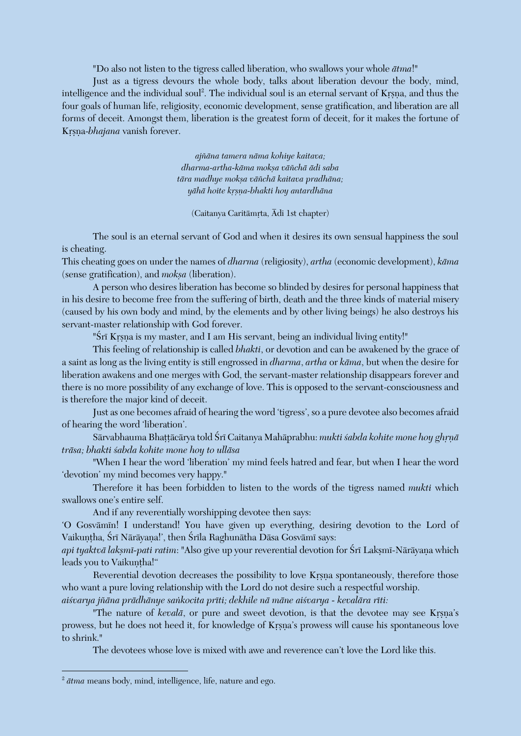"Do also not listen to the tigress called liberation, who swallows your whole *ātma*!"

Just as a tigress devours the whole body, talks about liberation devour the body, mind, intelligence and the individual soul[2]. The individual soul is an eternal servant of Kṛṣṇa, and thus the four goals of human life, religiosity, economic development, sense gratification, and liberation are all forms of deceit. Amongst them, liberation is the greatest form of deceit, for it makes the fortune of Kṛṣṇa-*bhajana* vanish forever.

*ajñāna tamera nāma kohiye kaitava;*
*dharma-artha-kāma mokṣa vāñchā ādi saba*
*tāra madhye mokṣa vāñchā kaitava pradhāna;*
*yāhā hoite kṛṣṇa-bhakti hoy antardhāna*

(Caitanya Caritāmṛta, Ādi 1st chapter)

The soul is an eternal servant of God and when it desires its own sensual happiness the soul is cheating.
This cheating goes on under the names of *dharma* (religiosity), *artha* (economic development), *kāma* (sense gratification), and *mokṣa* (liberation).

A person who desires liberation has become so blinded by desires for personal happiness that in his desire to become free from the suffering of birth, death and the three kinds of material misery (caused by his own body and mind, by the elements and by other living beings) he also destroys his servant-master relationship with God forever.

"Śrī Kṛṣṇa is my master, and I am His servant, being an individual living entity!"

This feeling of relationship is called *bhakti*, or devotion and can be awakened by the grace of a saint as long as the living entity is still engrossed in *dharma*, *artha* or *kāma*, but when the desire for liberation awakens and one merges with God, the servant-master relationship disappears forever and there is no more possibility of any exchange of love. This is opposed to the servant-consciousness and is therefore the major kind of deceit.

Just as one becomes afraid of hearing the word 'tigress', so a pure devotee also becomes afraid of hearing the word 'liberation'.

Sārvabhauma Bhaṭṭācārya told Śrī Caitanya Mahāprabhu: *mukti śabda kohite mone hoy ghṛṇā trāsa; bhakti śabda kohite mone hoy to ullāsa*

"When I hear the word 'liberation' my mind feels hatred and fear, but when I hear the word 'devotion' my mind becomes very happy."

Therefore it has been forbidden to listen to the words of the tigress named *mukti* which swallows one's entire self.

And if any reverentially worshipping devotee then says:
'O Gosvāmīn! I understand! You have given up everything, desiring devotion to the Lord of Vaikuṇṭha, Śrī Nārāyaṇa!', then Śrīla Raghunātha Dāsa Gosvāmī says:
*api tyaktvā lakṣmī-pati ratim*: "Also give up your reverential devotion for Śrī Lakṣmī-Nārāyaṇa which leads you to Vaikuṇṭha!"

Reverential devotion decreases the possibility to love Kṛṣṇa spontaneously, therefore those who want a pure loving relationship with the Lord do not desire such a respectful worship.
*aiśvarya jñāna prādhānye saṅkocita prīti; dekhile nā māne aiśvarya - kevalāra rīti:*

"The nature of *kevalā*, or pure and sweet devotion, is that the devotee may see Kṛṣṇa's prowess, but he does not heed it, for knowledge of Kṛṣṇa's prowess will cause his spontaneous love to shrink."

The devotees whose love is mixed with awe and reverence can't love the Lord like this.

---

[2] *ātma* means body, mind, intelligence, life, nature and ego.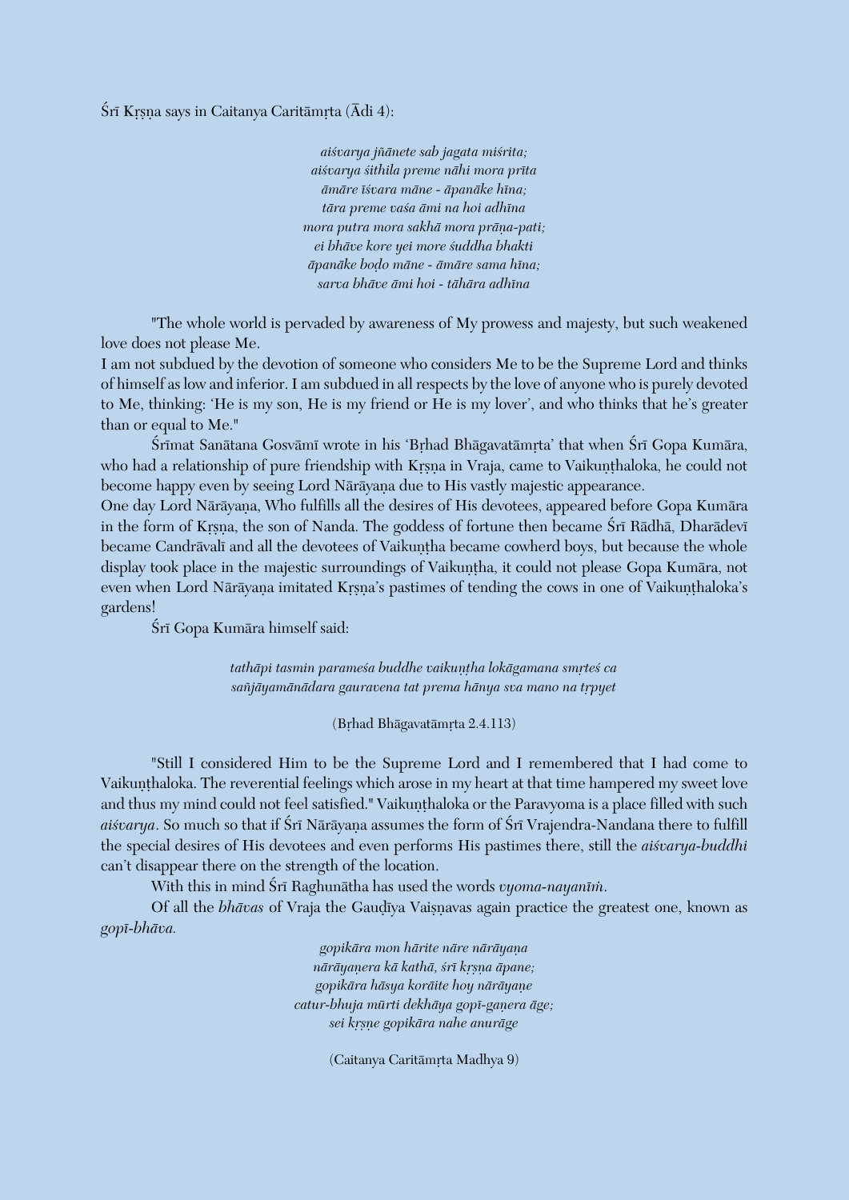Śrī Kṛṣṇa says in Caitanya Caritāmṛta (Ādi 4):

*aiśvarya jñānete sab jagata miśrita;*
*aiśvarya śithila preme nāhi mora prīta*
*āmāre īśvara māne - āpanāke hīna;*
*tāra preme vaśa āmi na hoi adhīna*
*mora putra mora sakhā mora prāṇa-pati;*
*ei bhāve kore yei more śuddha bhakti*
*āpanāke boḍo māne - āmāre sama hīna;*
*sarva bhāve āmi hoi - tāhāra adhīna*

"The whole world is pervaded by awareness of My prowess and majesty, but such weakened love does not please Me.
I am not subdued by the devotion of someone who considers Me to be the Supreme Lord and thinks of himself as low and inferior. I am subdued in all respects by the love of anyone who is purely devoted to Me, thinking: 'He is my son, He is my friend or He is my lover', and who thinks that he's greater than or equal to Me."

Śrīmat Sanātana Gosvāmī wrote in his 'Bṛhad Bhāgavatāmṛta' that when Śrī Gopa Kumāra, who had a relationship of pure friendship with Kṛṣṇa in Vraja, came to Vaikuṇṭhaloka, he could not become happy even by seeing Lord Nārāyaṇa due to His vastly majestic appearance.
One day Lord Nārāyaṇa, Who fulfills all the desires of His devotees, appeared before Gopa Kumāra in the form of Kṛṣṇa, the son of Nanda. The goddess of fortune then became Śrī Rādhā, Dharādevī became Candrāvalī and all the devotees of Vaikuṇṭha became cowherd boys, but because the whole display took place in the majestic surroundings of Vaikuṇṭha, it could not please Gopa Kumāra, not even when Lord Nārāyaṇa imitated Kṛṣṇa's pastimes of tending the cows in one of Vaikuṇṭhaloka's gardens!

Śrī Gopa Kumāra himself said:

*tathāpi tasmin parameśa buddhe vaikuṇṭha lokāgamana smṛteś ca*
*sañjāyamānādara gauravena tat prema hānya sva mano na tṛpyet*

(Bṛhad Bhāgavatāmṛta 2.4.113)

"Still I considered Him to be the Supreme Lord and I remembered that I had come to Vaikuṇṭhaloka. The reverential feelings which arose in my heart at that time hampered my sweet love and thus my mind could not feel satisfied." Vaikuṇṭhaloka or the Paravyoma is a place filled with such *aiśvarya*. So much so that if Śrī Nārāyaṇa assumes the form of Śrī Vrajendra-Nandana there to fulfill the special desires of His devotees and even performs His pastimes there, still the *aiśvarya-buddhi* can't disappear there on the strength of the location.

With this in mind Śrī Raghunātha has used the words *vyoma-nayanīṁ*.

Of all the *bhāvas* of Vraja the Gauḍīya Vaiṣṇavas again practice the greatest one, known as *gopī-bhāva.*

*gopikāra mon hārite nāre nārāyaṇa*
*nārāyaṇera kā kathā, śrī kṛṣṇa āpane;*
*gopikāra hāsya korāite hoy nārāyaṇe*
*catur-bhuja mūrti dekhāya gopī-gaṇera āge;*
*sei kṛṣṇe gopikāra nahe anurāge*

(Caitanya Caritāmṛta Madhya 9)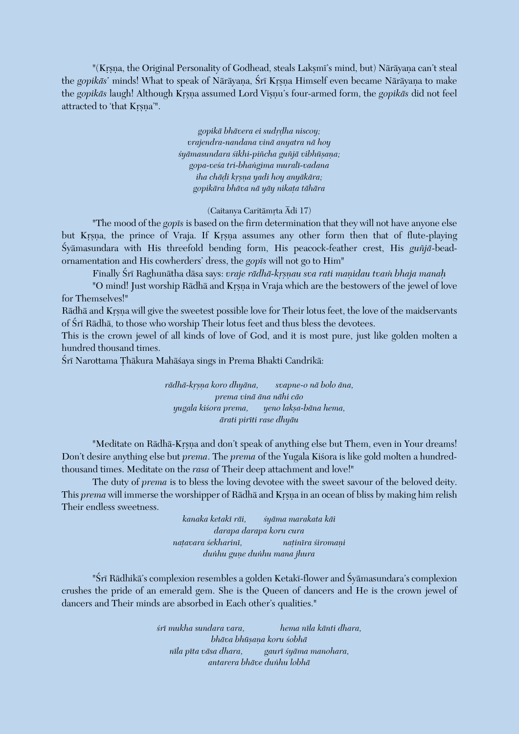"(Kṛṣṇa, the Original Personality of Godhead, steals Lakṣmī's mind, but) Nārāyaṇa can't steal the *gopikās'* minds! What to speak of Nārāyaṇa, Śrī Kṛṣṇa Himself even became Nārāyaṇa to make the *gopikās* laugh! Although Kṛṣṇa assumed Lord Viṣṇu's four-armed form, the *gopikās* did not feel attracted to 'that Kṛṣṇa'".

*gopikā bhāvera ei sudṛḍha niscoy;*
*vrajendra-nandana vinā anyatra nā hoy*
*śyāmasundara śikhi-piñcha guñjā vibhūṣaṇa;*
*gopa-veśa tri-bhaṅgima muralī-vadana*
*iha chāḍi kṛṣṇa yadi hoy anyākāra;*
*gopikāra bhāva nā yāy nikaṭa tāhāra*

(Caitanya Caritāmṛta Ādi 17)

"The mood of the *gopīs* is based on the firm determination that they will not have anyone else but Kṛṣṇa, the prince of Vraja. If Kṛṣṇa assumes any other form then that of flute-playing Śyāmasundara with His threefold bending form, His peacock-feather crest, His *guñjā*-bead-ornamentation and His cowherders' dress, the *gopīs* will not go to Him"

Finally Śrī Raghunātha dāsa says: *vraje rādhā-kṛṣṇau sva rati maṇidau tvaṁ bhaja manaḥ*

"O mind! Just worship Rādhā and Kṛṣṇa in Vraja which are the bestowers of the jewel of love for Themselves!"

Rādhā and Kṛṣṇa will give the sweetest possible love for Their lotus feet, the love of the maidservants of Śrī Rādhā, to those who worship Their lotus feet and thus bless the devotees.

This is the crown jewel of all kinds of love of God, and it is most pure, just like golden molten a hundred thousand times.

Śrī Narottama Ṭhākura Mahāśaya sings in Prema Bhakti Candrikā:

*rādhā-kṛṣṇa koro dhyāna, svapne-o nā bolo āna,*
*prema vinā āna nāhi cāo*
*yugala kiśora prema, yeno lakṣa-bāna hema,*
*ārati pirīti rase dhyāu*

"Meditate on Rādhā-Kṛṣṇa and don't speak of anything else but Them, even in Your dreams! Don't desire anything else but *prema*. The *prema* of the Yugala Kiśora is like gold molten a hundred-thousand times. Meditate on the *rasa* of Their deep attachment and love!"

The duty of *prema* is to bless the loving devotee with the sweet savour of the beloved deity. This *prema* will immerse the worshipper of Rādhā and Kṛṣṇa in an ocean of bliss by making him relish Their endless sweetness.

*kanaka ketakī rāi, śyāma marakata kāi*
*darapa darapa koru cura*
*naṭavara śekharinī, naṭinīra śiromaṇi*
*duṅhu guṇe duṅhu mana jhura*

"Śrī Rādhikā's complexion resembles a golden Ketakī-flower and Śyāmasundara's complexion crushes the pride of an emerald gem. She is the Queen of dancers and He is the crown jewel of dancers and Their minds are absorbed in Each other's qualities."

*śrī mukha sundara vara, hema nīla kānti dhara,*
*bhāva bhūṣaṇa koru śobhā*
*nīla pīta vāsa dhara, gaurī śyāma manohara,*
*antarera bhāve duṅhu lobhā*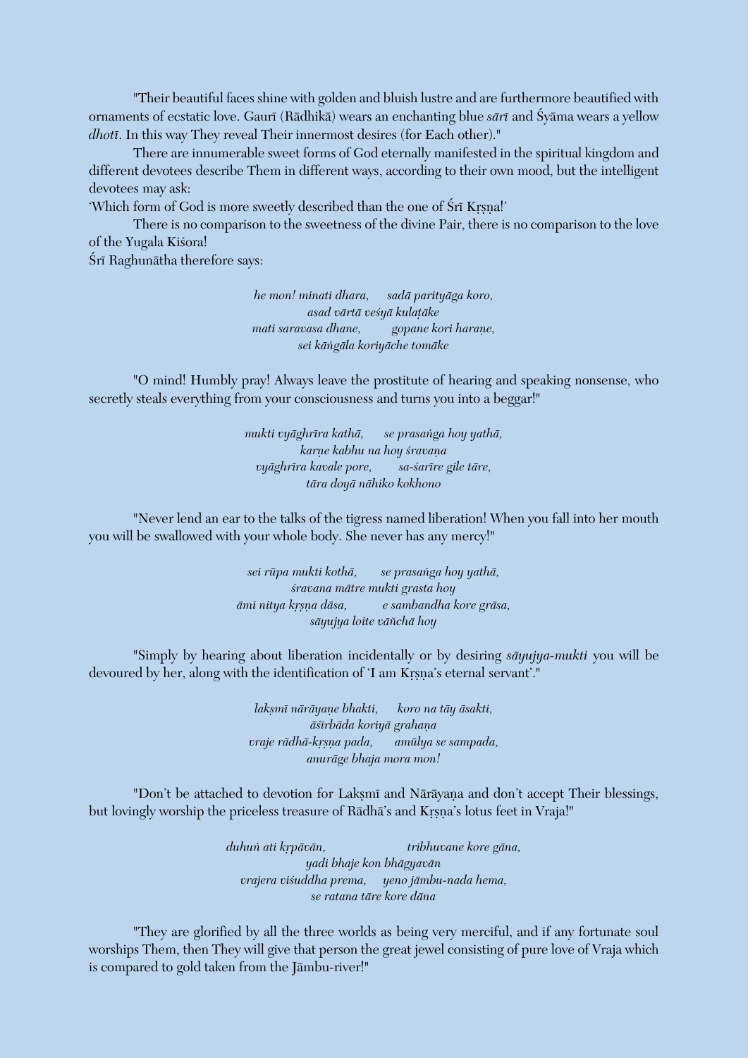"Their beautiful faces shine with golden and bluish lustre and are furthermore beautified with ornaments of ecstatic love. Gaurī (Rādhikā) wears an enchanting blue *sārī* and Śyāma wears a yellow *dhotī*. In this way They reveal Their innermost desires (for Each other)."

There are innumerable sweet forms of God eternally manifested in the spiritual kingdom and different devotees describe Them in different ways, according to their own mood, but the intelligent devotees may ask:

'Which form of God is more sweetly described than the one of Śrī Kṛṣṇa!'

There is no comparison to the sweetness of the divine Pair, there is no comparison to the love of the Yugala Kiśora!

Śrī Raghunātha therefore says:

*he mon! minati dhara, sadā parityāga koro,*
*asad vārtā veśyā kulaṭāke*
*mati saravasa dhane, gopane kori haraṇe,*
*sei kāṅgāla koriyāche tomāke*

"O mind! Humbly pray! Always leave the prostitute of hearing and speaking nonsense, who secretly steals everything from your consciousness and turns you into a beggar!"

*mukti vyāghrīra kathā, se prasaṅga hoy yathā,*
*karṇe kabhu na hoy śravaṇa*
*vyāghrīra kavale pore, sa-śarīre gile tāre,*
*tāra doyā nāhiko kokhono*

"Never lend an ear to the talks of the tigress named liberation! When you fall into her mouth you will be swallowed with your whole body. She never has any mercy!"

*sei rūpa mukti kothā, se prasaṅga hoy yathā,*
*śravana mātre mukti grasta hoy*
*āmi nitya kṛṣṇa dāsa, e sambandha kore grāsa,*
*sāyujya loite vāñchā hoy*

"Simply by hearing about liberation incidentally or by desiring *sāyujya-mukti* you will be devoured by her, along with the identification of 'I am Kṛṣṇa's eternal servant'."

*lakṣmī nārāyaṇe bhakti, koro na tāy āsakti,*
*āśīrbāda koriyā grahaṇa*
*vraje rādhā-kṛṣṇa pada, amūlya se sampada,*
*anurāge bhaja mora mon!*

"Don't be attached to devotion for Lakṣmī and Nārāyaṇa and don't accept Their blessings, but lovingly worship the priceless treasure of Rādhā's and Kṛṣṇa's lotus feet in Vraja!"

*duhuṅ ati kṛpāvān, tribhuvane kore gāna,*
*yadi bhaje kon bhāgyavān*
*vrajera viśuddha prema, yeno jāmbu-nada hema,*
*se ratana tāre kore dāna*

"They are glorified by all the three worlds as being very merciful, and if any fortunate soul worships Them, then They will give that person the great jewel consisting of pure love of Vraja which is compared to gold taken from the Jāmbu-river!"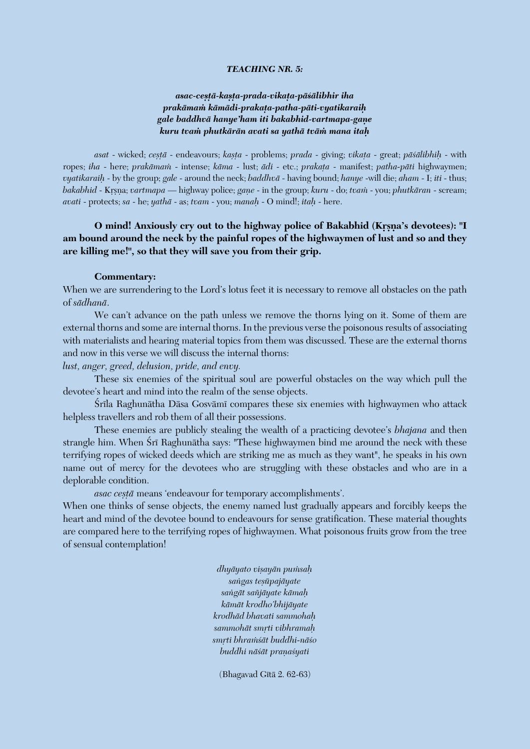***TEACHING NR. 5:***

***asac-ceṣṭā-kaṣṭa-prada-vikaṭa-pāśālibhir iha***
***prakāmaṁ kāmādi-prakaṭa-patha-pāti-vyatikaraiḥ***
***gale baddhvā hanye'ham iti bakabhid-vartmapa-gaṇe***
***kuru tvaṁ phutkārān avati sa yathā tvāṁ mana itaḥ***

*asat* - wicked; *ceṣṭā* - endeavours; *kaṣṭa* - problems; *prada* - giving; *vikaṭa* - great; *pāśālibhiḥ* - with ropes; *iha* - here; *prakāmaṁ* - intense; *kāma* - lust; *ādi* - etc.; *prakaṭa* - manifest; *patha-pāti* highwaymen; *vyatikaraiḥ* - by the group; *gale* - around the neck; *baddhvā* - having bound; *hanye* -will die; *aham* - I; *iti* - thus; *bakabhid* - Kṛṣṇa; *vartmapa* — highway police; *gaṇe* - in the group; *kuru* - do; *tvaṁ* - you; *phutkāran* - scream; *avati* - protects; *sa* - he; *yathā* - as; *tvam* - you; *manaḥ* - O mind!; *itaḥ* - here.

**O mind! Anxiously cry out to the highway police of Bakabhid (Kṛṣṇa's devotees): "I am bound around the neck by the painful ropes of the highwaymen of lust and so and they are killing me!", so that they will save you from their grip.**

**Commentary:**

When we are surrendering to the Lord's lotus feet it is necessary to remove all obstacles on the path of *sādhanā*.

We can't advance on the path unless we remove the thorns lying on it. Some of them are external thorns and some are internal thorns. In the previous verse the poisonous results of associating with materialists and hearing material topics from them was discussed. These are the external thorns and now in this verse we will discuss the internal thorns:

*lust, anger, greed, delusion, pride, and envy.*

These six enemies of the spiritual soul are powerful obstacles on the way which pull the devotee's heart and mind into the realm of the sense objects.

Śrīla Raghunātha Dāsa Gosvāmī compares these six enemies with highwaymen who attack helpless travellers and rob them of all their possessions.

These enemies are publicly stealing the wealth of a practicing devotee's *bhajana* and then strangle him. When Śrī Raghunātha says: "These highwaymen bind me around the neck with these terrifying ropes of wicked deeds which are striking me as much as they want", he speaks in his own name out of mercy for the devotees who are struggling with these obstacles and who are in a deplorable condition.

*asac ceṣṭā* means 'endeavour for temporary accomplishments'.

When one thinks of sense objects, the enemy named lust gradually appears and forcibly keeps the heart and mind of the devotee bound to endeavours for sense gratification. These material thoughts are compared here to the terrifying ropes of highwaymen. What poisonous fruits grow from the tree of sensual contemplation!

*dhyāyato viṣayān puṁsaḥ*
*saṅgas teṣūpajāyate*
*saṅgāt sañjāyate kāmaḥ*
*kāmāt krodho'bhijāyate*
*krodhād bhavati sammohaḥ*
*sammohāt smṛti vibhramaḥ*
*smṛti bhraṁśāt buddhi-nāśo*
*buddhi nāśāt praṇaśyati*

(Bhagavad Gītā 2. 62-63)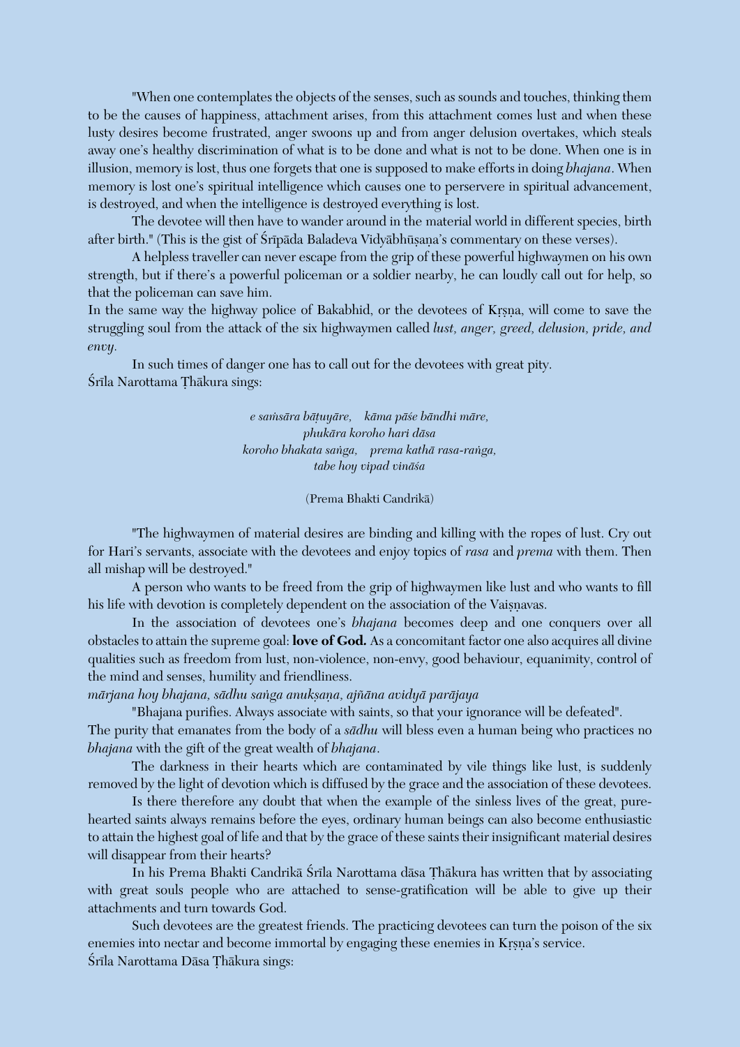"When one contemplates the objects of the senses, such as sounds and touches, thinking them to be the causes of happiness, attachment arises, from this attachment comes lust and when these lusty desires become frustrated, anger swoons up and from anger delusion overtakes, which steals away one's healthy discrimination of what is to be done and what is not to be done. When one is in illusion, memory is lost, thus one forgets that one is supposed to make efforts in doing *bhajana*. When memory is lost one's spiritual intelligence which causes one to perservere in spiritual advancement, is destroyed, and when the intelligence is destroyed everything is lost.

The devotee will then have to wander around in the material world in different species, birth after birth." (This is the gist of Śrīpāda Baladeva Vidyābhūṣaṇa's commentary on these verses).

A helpless traveller can never escape from the grip of these powerful highwaymen on his own strength, but if there's a powerful policeman or a soldier nearby, he can loudly call out for help, so that the policeman can save him.
In the same way the highway police of Bakabhid, or the devotees of Kṛṣṇa, will come to save the struggling soul from the attack of the six highwaymen called *lust, anger, greed, delusion, pride, and envy.*

In such times of danger one has to call out for the devotees with great pity.
Śrīla Narottama Ṭhākura sings:

*e saṁsāra bāṭuyāre, kāma pāśe bāndhi māre,*
*phukāra koroho hari dāsa*
*koroho bhakata saṅga, prema kathā rasa-raṅga,*
*tabe hoy vipad vināśa*

(Prema Bhakti Candrikā)

"The highwaymen of material desires are binding and killing with the ropes of lust. Cry out for Hari's servants, associate with the devotees and enjoy topics of *rasa* and *prema* with them. Then all mishap will be destroyed."

A person who wants to be freed from the grip of highwaymen like lust and who wants to fill his life with devotion is completely dependent on the association of the Vaiṣṇavas.

In the association of devotees one's *bhajana* becomes deep and one conquers over all obstacles to attain the supreme goal: **love of God.** As a concomitant factor one also acquires all divine qualities such as freedom from lust, non-violence, non-envy, good behaviour, equanimity, control of the mind and senses, humility and friendliness.
*mārjana hoy bhajana, sādhu saṅga anukṣaṇa, ajñāna avidyā parājaya*

"Bhajana purifies. Always associate with saints, so that your ignorance will be defeated".
The purity that emanates from the body of a *sādhu* will bless even a human being who practices no *bhajana* with the gift of the great wealth of *bhajana*.

The darkness in their hearts which are contaminated by vile things like lust, is suddenly removed by the light of devotion which is diffused by the grace and the association of these devotees.

Is there therefore any doubt that when the example of the sinless lives of the great, pure-hearted saints always remains before the eyes, ordinary human beings can also become enthusiastic to attain the highest goal of life and that by the grace of these saints their insignificant material desires will disappear from their hearts?

In his Prema Bhakti Candrikā Śrīla Narottama dāsa Ṭhākura has written that by associating with great souls people who are attached to sense-gratification will be able to give up their attachments and turn towards God.

Such devotees are the greatest friends. The practicing devotees can turn the poison of the six enemies into nectar and become immortal by engaging these enemies in Kṛṣṇa's service.
Śrīla Narottama Dāsa Ṭhākura sings: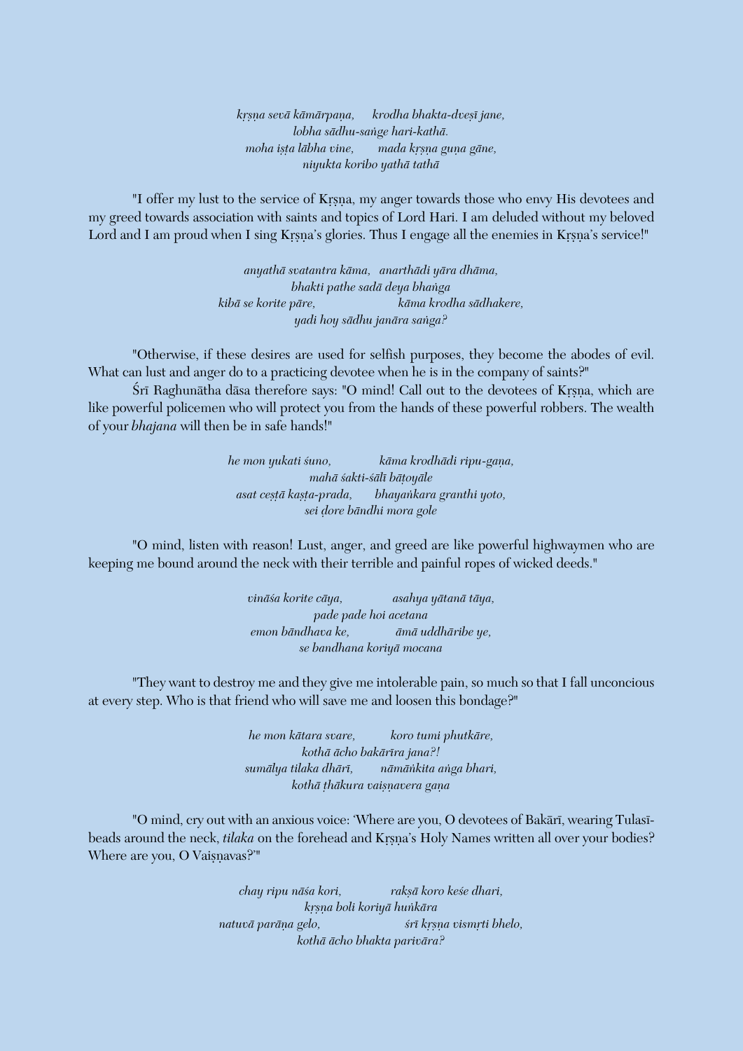*kṛṣṇa sevā kāmārpaṇa, krodha bhakta-dveṣī jane,*
*lobha sādhu-saṅge hari-kathā.*
*moha iṣṭa lābha vine, mada kṛṣṇa guṇa gāne,*
*niyukta koribo yathā tathā*

"I offer my lust to the service of Kṛṣṇa, my anger towards those who envy His devotees and my greed towards association with saints and topics of Lord Hari. I am deluded without my beloved Lord and I am proud when I sing Kṛṣṇa's glories. Thus I engage all the enemies in Kṛṣṇa's service!"

*anyathā svatantra kāma, anarthādi yāra dhāma,*
*bhakti pathe sadā deya bhaṅga*
*kibā se korite pāre, kāma krodha sādhakere,*
*yadi hoy sādhu janāra saṅga?*

"Otherwise, if these desires are used for selfish purposes, they become the abodes of evil. What can lust and anger do to a practicing devotee when he is in the company of saints?"

Śrī Raghunātha dāsa therefore says: "O mind! Call out to the devotees of Kṛṣṇa, which are like powerful policemen who will protect you from the hands of these powerful robbers. The wealth of your *bhajana* will then be in safe hands!"

*he mon yukati śuno, kāma krodhādi ripu-gaṇa,*
*mahā śakti-śālī bāṭoyāle*
*asat ceṣṭā kaṣṭa-prada, bhayaṅkara granthi yoto,*
*sei ḍore bāndhi mora gole*

"O mind, listen with reason! Lust, anger, and greed are like powerful highwaymen who are keeping me bound around the neck with their terrible and painful ropes of wicked deeds."

*vināśa korite cāya, asahya yātanā tāya,*
*pade pade hoi acetana*
*emon bāndhava ke, āmā uddhāribe ye,*
*se bandhana koriyā mocana*

"They want to destroy me and they give me intolerable pain, so much so that I fall unconcious at every step. Who is that friend who will save me and loosen this bondage?"

*he mon kātara svare, koro tumi phutkāre,*
*kothā ācho bakārīra jana?!*
*sumālya tilaka dhārī, nāmāṅkita aṅga bhari,*
*kothā ṭhākura vaiṣṇavera gaṇa*

"O mind, cry out with an anxious voice: 'Where are you, O devotees of Bakārī, wearing Tulasī-beads around the neck, *tilaka* on the forehead and Kṛṣṇa's Holy Names written all over your bodies? Where are you, O Vaiṣṇavas?'"

*chay ripu nāśa kori, rakṣā koro keśe dhari,*
*kṛṣṇa boli koriyā huṅkāra*
*natuvā parāṇa gelo, śrī kṛṣṇa vismṛti bhelo,*
*kothā ācho bhakta parivāra?*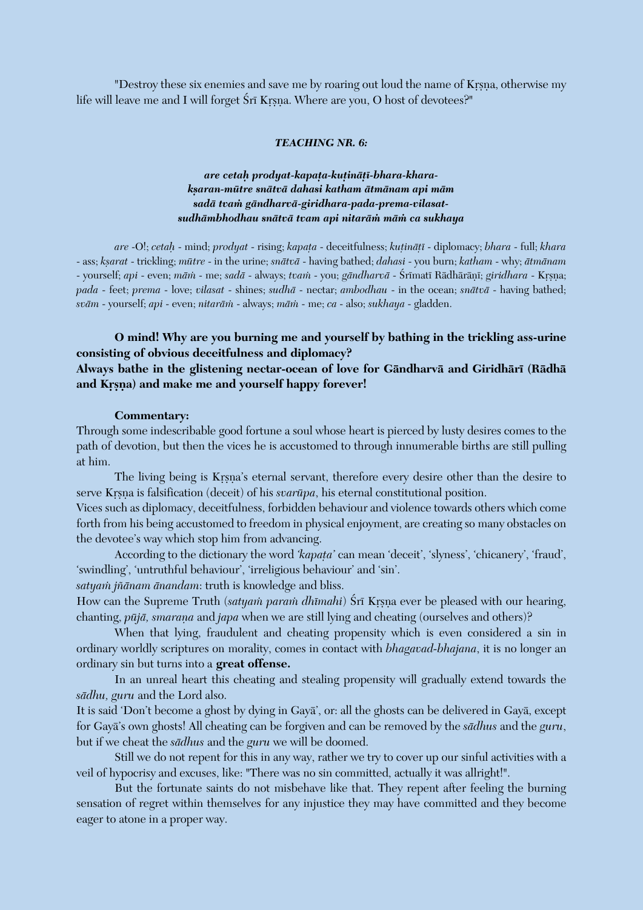"Destroy these six enemies and save me by roaring out loud the name of Kṛṣṇa, otherwise my life will leave me and I will forget Śrī Kṛṣṇa. Where are you, O host of devotees?"

***TEACHING NR. 6:***

***are cetaḥ prodyat-kapaṭa-kuṭināṭī-bhara-khara-***
***kṣaran-mūtre snātvā dahasi katham ātmānam api mām***
***sadā tvaṁ gāndharvā-giridhara-pada-prema-vilasat-***
***sudhāmbhodhau snātvā tvam api nitarāṁ māṁ ca sukhaya***

*are* -O!; *cetaḥ* - mind; *prodyat* - rising; *kapaṭa* - deceitfulness; *kuṭināṭī* - diplomacy; *bhara* - full; *khara* - ass; *kṣarat* - trickling; *mūtre* - in the urine; *snātvā* - having bathed; *dahasi* - you burn; *katham* - why; *ātmānam* - yourself; *api* - even; *māṁ* - me; *sadā* - always; *tvaṁ* - you; *gāndharvā* - Śrīmatī Rādhārāṇī; *giridhara* - Kṛṣṇa; *pada* - feet; *prema* - love; *vilasat* - shines; *sudhā* - nectar; *ambodhau* - in the ocean; *snātvā* - having bathed; *svām* - yourself; *api* - even; *nitarāṁ* - always; *māṁ* - me; *ca* - also; *sukhaya* - gladden.

**O mind! Why are you burning me and yourself by bathing in the trickling ass-urine consisting of obvious deceitfulness and diplomacy?**
**Always bathe in the glistening nectar-ocean of love for Gāndharvā and Giridhārī (Rādhā and Kṛṣṇa) and make me and yourself happy forever!**

**Commentary:**

Through some indescribable good fortune a soul whose heart is pierced by lusty desires comes to the path of devotion, but then the vices he is accustomed to through innumerable births are still pulling at him.

The living being is Kṛṣṇa's eternal servant, therefore every desire other than the desire to serve Kṛṣṇa is falsification (deceit) of his *svarūpa*, his eternal constitutional position.

Vices such as diplomacy, deceitfulness, forbidden behaviour and violence towards others which come forth from his being accustomed to freedom in physical enjoyment, are creating so many obstacles on the devotee's way which stop him from advancing.

According to the dictionary the word *'kapaṭa'* can mean 'deceit', 'slyness', 'chicanery', 'fraud', 'swindling', 'untruthful behaviour', 'irreligious behaviour' and 'sin'.

*satyaṁ jñānam ānandam*: truth is knowledge and bliss.

How can the Supreme Truth (*satyaṁ paraṁ dhīmahi*) Śrī Kṛṣṇa ever be pleased with our hearing, chanting, *pūjā, smaraṇa* and *japa* when we are still lying and cheating (ourselves and others)?

When that lying, fraudulent and cheating propensity which is even considered a sin in ordinary worldly scriptures on morality, comes in contact with *bhagavad-bhajana*, it is no longer an ordinary sin but turns into a **great offense.**

In an unreal heart this cheating and stealing propensity will gradually extend towards the *sādhu, guru* and the Lord also.

It is said 'Don't become a ghost by dying in Gayā', or: all the ghosts can be delivered in Gayā, except for Gayā's own ghosts! All cheating can be forgiven and can be removed by the *sādhus* and the *guru*, but if we cheat the *sādhus* and the *guru* we will be doomed.

Still we do not repent for this in any way, rather we try to cover up our sinful activities with a veil of hypocrisy and excuses, like: "There was no sin committed, actually it was allright!".

But the fortunate saints do not misbehave like that. They repent after feeling the burning sensation of regret within themselves for any injustice they may have committed and they become eager to atone in a proper way.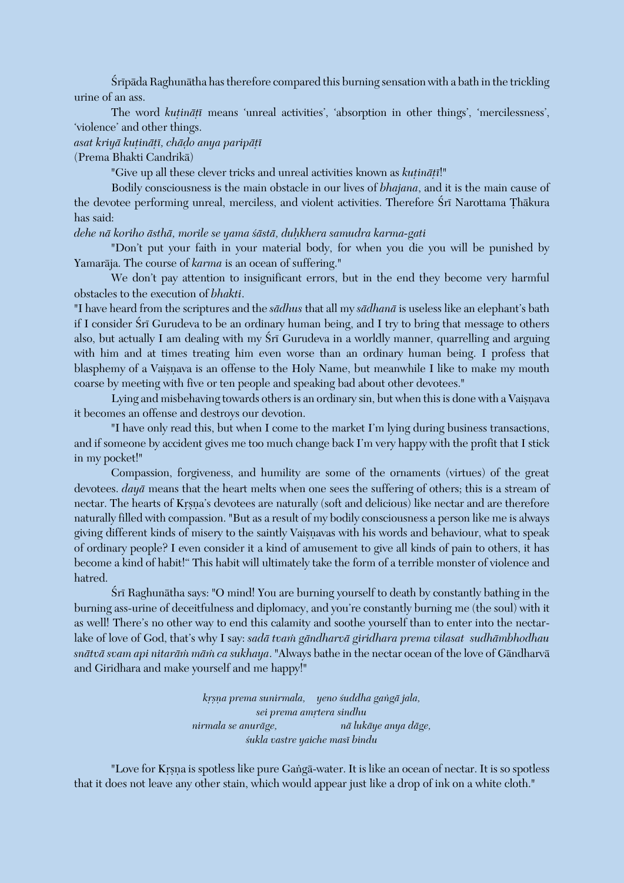Śrīpāda Raghunātha has therefore compared this burning sensation with a bath in the trickling urine of an ass.

The word *kuṭināṭī* means 'unreal activities', 'absorption in other things', 'mercilessness', 'violence' and other things.

*asat kriyā kuṭināṭī, chāḍo anya paripāṭī*
(Prema Bhakti Candrikā)

"Give up all these clever tricks and unreal activities known as *kuṭināṭī*!"

Bodily consciousness is the main obstacle in our lives of *bhajana*, and it is the main cause of the devotee performing unreal, merciless, and violent activities. Therefore Śrī Narottama Ṭhākura has said:

*dehe nā koriho āsthā, morile se yama śāstā, duḥkhera samudra karma-gati*

"Don't put your faith in your material body, for when you die you will be punished by Yamarāja. The course of *karma* is an ocean of suffering."

We don't pay attention to insignificant errors, but in the end they become very harmful obstacles to the execution of *bhakti*.

"I have heard from the scriptures and the *sādhus* that all my *sādhanā* is useless like an elephant's bath if I consider Śrī Gurudeva to be an ordinary human being, and I try to bring that message to others also, but actually I am dealing with my Śrī Gurudeva in a worldly manner, quarrelling and arguing with him and at times treating him even worse than an ordinary human being. I profess that blasphemy of a Vaiṣṇava is an offense to the Holy Name, but meanwhile I like to make my mouth coarse by meeting with five or ten people and speaking bad about other devotees."

Lying and misbehaving towards others is an ordinary sin, but when this is done with a Vaiṣṇava it becomes an offense and destroys our devotion.

"I have only read this, but when I come to the market I'm lying during business transactions, and if someone by accident gives me too much change back I'm very happy with the profit that I stick in my pocket!"

Compassion, forgiveness, and humility are some of the ornaments (virtues) of the great devotees. *dayā* means that the heart melts when one sees the suffering of others; this is a stream of nectar. The hearts of Kṛṣṇa's devotees are naturally (soft and delicious) like nectar and are therefore naturally filled with compassion. "But as a result of my bodily consciousness a person like me is always giving different kinds of misery to the saintly Vaiṣṇavas with his words and behaviour, what to speak of ordinary people? I even consider it a kind of amusement to give all kinds of pain to others, it has become a kind of habit!" This habit will ultimately take the form of a terrible monster of violence and hatred.

Śrī Raghunātha says: "O mind! You are burning yourself to death by constantly bathing in the burning ass-urine of deceitfulness and diplomacy, and you're constantly burning me (the soul) with it as well! There's no other way to end this calamity and soothe yourself than to enter into the nectar-lake of love of God, that's why I say: *sadā tvaṁ gāndharvā giridhara prema vilasat sudhāmbhodhau snātvā svam api nitarāṁ māṁ ca sukhaya*. "Always bathe in the nectar ocean of the love of Gāndharvā and Giridhara and make yourself and me happy!"

*kṛṣṇa prema sunirmala, yeno śuddha gaṅgā jala,*
*sei prema amṛtera sindhu*
*nirmala se anurāge, nā lukāye anya dāge,*
*śukla vastre yaiche masī bindu*

"Love for Kṛṣṇa is spotless like pure Gaṅgā-water. It is like an ocean of nectar. It is so spotless that it does not leave any other stain, which would appear just like a drop of ink on a white cloth."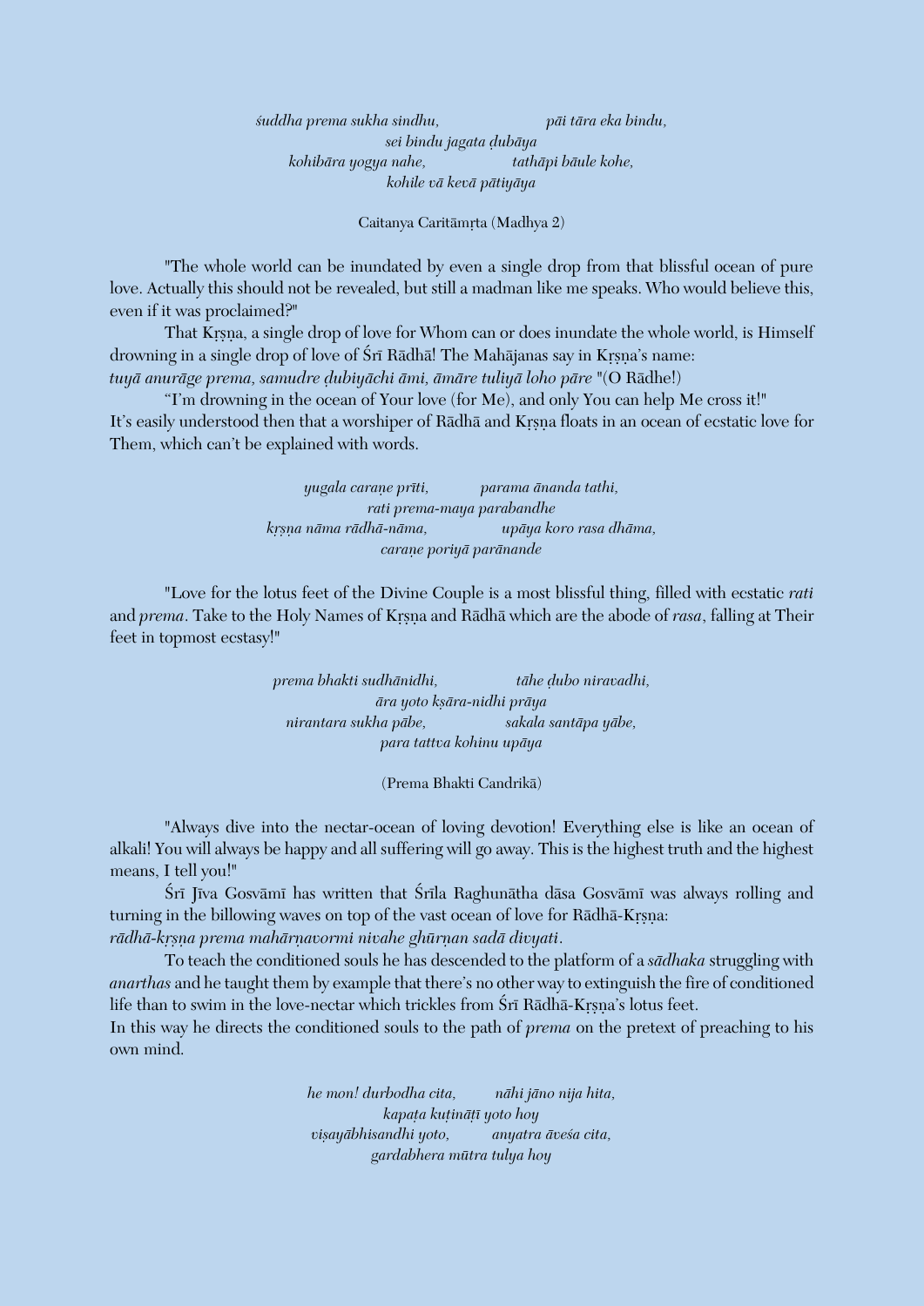*śuddha prema sukha sindhu, pāi tāra eka bindu,*
*sei bindu jagata ḍubāya*
*kohibāra yogya nahe, tathāpi bāule kohe,*
*kohile vā kevā pātiyāya*

Caitanya Caritāmṛta (Madhya 2)

"The whole world can be inundated by even a single drop from that blissful ocean of pure love. Actually this should not be revealed, but still a madman like me speaks. Who would believe this, even if it was proclaimed?"

That Kṛṣṇa, a single drop of love for Whom can or does inundate the whole world, is Himself drowning in a single drop of love of Śrī Rādhā! The Mahājanas say in Kṛṣṇa's name: *tuyā anurāge prema, samudre ḍubiyāchi āmi, āmāre tuliyā loho pāre* "(O Rādhe!)

"I'm drowning in the ocean of Your love (for Me), and only You can help Me cross it!" It's easily understood then that a worshiper of Rādhā and Kṛṣṇa floats in an ocean of ecstatic love for Them, which can't be explained with words.

*yugala caraṇe prīti, parama ānanda tathi,*
*rati prema-maya parabandhe*
*kṛṣṇa nāma rādhā-nāma, upāya koro rasa dhāma,*
*caraṇe poriyā parānande*

"Love for the lotus feet of the Divine Couple is a most blissful thing, filled with ecstatic *rati* and *prema*. Take to the Holy Names of Kṛṣṇa and Rādhā which are the abode of *rasa*, falling at Their feet in topmost ecstasy!"

*prema bhakti sudhānidhi, tāhe ḍubo niravadhi,*
*āra yoto kṣāra-nidhi prāya*
*nirantara sukha pābe, sakala santāpa yābe,*
*para tattva kohinu upāya*

(Prema Bhakti Candrikā)

"Always dive into the nectar-ocean of loving devotion! Everything else is like an ocean of alkali! You will always be happy and all suffering will go away. This is the highest truth and the highest means, I tell you!"

Śrī Jīva Gosvāmī has written that Śrīla Raghunātha dāsa Gosvāmī was always rolling and turning in the billowing waves on top of the vast ocean of love for Rādhā-Kṛṣṇa: *rādhā-kṛṣṇa prema mahārṇavormi nivahe ghūrṇan sadā divyati*.

To teach the conditioned souls he has descended to the platform of a *sādhaka* struggling with *anarthas* and he taught them by example that there's no other way to extinguish the fire of conditioned life than to swim in the love-nectar which trickles from Śrī Rādhā-Kṛṣṇa's lotus feet. In this way he directs the conditioned souls to the path of *prema* on the pretext of preaching to his own mind.

*he mon! durbodha cita, nāhi jāno nija hita,*
*kapaṭa kuṭināṭī yoto hoy*
*viṣayābhisandhi yoto, anyatra āveśa cita,*
*gardabhera mūtra tulya hoy*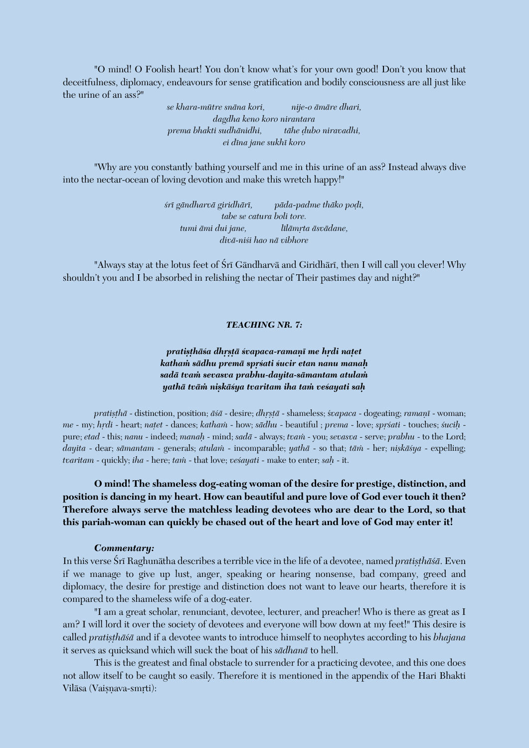"O mind! O Foolish heart! You don't know what's for your own good! Don't you know that deceitfulness, diplomacy, endeavours for sense gratification and bodily consciousness are all just like the urine of an ass?"

*se khara-mūtre snāna kori, nije-o āmāre dhari,*
*dagdha keno koro nirantara*
*prema bhakti sudhānidhi, tāhe ḍubo niravadhi,*
*ei dīna jane sukhī koro*

"Why are you constantly bathing yourself and me in this urine of an ass? Instead always dive into the nectar-ocean of loving devotion and make this wretch happy!"

*śrī gāndharvā giridhārī, pāda-padme thāko poḍi,*
*tabe se catura boli tore.*
*tumi āmi dui jane, līlāmṛta āsvādane,*
*divā-niśi hao nā vibhore*

"Always stay at the lotus feet of Śrī Gāndharvā and Giridhārī, then I will call you clever! Why shouldn't you and I be absorbed in relishing the nectar of Their pastimes day and night?"

***TEACHING NR. 7:***

***pratiṣṭhāśa dhṛṣṭā śvapaca-ramaṇī me hṛdi naṭet***
***kathaṁ sādhu premā spṛśati śucir etan nanu manaḥ***
***sadā tvaṁ sevasva prabhu-dayita-sāmantam atulaṁ***
***yathā tvāṁ niṣkāśya tvaritam iha taṁ veśayati saḥ***

*pratiṣṭhā* - distinction, position; *āśā* - desire; *dhṛṣṭā* - shameless; *śvapaca* - dogeating; *ramaṇī* - woman; *me* - my; *hṛdi* - heart; *naṭet* - dances; *kathaṁ* - how; *sādhu* - beautiful ; *prema* - love; *spṛśati* - touches; *śuciḥ* - pure; *etad* - this; *nanu* - indeed; *manaḥ* - mind; *sadā* - always; *tvaṁ* - you; *sevasva* - serve; *prabhu* - to the Lord; *dayita* - dear; *sāmantam* - generals; *atulaṁ* - incomparable; *yathā* - so that; *tāṁ* - her; *niṣkāśya* - expelling; *tvaritam* - quickly; *iha* - here; *taṁ* - that love; *veśayati* - make to enter; *saḥ* - it.

**O mind! The shameless dog-eating woman of the desire for prestige, distinction, and position is dancing in my heart. How can beautiful and pure love of God ever touch it then? Therefore always serve the matchless leading devotees who are dear to the Lord, so that this pariah-woman can quickly be chased out of the heart and love of God may enter it!**

***Commentary:***

In this verse Śrī Raghunātha describes a terrible vice in the life of a devotee, named *pratiṣṭhāśā*. Even if we manage to give up lust, anger, speaking or hearing nonsense, bad company, greed and diplomacy, the desire for prestige and distinction does not want to leave our hearts, therefore it is compared to the shameless wife of a dog-eater.

"I am a great scholar, renunciant, devotee, lecturer, and preacher! Who is there as great as I am? I will lord it over the society of devotees and everyone will bow down at my feet!" This desire is called *pratiṣṭhāśā* and if a devotee wants to introduce himself to neophytes according to his *bhajana* it serves as quicksand which will suck the boat of his *sādhanā* to hell.

This is the greatest and final obstacle to surrender for a practicing devotee, and this one does not allow itself to be caught so easily. Therefore it is mentioned in the appendix of the Hari Bhakti Vilāsa (Vaiṣṇava-smṛti):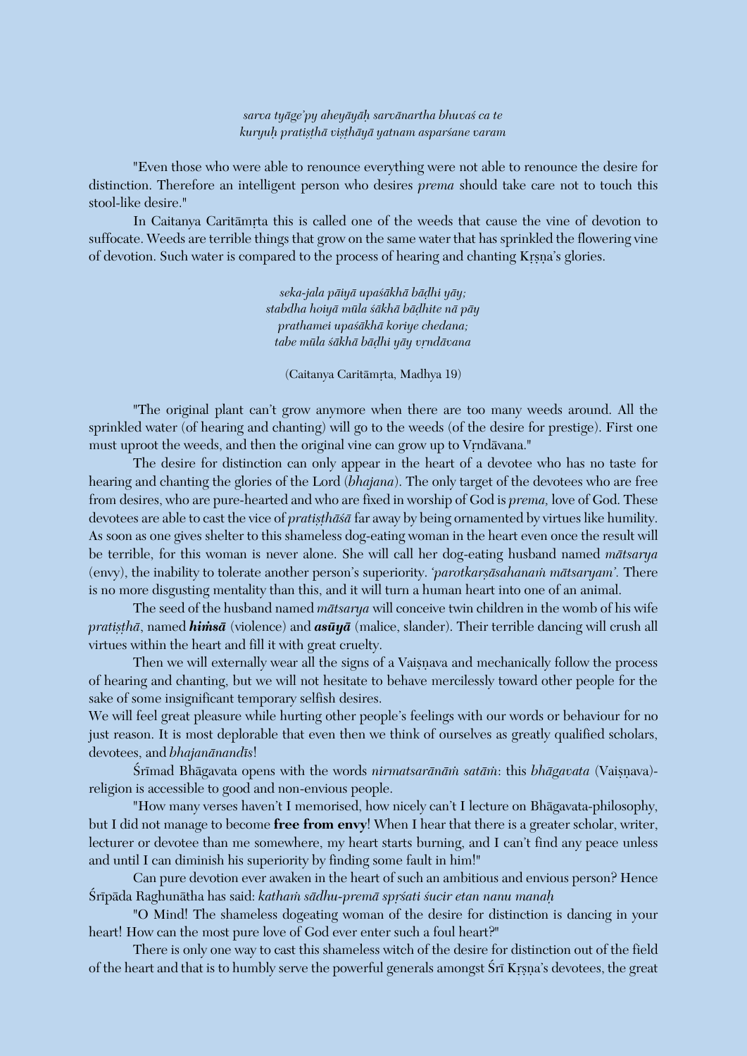*sarva tyāge'py aheyāyāḥ sarvānartha bhuvaś ca te*
*kuryuḥ pratiṣṭhā viṣṭhāyā yatnam asparśane varam*

"Even those who were able to renounce everything were not able to renounce the desire for distinction. Therefore an intelligent person who desires *prema* should take care not to touch this stool-like desire."

In Caitanya Caritāmṛta this is called one of the weeds that cause the vine of devotion to suffocate. Weeds are terrible things that grow on the same water that has sprinkled the flowering vine of devotion. Such water is compared to the process of hearing and chanting Kṛṣṇa's glories.

*seka-jala pāiyā upaśākhā bāḍhi yāy;*
*stabdha hoiyā mūla śākhā bāḍhite nā pāy*
*prathamei upaśākhā koriye chedana;*
*tabe mūla śākhā bāḍhi yāy vṛndāvana*

(Caitanya Caritāmṛta, Madhya 19)

"The original plant can't grow anymore when there are too many weeds around. All the sprinkled water (of hearing and chanting) will go to the weeds (of the desire for prestige). First one must uproot the weeds, and then the original vine can grow up to Vṛndāvana."

The desire for distinction can only appear in the heart of a devotee who has no taste for hearing and chanting the glories of the Lord (*bhajana*). The only target of the devotees who are free from desires, who are pure-hearted and who are fixed in worship of God is *prema,* love of God. These devotees are able to cast the vice of *pratiṣṭhāśā* far away by being ornamented by virtues like humility. As soon as one gives shelter to this shameless dog-eating woman in the heart even once the result will be terrible, for this woman is never alone. She will call her dog-eating husband named *mātsarya* (envy), the inability to tolerate another person's superiority. *'parotkarṣāsahanaṁ mātsaryam'.* There is no more disgusting mentality than this, and it will turn a human heart into one of an animal.

The seed of the husband named *mātsarya* will conceive twin children in the womb of his wife *pratiṣṭhā*, named ***hiṁsā*** (violence) and ***asūyā*** (malice, slander). Their terrible dancing will crush all virtues within the heart and fill it with great cruelty.

Then we will externally wear all the signs of a Vaiṣṇava and mechanically follow the process of hearing and chanting, but we will not hesitate to behave mercilessly toward other people for the sake of some insignificant temporary selfish desires.

We will feel great pleasure while hurting other people's feelings with our words or behaviour for no just reason. It is most deplorable that even then we think of ourselves as greatly qualified scholars, devotees, and *bhajanānandīs*!

Śrīmad Bhāgavata opens with the words *nirmatsarāṇāṁ satāṁ*: this *bhāgavata* (Vaiṣṇava)-religion is accessible to good and non-envious people.

"How many verses haven't I memorised, how nicely can't I lecture on Bhāgavata-philosophy, but I did not manage to become **free from envy**! When I hear that there is a greater scholar, writer, lecturer or devotee than me somewhere, my heart starts burning, and I can't find any peace unless and until I can diminish his superiority by finding some fault in him!"

Can pure devotion ever awaken in the heart of such an ambitious and envious person? Hence Śrīpāda Raghunātha has said: *kathaṁ sādhu-premā spṛśati śucir etan nanu manaḥ*

"O Mind! The shameless dogeating woman of the desire for distinction is dancing in your heart! How can the most pure love of God ever enter such a foul heart?"

There is only one way to cast this shameless witch of the desire for distinction out of the field of the heart and that is to humbly serve the powerful generals amongst Śrī Kṛṣṇa's devotees, the great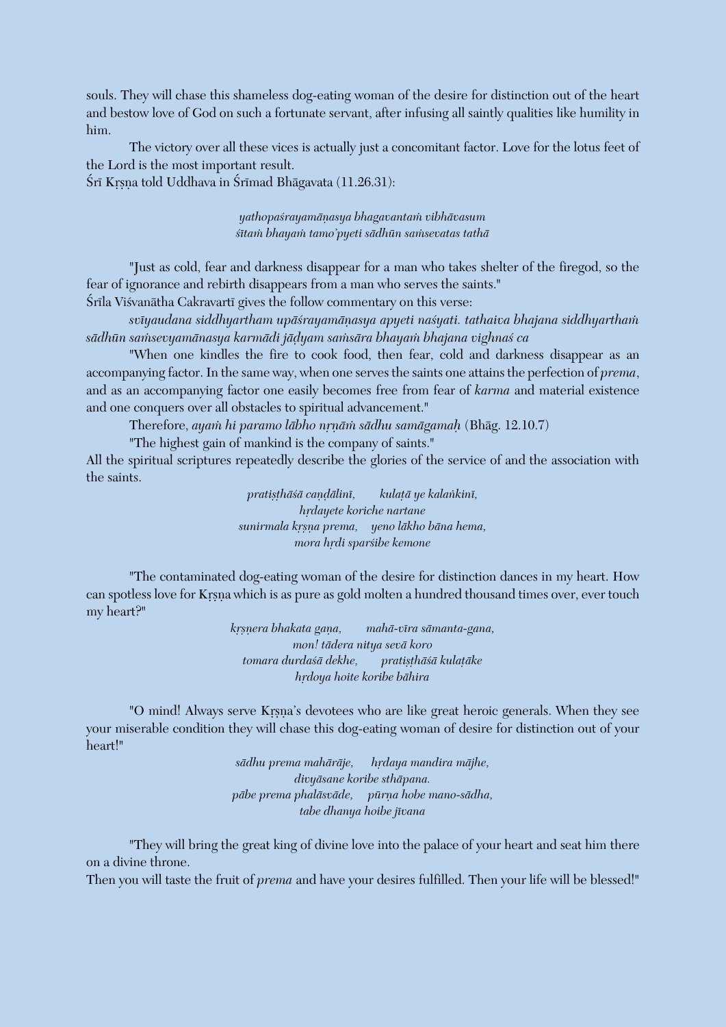souls. They will chase this shameless dog-eating woman of the desire for distinction out of the heart and bestow love of God on such a fortunate servant, after infusing all saintly qualities like humility in him.

The victory over all these vices is actually just a concomitant factor. Love for the lotus feet of the Lord is the most important result.

Śrī Kṛṣṇa told Uddhava in Śrīmad Bhāgavata (11.26.31):

*yathopaśrayamāṇasya bhagavantaṁ vibhāvasum*
*śītaṁ bhayaṁ tamo'pyeti sādhūn saṁsevatas tathā*

"Just as cold, fear and darkness disappear for a man who takes shelter of the firegod, so the fear of ignorance and rebirth disappears from a man who serves the saints."

Śrīla Viśvanātha Cakravartī gives the follow commentary on this verse:

*svīyaudana siddhyartham upāśrayamāṇasya apyeti naśyati. tathaiva bhajana siddhyarthaṁ sādhūn saṁsevyamānasya karmādi jāḍyam saṁsāra bhayaṁ bhajana vighnaś ca*

"When one kindles the fire to cook food, then fear, cold and darkness disappear as an accompanying factor. In the same way, when one serves the saints one attains the perfection of *prema*, and as an accompanying factor one easily becomes free from fear of *karma* and material existence and one conquers over all obstacles to spiritual advancement."

Therefore, *ayaṁ hi paramo lābho nṛṇāṁ sādhu samāgamaḥ* (Bhāg. 12.10.7)

"The highest gain of mankind is the company of saints."

All the spiritual scriptures repeatedly describe the glories of the service of and the association with the saints.

*pratiṣṭhāśā caṇḍālinī, kulaṭā ye kalaṅkinī,*
*hṛdayete koriche nartane*
*sunirmala kṛṣṇa prema, yeno lākho bāna hema,*
*mora hṛdi sparśibe kemone*

"The contaminated dog-eating woman of the desire for distinction dances in my heart. How can spotless love for Kṛṣṇa which is as pure as gold molten a hundred thousand times over, ever touch my heart?"

*kṛṣṇera bhakata gaṇa, mahā-vīra sāmanta-gana,*
*mon! tādera nitya sevā koro*
*tomara durdaśā dekhe, pratiṣṭhāśā kulaṭāke*
*hṛdoya hoite koribe bāhira*

"O mind! Always serve Kṛṣṇa's devotees who are like great heroic generals. When they see your miserable condition they will chase this dog-eating woman of desire for distinction out of your heart!"

*sādhu prema mahārāje, hṛdaya mandira mājhe,*
*divyāsane koribe sthāpana.*
*pābe prema phalāsvāde, pūrṇa hobe mano-sādha,*
*tabe dhanya hoibe jīvana*

"They will bring the great king of divine love into the palace of your heart and seat him there on a divine throne.

Then you will taste the fruit of *prema* and have your desires fulfilled. Then your life will be blessed!"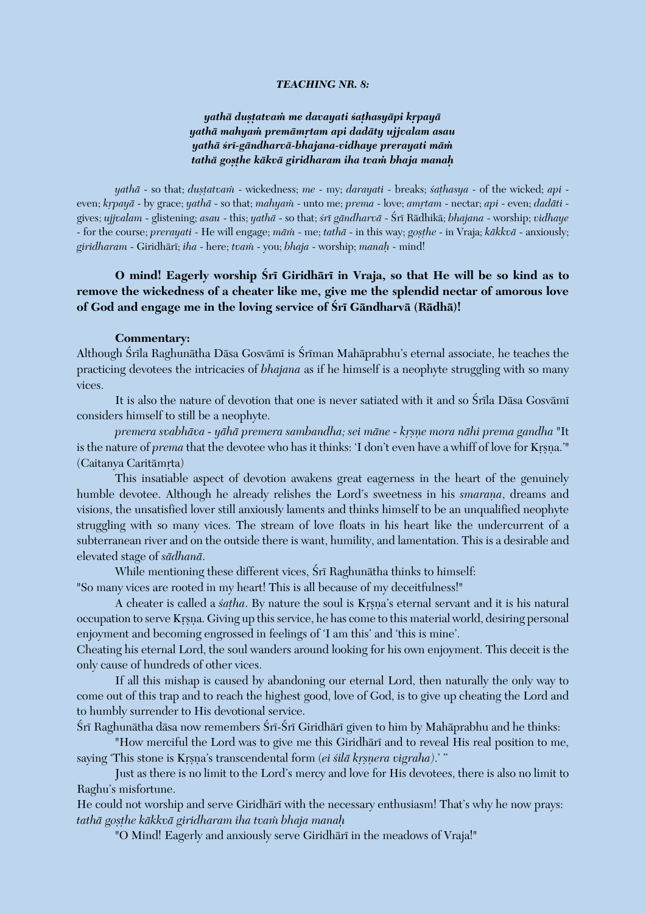***TEACHING NR. 8:***

***yathā duṣṭatvaṁ me davayati śaṭhasyāpi kṛpayā***
***yathā mahyaṁ premāmṛtam api dadāty ujjvalam asau***
***yathā śrī-gāndharvā-bhajana-vidhaye prerayati māṁ***
***tathā goṣṭhe kākvā giridharam iha tvaṁ bhaja manaḥ***

*yathā* - so that; *duṣṭatvaṁ* - wickedness; *me* - my; *darayati* - breaks; *śaṭhasya* - of the wicked; *api* - even; *kṛpayā* - by grace; *yathā* - so that; *mahyaṁ* - unto me; *prema* - love; *amṛtam* - nectar; *api* - even; *dadāti* - gives; *ujjvalam* - glistening; *asau* - this; *yathā* - so that; *śrī gāndharvā* - Śrī Rādhikā; *bhajana* - worship; *vidhaye* - for the course; *prerayati* - He will engage; *māṁ* - me; *tathā* - in this way; *goṣṭhe* - in Vraja; *kākkvā* - anxiously; *giridharam* - Giridhārī; *iha* - here; *tvaṁ* - you; *bhaja* - worship; *manaḥ* - mind!

**O mind! Eagerly worship Śrī Giridhārī in Vraja, so that He will be so kind as to remove the wickedness of a cheater like me, give me the splendid nectar of amorous love of God and engage me in the loving service of Śrī Gāndharvā (Rādhā)!**

**Commentary:**
Although Śrīla Raghunātha Dāsa Gosvāmī is Śrīman Mahāprabhu's eternal associate, he teaches the practicing devotees the intricacies of *bhajana* as if he himself is a neophyte struggling with so many vices.

It is also the nature of devotion that one is never satiated with it and so Śrīla Dāsa Gosvāmī considers himself to still be a neophyte.

*premera svabhāva - yāhā premera sambandha; sei māne - kṛṣṇe mora nāhi prema gandha* "It is the nature of *prema* that the devotee who has it thinks: 'I don't even have a whiff of love for Kṛṣṇa.'" (Caitanya Caritāmṛta)

This insatiable aspect of devotion awakens great eagerness in the heart of the genuinely humble devotee. Although he already relishes the Lord's sweetness in his *smaraṇa*, dreams and visions, the unsatisfied lover still anxiously laments and thinks himself to be an unqualified neophyte struggling with so many vices. The stream of love floats in his heart like the undercurrent of a subterranean river and on the outside there is want, humility, and lamentation. This is a desirable and elevated stage of *sādhanā*.

While mentioning these different vices, Śrī Raghunātha thinks to himself:
"So many vices are rooted in my heart! This is all because of my deceitfulness!"

A cheater is called a *śaṭha*. By nature the soul is Kṛṣṇa's eternal servant and it is his natural occupation to serve Kṛṣṇa. Giving up this service, he has come to this material world, desiring personal enjoyment and becoming engrossed in feelings of 'I am this' and 'this is mine'.
Cheating his eternal Lord, the soul wanders around looking for his own enjoyment. This deceit is the only cause of hundreds of other vices.

If all this mishap is caused by abandoning our eternal Lord, then naturally the only way to come out of this trap and to reach the highest good, love of God, is to give up cheating the Lord and to humbly surrender to His devotional service.
Śrī Raghunātha dāsa now remembers Śrī-Śrī Giridhārī given to him by Mahāprabhu and he thinks:

"How merciful the Lord was to give me this Giridhārī and to reveal His real position to me, saying 'This stone is Kṛṣṇa's transcendental form (*ei śilā kṛṣṇera vigraha*).' "

Just as there is no limit to the Lord's mercy and love for His devotees, there is also no limit to Raghu's misfortune.
He could not worship and serve Giridhārī with the necessary enthusiasm! That's why he now prays: *tathā goṣṭhe kākkvā giridharam iha tvaṁ bhaja manaḥ*

"O Mind! Eagerly and anxiously serve Giridhārī in the meadows of Vraja!"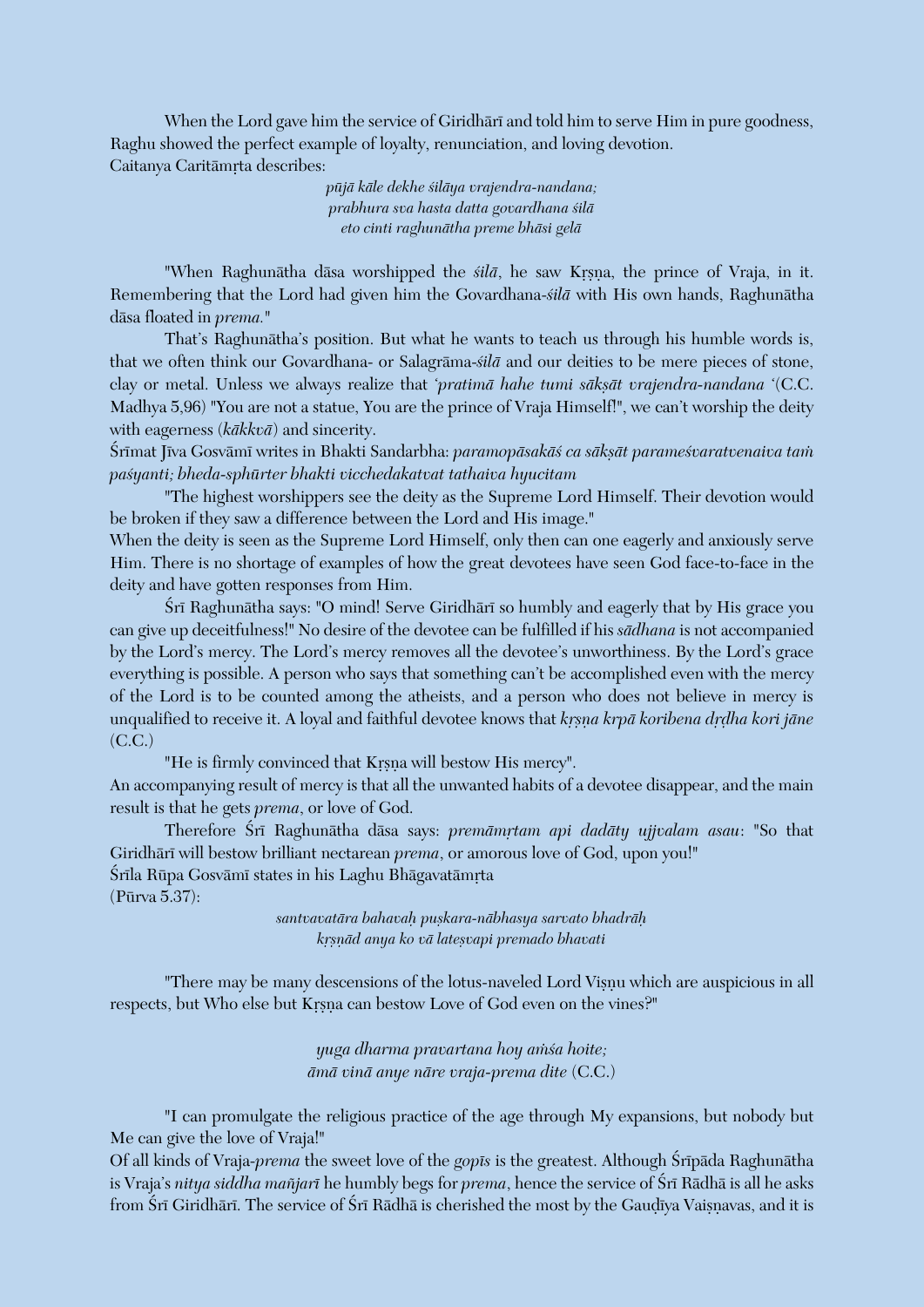When the Lord gave him the service of Giridhārī and told him to serve Him in pure goodness, Raghu showed the perfect example of loyalty, renunciation, and loving devotion.
Caitanya Caritāmṛta describes:

*pūjā kāle dekhe śilāya vrajendra-nandana;*
*prabhura sva hasta datta govardhana śilā*
*eto cinti raghunātha preme bhāsi gelā*

"When Raghunātha dāsa worshipped the *śilā*, he saw Kṛṣṇa, the prince of Vraja, in it. Remembering that the Lord had given him the Govardhana-*śilā* with His own hands, Raghunātha dāsa floated in *prema.*"

That's Raghunātha's position. But what he wants to teach us through his humble words is, that we often think our Govardhana- or Salagrāma-*śilā* and our deities to be mere pieces of stone, clay or metal. Unless we always realize that *'pratimā hahe tumi sākṣāt vrajendra-nandana '*(C.C. Madhya 5,96) "You are not a statue, You are the prince of Vraja Himself!", we can't worship the deity with eagerness (*kākkvā*) and sincerity.

Śrīmat Jīva Gosvāmī writes in Bhakti Sandarbha: *paramopāsakāś ca sākṣāt parameśvaratvenaiva taṁ paśyanti; bheda-sphūrter bhakti vicchedakatvat tathaiva hyucitam*

"The highest worshippers see the deity as the Supreme Lord Himself. Their devotion would be broken if they saw a difference between the Lord and His image."

When the deity is seen as the Supreme Lord Himself, only then can one eagerly and anxiously serve Him. There is no shortage of examples of how the great devotees have seen God face-to-face in the deity and have gotten responses from Him.

Śrī Raghunātha says: "O mind! Serve Giridhārī so humbly and eagerly that by His grace you can give up deceitfulness!" No desire of the devotee can be fulfilled if his *sādhana* is not accompanied by the Lord's mercy. The Lord's mercy removes all the devotee's unworthiness. By the Lord's grace everything is possible. A person who says that something can't be accomplished even with the mercy of the Lord is to be counted among the atheists, and a person who does not believe in mercy is unqualified to receive it. A loyal and faithful devotee knows that *kṛṣṇa krpā koribena dṛḍha kori jāne* (C.C.)

"He is firmly convinced that Kṛṣṇa will bestow His mercy".

An accompanying result of mercy is that all the unwanted habits of a devotee disappear, and the main result is that he gets *prema*, or love of God.

Therefore Śrī Raghunātha dāsa says: *premāmṛtam api dadāty ujjvalam asau*: "So that Giridhārī will bestow brilliant nectarean *prema*, or amorous love of God, upon you!"

Śrīla Rūpa Gosvāmī states in his Laghu Bhāgavatāmṛta
(Pūrva 5.37):

*santvavatāra bahavaḥ puṣkara-nābhasya sarvato bhadrāḥ*
*kṛṣṇād anya ko vā lateṣvapi premado bhavati*

"There may be many descensions of the lotus-naveled Lord Viṣṇu which are auspicious in all respects, but Who else but Kṛṣṇa can bestow Love of God even on the vines?"

*yuga dharma pravartana hoy aṁśa hoite;*
*āmā vinā anye nāre vraja-prema dite* (C.C.)

"I can promulgate the religious practice of the age through My expansions, but nobody but Me can give the love of Vraja!"

Of all kinds of Vraja-*prema* the sweet love of the *gopīs* is the greatest. Although Śrīpāda Raghunātha is Vraja's *nitya siddha mañjarī* he humbly begs for *prema*, hence the service of Śrī Rādhā is all he asks from Śrī Giridhārī. The service of Śrī Rādhā is cherished the most by the Gauḍīya Vaiṣṇavas, and it is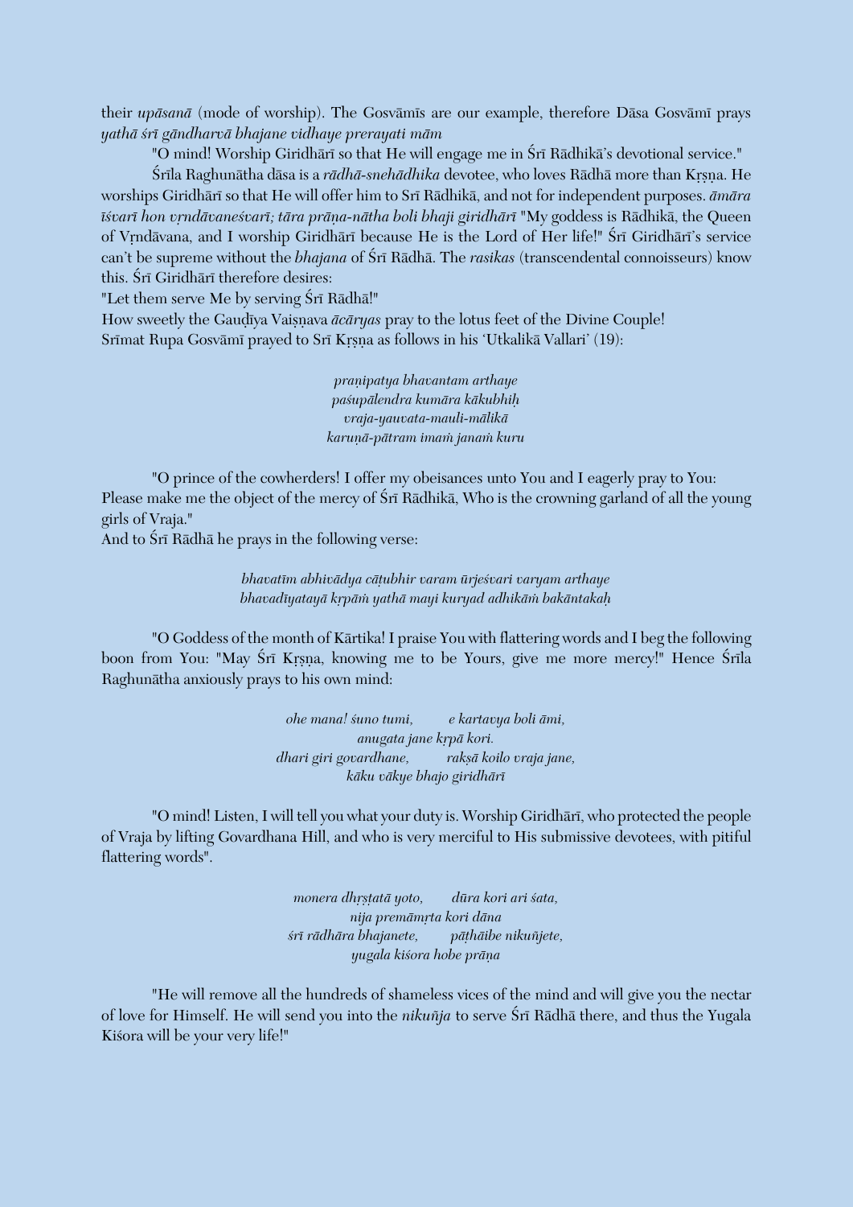their *upāsanā* (mode of worship). The Gosvāmīs are our example, therefore Dāsa Gosvāmī prays *yathā śrī gāndharvā bhajane vidhaye prerayati mām*

"O mind! Worship Giridhārī so that He will engage me in Śrī Rādhikā's devotional service."

Śrīla Raghunātha dāsa is a *rādhā-snehādhika* devotee, who loves Rādhā more than Kṛṣṇa. He worships Giridhārī so that He will offer him to Srī Rādhikā, and not for independent purposes. *āmāra īśvarī hon vṛndāvaneśvarī; tāra prāṇa-nātha boli bhaji giridhārī* "My goddess is Rādhikā, the Queen of Vṛndāvana, and I worship Giridhārī because He is the Lord of Her life!" Śrī Giridhārī's service can't be supreme without the *bhajana* of Śrī Rādhā. The *rasikas* (transcendental connoisseurs) know this. Śrī Giridhārī therefore desires:

"Let them serve Me by serving Śrī Rādhā!"

How sweetly the Gauḍīya Vaiṣṇava *ācāryas* pray to the lotus feet of the Divine Couple!

Srīmat Rupa Gosvāmī prayed to Srī Kṛṣṇa as follows in his 'Utkalikā Vallari' (19):

*praṇipatya bhavantam arthaye*
*paśupālendra kumāra kākubhiḥ*
*vraja-yauvata-mauli-mālikā*
*karuṇā-pātram imaṁ janaṁ kuru*

"O prince of the cowherders! I offer my obeisances unto You and I eagerly pray to You: Please make me the object of the mercy of Śrī Rādhikā, Who is the crowning garland of all the young girls of Vraja."

And to Śrī Rādhā he prays in the following verse:

*bhavatīm abhivādya cāṭubhir varam ūrjeśvari varyam arthaye*
*bhavadīyatayā kṛpāṁ yathā mayi kuryad adhikāṁ bakāntakaḥ*

"O Goddess of the month of Kārtika! I praise You with flattering words and I beg the following boon from You: "May Śrī Kṛṣṇa, knowing me to be Yours, give me more mercy!" Hence Śrīla Raghunātha anxiously prays to his own mind:

*ohe mana! śuno tumi, e kartavya boli āmi,*
*anugata jane kṛpā kori.*
*dhari giri govardhane, rakṣā koilo vraja jane,*
*kāku vākye bhajo giridhārī*

"O mind! Listen, I will tell you what your duty is. Worship Giridhārī, who protected the people of Vraja by lifting Govardhana Hill, and who is very merciful to His submissive devotees, with pitiful flattering words".

*monera dhṛṣṭatā yoto, dūra kori ari śata,*
*nija premāmṛta kori dāna*
*śrī rādhāra bhajanete, pāṭhāibe nikuñjete,*
*yugala kiśora hobe prāṇa*

"He will remove all the hundreds of shameless vices of the mind and will give you the nectar of love for Himself. He will send you into the *nikuñja* to serve Śrī Rādhā there, and thus the Yugala Kiśora will be your very life!"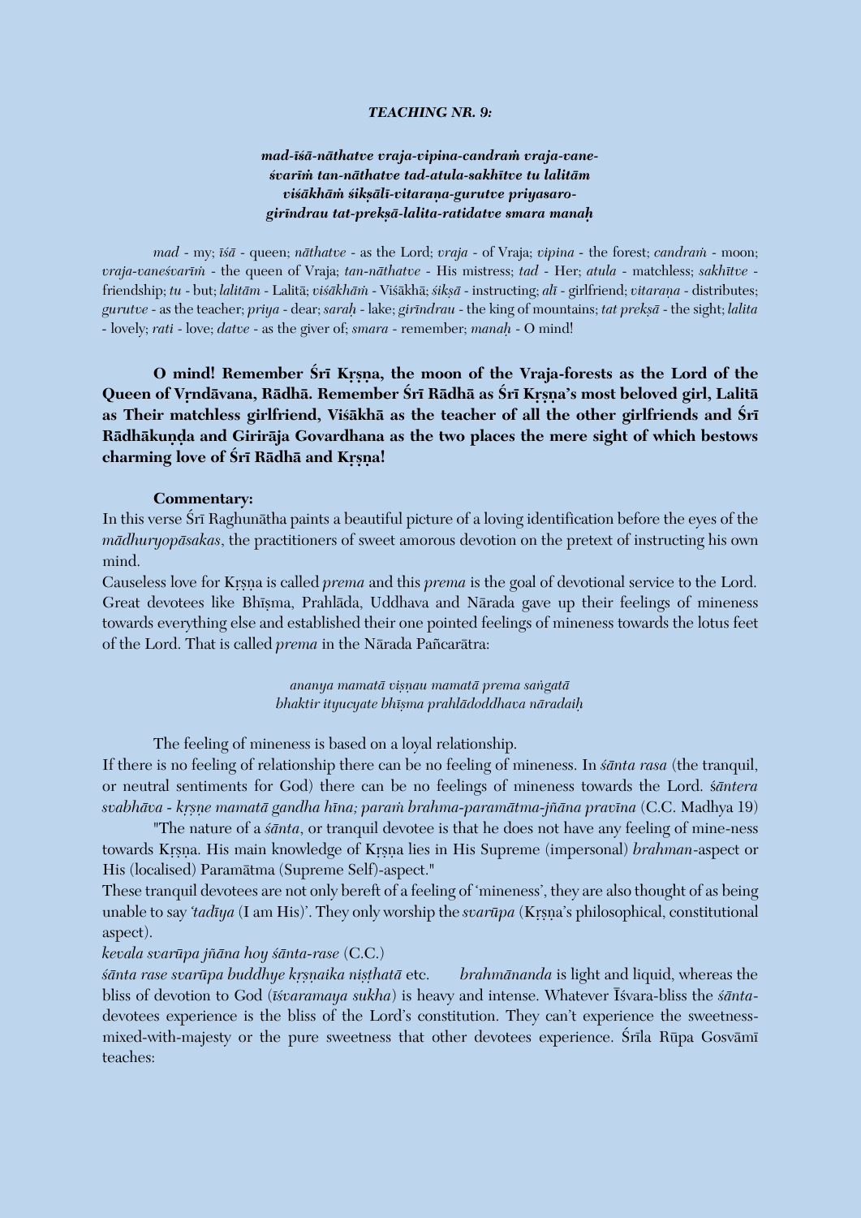***TEACHING NR. 9:***

***mad-īśā-nāthatve vraja-vipina-candraṁ vraja-vane-***
***śvarīṁ tan-nāthatve tad-atula-sakhītve tu lalitām***
***viśākhāṁ śikṣālī-vitaraṇa-gurutve priyasaro-***
***girīndrau tat-prekṣā-lalita-ratidatve smara manaḥ***

*mad* - my; *īśā* - queen; *nāthatve* - as the Lord; *vraja* - of Vraja; *vipina* - the forest; *candraṁ* - moon; *vraja-vaneśvarīṁ* - the queen of Vraja; *tan-nāthatve* - His mistress; *tad* - Her; *atula* - matchless; *sakhītve* - friendship; *tu* - but; *lalitām* - Lalitā; *viśākhāṁ* - Viśākhā; *śikṣā* - instructing; *alī* - girlfriend; *vitaraṇa* - distributes; *gurutve* - as the teacher; *priya* - dear; *saraḥ* - lake; *girīndrau* - the king of mountains; *tat prekṣā* - the sight; *lalita* - lovely; *rati* - love; *datve* - as the giver of; *smara* - remember; *manaḥ* - O mind!

**O mind! Remember Śrī Kṛṣṇa, the moon of the Vraja-forests as the Lord of the Queen of Vṛndāvana, Rādhā. Remember Śrī Rādhā as Śrī Kṛṣṇa's most beloved girl, Lalitā as Their matchless girlfriend, Viśākhā as the teacher of all the other girlfriends and Śrī Rādhākuṇḍa and Girirāja Govardhana as the two places the mere sight of which bestows charming love of Śrī Rādhā and Kṛṣṇa!**

**Commentary:**

In this verse Śrī Raghunātha paints a beautiful picture of a loving identification before the eyes of the *mādhuryopāsakas*, the practitioners of sweet amorous devotion on the pretext of instructing his own mind.

Causeless love for Kṛṣṇa is called *prema* and this *prema* is the goal of devotional service to the Lord. Great devotees like Bhīṣma, Prahlāda, Uddhava and Nārada gave up their feelings of mineness towards everything else and established their one pointed feelings of mineness towards the lotus feet of the Lord. That is called *prema* in the Nārada Pañcarātra:

*ananya mamatā viṣṇau mamatā prema saṅgatā*
*bhaktir ityucyate bhīṣma prahlādoddhava nāradaiḥ*

The feeling of mineness is based on a loyal relationship.

If there is no feeling of relationship there can be no feeling of mineness. In *śānta rasa* (the tranquil, or neutral sentiments for God) there can be no feelings of mineness towards the Lord. *śāntera svabhāva - kṛṣṇe mamatā gandha hīna; paraṁ brahma-paramātma-jñāna pravīna* (C.C. Madhya 19)

"The nature of a *śānta*, or tranquil devotee is that he does not have any feeling of mine-ness towards Kṛṣṇa. His main knowledge of Kṛṣṇa lies in His Supreme (impersonal) *brahman*-aspect or His (localised) Paramātma (Supreme Self)-aspect."

These tranquil devotees are not only bereft of a feeling of 'mineness', they are also thought of as being unable to say *'tadīya* (I am His)'. They only worship the *svarūpa* (Kṛṣṇa's philosophical, constitutional aspect).

*kevala svarūpa jñāna hoy śānta-rase* (C.C.)

*śānta rase svarūpa buddhye kṛṣṇaika niṣṭhatā* etc. *brahmānanda* is light and liquid, whereas the bliss of devotion to God (*īśvaramaya sukha*) is heavy and intense. Whatever Īśvara-bliss the *śānta*-devotees experience is the bliss of the Lord's constitution. They can't experience the sweetness-mixed-with-majesty or the pure sweetness that other devotees experience. Śrīla Rūpa Gosvāmī teaches: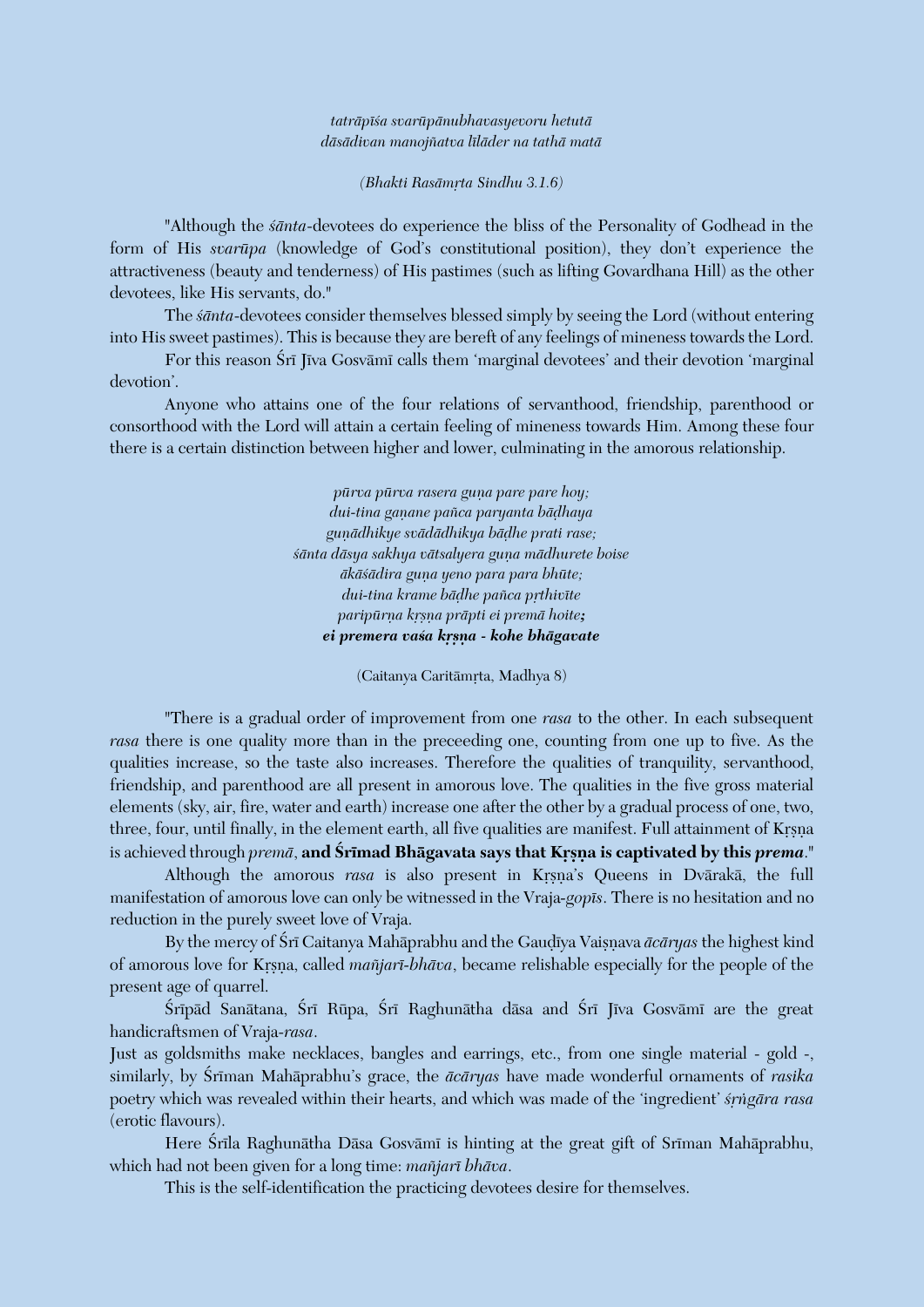*tatrāpīśa svarūpānubhavasyevoru hetutā*
*dāsādivan manojñatva līlāder na tathā matā*

*(Bhakti Rasāmṛta Sindhu 3.1.6)*

"Although the *śānta*-devotees do experience the bliss of the Personality of Godhead in the form of His *svarūpa* (knowledge of God's constitutional position), they don't experience the attractiveness (beauty and tenderness) of His pastimes (such as lifting Govardhana Hill) as the other devotees, like His servants, do."

The *śānta*-devotees consider themselves blessed simply by seeing the Lord (without entering into His sweet pastimes). This is because they are bereft of any feelings of mineness towards the Lord.

For this reason Śrī Jīva Gosvāmī calls them 'marginal devotees' and their devotion 'marginal devotion'.

Anyone who attains one of the four relations of servanthood, friendship, parenthood or consorthood with the Lord will attain a certain feeling of mineness towards Him. Among these four there is a certain distinction between higher and lower, culminating in the amorous relationship.

*pūrva pūrva rasera guṇa pare pare hoy;*
*dui-tina gaṇane pañca paryanta bāḍhaya*
*guṇādhikye svādādhikya bāḍhe prati rase;*
*śānta dāsya sakhya vātsalyera guṇa mādhurete boise*
*ākāśādira guṇa yeno para para bhūte;*
*dui-tina krame bāḍhe pañca pṛthivīte*
*paripūrṇa kṛṣṇa prāpti ei premā hoite;*
***ei premera vaśa kṛṣṇa - kohe bhāgavate***

(Caitanya Caritāmṛta, Madhya 8)

"There is a gradual order of improvement from one *rasa* to the other. In each subsequent *rasa* there is one quality more than in the preceeding one, counting from one up to five. As the qualities increase, so the taste also increases. Therefore the qualities of tranquility, servanthood, friendship, and parenthood are all present in amorous love. The qualities in the five gross material elements (sky, air, fire, water and earth) increase one after the other by a gradual process of one, two, three, four, until finally, in the element earth, all five qualities are manifest. Full attainment of Kṛṣṇa is achieved through *premā*, **and Śrīmad Bhāgavata says that Kṛṣṇa is captivated by this *prema*.**"

Although the amorous *rasa* is also present in Kṛṣṇa's Queens in Dvārakā, the full manifestation of amorous love can only be witnessed in the Vraja-*gopīs*. There is no hesitation and no reduction in the purely sweet love of Vraja.

By the mercy of Śrī Caitanya Mahāprabhu and the Gauḍīya Vaiṣṇava *ācāryas* the highest kind of amorous love for Kṛṣṇa, called *mañjarī-bhāva*, became relishable especially for the people of the present age of quarrel.

Śrīpād Sanātana, Śrī Rūpa, Śrī Raghunātha dāsa and Śrī Jīva Gosvāmī are the great handicraftsmen of Vraja-*rasa*.
Just as goldsmiths make necklaces, bangles and earrings, etc., from one single material - gold -, similarly, by Śrīman Mahāprabhu's grace, the *ācāryas* have made wonderful ornaments of *rasika* poetry which was revealed within their hearts, and which was made of the 'ingredient' *śṛṅgāra rasa* (erotic flavours).

Here Śrīla Raghunātha Dāsa Gosvāmī is hinting at the great gift of Srīman Mahāprabhu, which had not been given for a long time: *mañjarī bhāva*.

This is the self-identification the practicing devotees desire for themselves.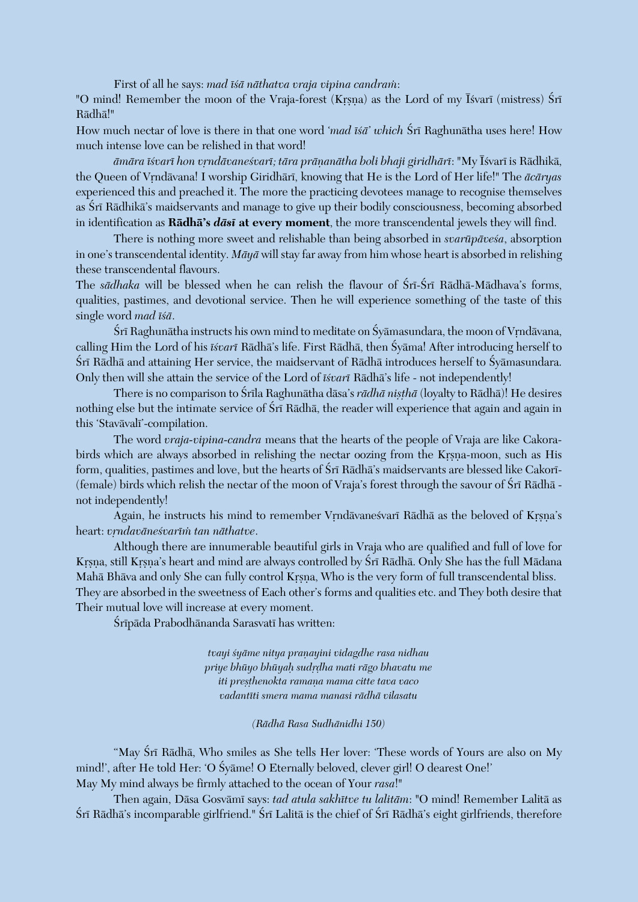First of all he says: *mad īśā nāthatva vraja vipina candraṁ*:

"O mind! Remember the moon of the Vraja-forest (Kṛṣṇa) as the Lord of my Īśvarī (mistress) Śrī Rādhā!"

How much nectar of love is there in that one word *'mad īśā' which* Śrī Raghunātha uses here! How much intense love can be relished in that word!

*āmāra īśvarī hon vṛndāvaneśvarī; tāra prāṇanātha boli bhaji giridhārī*: "My Īśvarī is Rādhikā, the Queen of Vṛndāvana! I worship Giridhārī, knowing that He is the Lord of Her life!" The *ācāryas* experienced this and preached it. The more the practicing devotees manage to recognise themselves as Śrī Rādhikā's maidservants and manage to give up their bodily consciousness, becoming absorbed in identification as **Rādhā's *dāsī* at every moment**, the more transcendental jewels they will find.

There is nothing more sweet and relishable than being absorbed in *svarūpāveśa*, absorption in one's transcendental identity. *Māyā* will stay far away from him whose heart is absorbed in relishing these transcendental flavours.

The *sādhaka* will be blessed when he can relish the flavour of Śrī-Śrī Rādhā-Mādhava's forms, qualities, pastimes, and devotional service. Then he will experience something of the taste of this single word *mad īśā*.

Śrī Raghunātha instructs his own mind to meditate on Śyāmasundara, the moon of Vṛndāvana, calling Him the Lord of his *īśvarī* Rādhā's life. First Rādhā, then Śyāma! After introducing herself to Śrī Rādhā and attaining Her service, the maidservant of Rādhā introduces herself to Śyāmasundara. Only then will she attain the service of the Lord of *īśvarī* Rādhā's life - not independently!

There is no comparison to Śrīla Raghunātha dāsa's *rādhā niṣṭhā* (loyalty to Rādhā)! He desires nothing else but the intimate service of Śrī Rādhā, the reader will experience that again and again in this 'Stavāvalī'-compilation.

The word *vraja-vipina-candra* means that the hearts of the people of Vraja are like Cakora-birds which are always absorbed in relishing the nectar oozing from the Kṛṣṇa-moon, such as His form, qualities, pastimes and love, but the hearts of Śrī Rādhā's maidservants are blessed like Cakorī-(female) birds which relish the nectar of the moon of Vraja's forest through the savour of Śrī Rādhā - not independently!

Again, he instructs his mind to remember Vṛndāvaneśvarī Rādhā as the beloved of Kṛṣṇa's heart: *vṛndavāneśvarīṁ tan nāthatve*.

Although there are innumerable beautiful girls in Vraja who are qualified and full of love for Kṛṣṇa, still Kṛṣṇa's heart and mind are always controlled by Śrī Rādhā. Only She has the full Mādana Mahā Bhāva and only She can fully control Kṛṣṇa, Who is the very form of full transcendental bliss. They are absorbed in the sweetness of Each other's forms and qualities etc. and They both desire that Their mutual love will increase at every moment.

Śrīpāda Prabodhānanda Sarasvatī has written:

*tvayi śyāme nitya praṇayini vidagdhe rasa nidhau*
*priye bhūyo bhūyaḥ sudṛdha mati rāgo bhavatu me*
*iti preṣṭhenokta ramaṇa mama citte tava vaco*
*vadantīti smera mama manasi rādhā vilasatu*

*(Rādhā Rasa Sudhānidhi 150)*

"May Śrī Rādhā, Who smiles as She tells Her lover: 'These words of Yours are also on My mind!', after He told Her: 'O Śyāme! O Eternally beloved, clever girl! O dearest One!' May My mind always be firmly attached to the ocean of Your *rasa*!"

Then again, Dāsa Gosvāmī says: *tad atula sakhītve tu lalitām*: "O mind! Remember Lalitā as Śrī Rādhā's incomparable girlfriend." Śrī Lalitā is the chief of Śrī Rādhā's eight girlfriends, therefore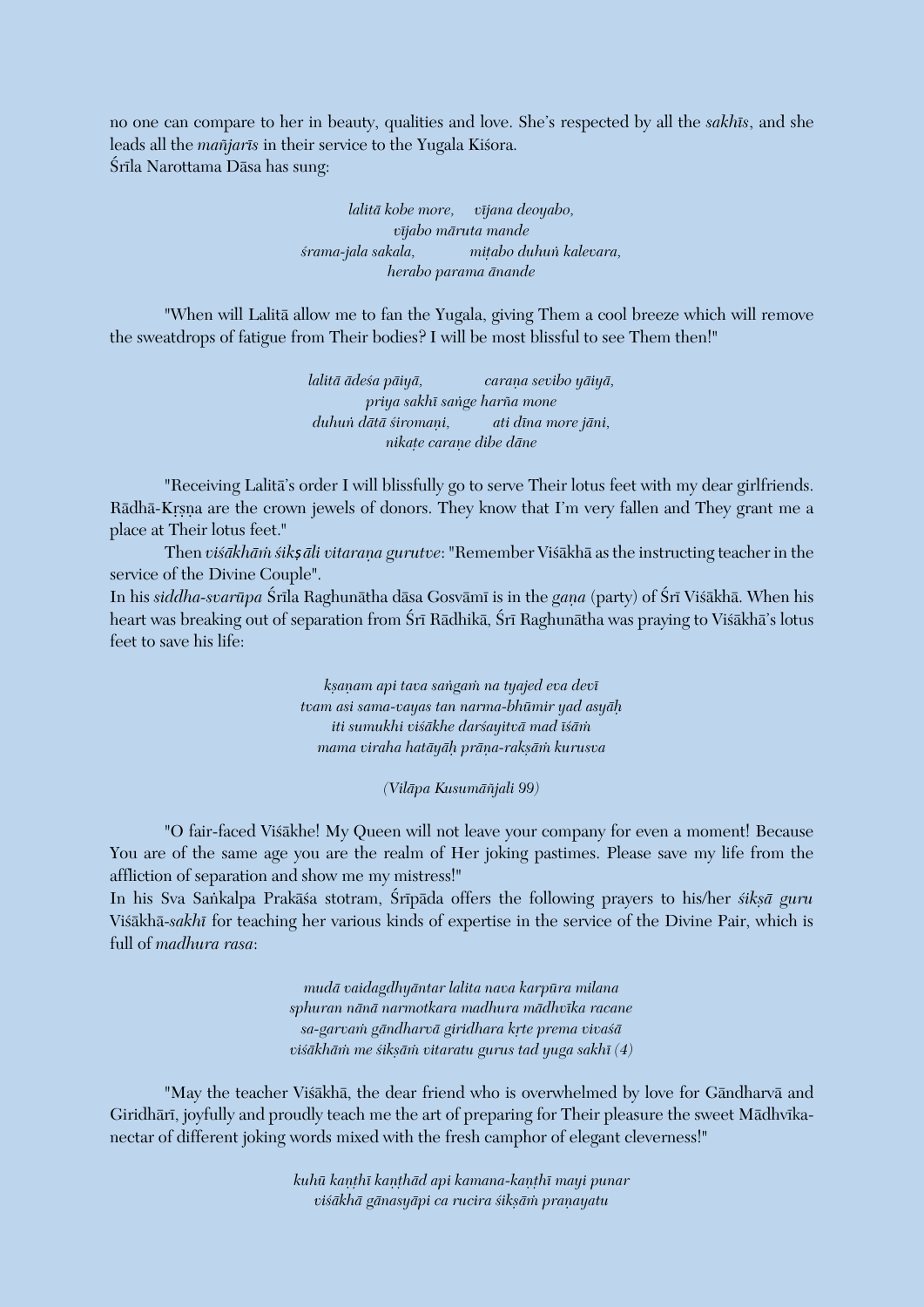no one can compare to her in beauty, qualities and love. She's respected by all the *sakhīs*, and she leads all the *mañjarīs* in their service to the Yugala Kiśora.
Śrīla Narottama Dāsa has sung:

*lalitā kobe more, vījana deoyabo,*
*vījabo māruta mande*
*śrama-jala sakala, miṭabo duhuṅ kalevara,*
*herabo parama ānande*

"When will Lalitā allow me to fan the Yugala, giving Them a cool breeze which will remove the sweatdrops of fatigue from Their bodies? I will be most blissful to see Them then!"

*lalitā ādeśa pāiyā, caraṇa sevibo yāiyā,*
*priya sakhī saṅge harña mone*
*duhuṅ dātā śiromaṇi, ati dīna more jāni,*
*nikaṭe caraṇe dibe dāne*

"Receiving Lalitā's order I will blissfully go to serve Their lotus feet with my dear girlfriends. Rādhā-Kṛṣṇa are the crown jewels of donors. They know that I'm very fallen and They grant me a place at Their lotus feet."

Then *viśākhāṁ śikṣāli vitaraṇa gurutve*: "Remember Viśākhā as the instructing teacher in the service of the Divine Couple".
In his *siddha-svarūpa* Śrīla Raghunātha dāsa Gosvāmī is in the *gaṇa* (party) of Śrī Viśākhā. When his heart was breaking out of separation from Śrī Rādhikā, Śrī Raghunātha was praying to Viśākhā's lotus feet to save his life:

*kṣaṇam api tava saṅgaṁ na tyajed eva devī*
*tvam asi sama-vayas tan narma-bhūmir yad asyāḥ*
*iti sumukhi viśākhe darśayitvā mad īśāṁ*
*mama viraha hatāyāḥ prāṇa-rakṣāṁ kurusva*

*(Vilāpa Kusumāñjali 99)*

"O fair-faced Viśākhe! My Queen will not leave your company for even a moment! Because You are of the same age you are the realm of Her joking pastimes. Please save my life from the affliction of separation and show me my mistress!"
In his Sva Saṅkalpa Prakāśa stotram, Śrīpāda offers the following prayers to his/her *śikṣā guru* Viśākhā-*sakhī* for teaching her various kinds of expertise in the service of the Divine Pair, which is full of *madhura rasa*:

*mudā vaidagdhyāntar lalita nava karpūra milana*
*sphuran nānā narmotkara madhura mādhvīka racane*
*sa-garvaṁ gāndharvā giridhara kṛte prema vivaśā*
*viśākhāṁ me śikṣāṁ vitaratu gurus tad yuga sakhī (4)*

"May the teacher Viśākhā, the dear friend who is overwhelmed by love for Gāndharvā and Giridhārī, joyfully and proudly teach me the art of preparing for Their pleasure the sweet Mādhvīka-nectar of different joking words mixed with the fresh camphor of elegant cleverness!"

*kuhū kaṇṭhī kaṇṭhād api kamana-kaṇṭhī mayi punar*
*viśākhā gānasyāpi ca rucira śikṣāṁ praṇayatu*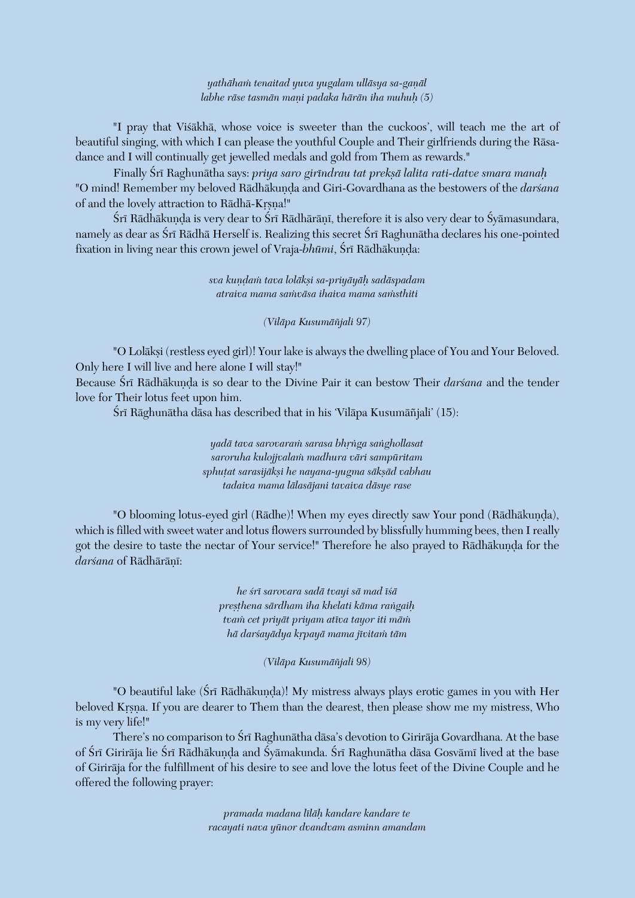*yathāhaṁ tenaitad yuva yugalam ullāsya sa-gaṇāl*
*labhe rāse tasmān maṇi padaka hārān iha muhuḥ (5)*

"I pray that Viśākhā, whose voice is sweeter than the cuckoos', will teach me the art of beautiful singing, with which I can please the youthful Couple and Their girlfriends during the Rāsa-dance and I will continually get jewelled medals and gold from Them as rewards."

Finally Śrī Raghunātha says: *priya saro girīndrau tat prekṣā lalita rati-datve smara manaḥ*
"O mind! Remember my beloved Rādhākuṇḍa and Giri-Govardhana as the bestowers of the *darśana* of and the lovely attraction to Rādhā-Kṛṣṇa!"

Śrī Rādhākuṇḍa is very dear to Śrī Rādhārāṇī, therefore it is also very dear to Śyāmasundara, namely as dear as Śrī Rādhā Herself is. Realizing this secret Śrī Raghunātha declares his one-pointed fixation in living near this crown jewel of Vraja-*bhūmi*, Śrī Rādhākuṇḍa:

*sva kuṇḍaṁ tava lolākṣi sa-priyāyāḥ sadāspadam*
*atraiva mama saṁvāsa ihaiva mama saṁsthiti*

*(Vilāpa Kusumāñjali 97)*

"O Lolākṣi (restless eyed girl)! Your lake is always the dwelling place of You and Your Beloved. Only here I will live and here alone I will stay!"
Because Śrī Rādhākuṇḍa is so dear to the Divine Pair it can bestow Their *darśana* and the tender love for Their lotus feet upon him.

Śrī Rāghunātha dāsa has described that in his 'Vilāpa Kusumāñjali' (15):

*yadā tava sarovaraṁ sarasa bhṛṅga saṅghollasat*
*saroruha kulojjvalaṁ madhura vāri sampūritam*
*sphuṭat sarasijākṣi he nayana-yugma sākṣād vabhau*
*tadaiva mama lālasājani tavaiva dāsye rase*

"O blooming lotus-eyed girl (Rādhe)! When my eyes directly saw Your pond (Rādhākuṇḍa), which is filled with sweet water and lotus flowers surrounded by blissfully humming bees, then I really got the desire to taste the nectar of Your service!" Therefore he also prayed to Rādhākuṇḍa for the *darśana* of Rādhārāṇī:

*he śrī sarovara sadā tvayi sā mad īśā*
*preṣṭhena sārdham iha khelati kāma raṅgaiḥ*
*tvaṁ cet priyāt priyam atīva tayor iti māṁ*
*hā darśayādya kṛpayā mama jīvitaṁ tām*

*(Vilāpa Kusumāñjali 98)*

"O beautiful lake (Śrī Rādhākuṇḍa)! My mistress always plays erotic games in you with Her beloved Kṛṣṇa. If you are dearer to Them than the dearest, then please show me my mistress, Who is my very life!"

There's no comparison to Śrī Raghunātha dāsa's devotion to Girirāja Govardhana. At the base of Śrī Girirāja lie Śrī Rādhākuṇḍa and Śyāmakunda. Śrī Raghunātha dāsa Gosvāmī lived at the base of Girirāja for the fulfillment of his desire to see and love the lotus feet of the Divine Couple and he offered the following prayer:

*pramada madana līlāḥ kandare kandare te*
*racayati nava yūnor dvandvam asminn amandam*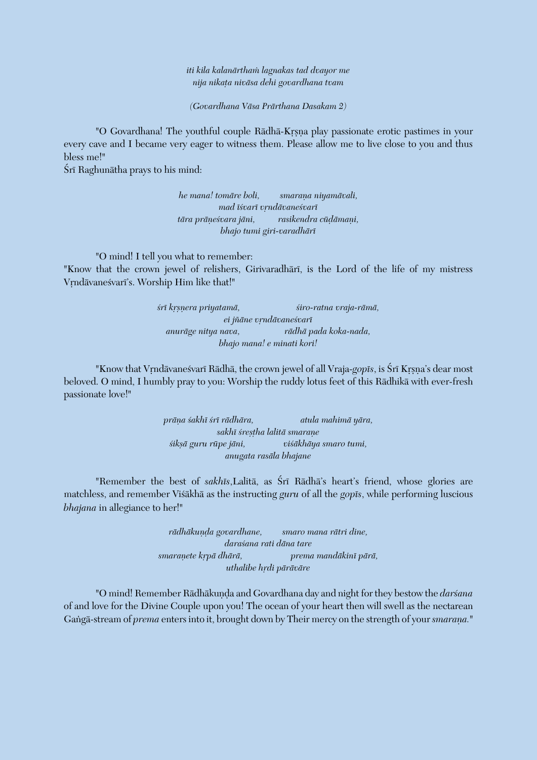*iti kila kalanārthaṁ lagnakas tad dvayor me*
*nija nikaṭa nivāsa dehi govardhana tvam*

*(Govardhana Vāsa Prārthana Dasakam 2)*

"O Govardhana! The youthful couple Rādhā-Kṛṣṇa play passionate erotic pastimes in your every cave and I became very eager to witness them. Please allow me to live close to you and thus bless me!"

Śrī Raghunātha prays to his mind:

*he mana! tomāre boli, smaraṇa niyamāvali,*
*mad īśvarī vṛndāvaneśvarī*
*tāra prāṇeśvara jāni, rasikendra cūḍāmaṇi,*
*bhajo tumi giri-varadhārī*

"O mind! I tell you what to remember:
"Know that the crown jewel of relishers, Girivaradhārī, is the Lord of the life of my mistress Vṛndāvaneśvarī's. Worship Him like that!"

*śrī kṛṣṇera priyatamā, śiro-ratna vraja-rāmā,*
*ei jñāne vṛndāvaneśvarī*
*anurāge nitya nava, rādhā pada koka-nada,*
*bhajo mana! e minati kori!*

"Know that Vṛndāvaneśvarī Rādhā, the crown jewel of all Vraja-*gopīs*, is Śrī Kṛṣṇa's dear most beloved. O mind, I humbly pray to you: Worship the ruddy lotus feet of this Rādhikā with ever-fresh passionate love!"

*prāṇa śakhī śrī rādhāra, atula mahimā yāra,*
*sakhī śreṣṭha lalitā smaraṇe*
*śikṣā guru rūpe jāni, viśākhāya smaro tumi,*
*anugata rasāla bhajane*

"Remember the best of *sakhīs*,Lalitā, as Śrī Rādhā's heart's friend, whose glories are matchless, and remember Viśākhā as the instructing *guru* of all the *gopīs*, while performing luscious *bhajana* in allegiance to her!"

*rādhākuṇḍa govardhane, smaro mana rātri dine,*
*daraśana rati dāna tare*
*smaraṇete kṛpā dhārā, prema mandākinī pārā,*
*uthalibe hṛdi pārāvāre*

"O mind! Remember Rādhākuṇḍa and Govardhana day and night for they bestow the *darśana* of and love for the Divine Couple upon you! The ocean of your heart then will swell as the nectarean Gaṅgā-stream of *prema* enters into it, brought down by Their mercy on the strength of your *smaraṇa*."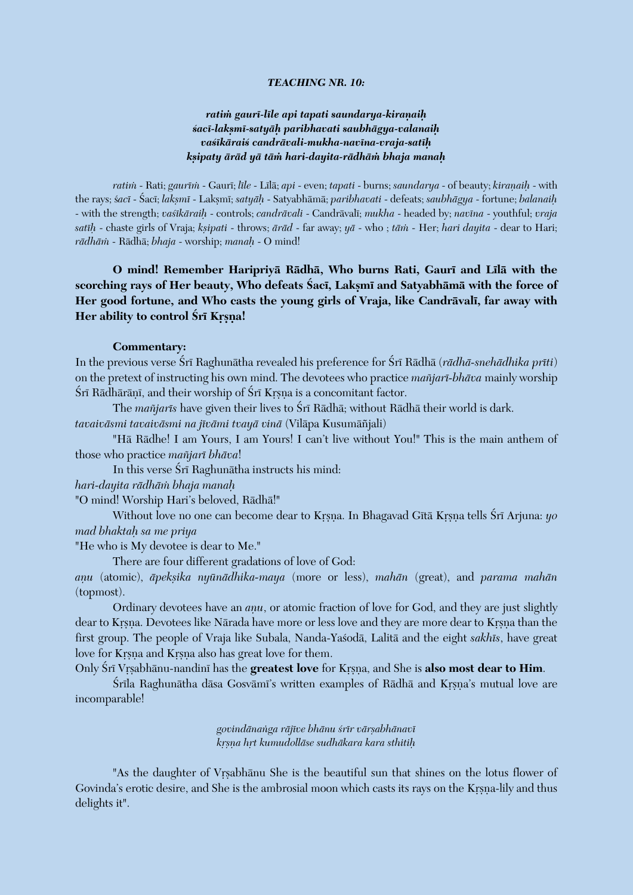***TEACHING NR. 10:***

***ratiṁ gaurī-līle api tapati saundarya-kiraṇaiḥ***
***śacī-lakṣmī-satyāḥ paribhavati saubhāgya-valanaiḥ***
***vaśīkāraiś candrāvali-mukha-navīna-vraja-satīḥ***
***kṣipaty ārād yā tāṁ hari-dayita-rādhāṁ bhaja manaḥ***

*ratiṁ* - Rati; *gaurīṁ* - Gaurī; *līle* - Līlā; *api* - even; *tapati* - burns; *saundarya* - of beauty; *kiraṇaiḥ* - with the rays; *śacī* - Śacī; *lakṣmī* - Lakṣmī; *satyāḥ* - Satyabhāmā; *paribhavati* - defeats; *saubhāgya* - fortune; *balanaiḥ* - with the strength; *vaśīkāraiḥ* - controls; *candrāvali* - Candrāvalī; *mukha* - headed by; *navīna* - youthful; *vraja satīḥ* - chaste girls of Vraja; *kṣipati* - throws; *ārād* - far away; *yā* - who ; *tāṁ* - Her; *hari dayita* - dear to Hari; *rādhāṁ* - Rādhā; *bhaja* - worship; *manaḥ* - O mind!

**O mind! Remember Haripriyā Rādhā, Who burns Rati, Gaurī and Līlā with the scorching rays of Her beauty, Who defeats Śacī, Lakṣmī and Satyabhāmā with the force of Her good fortune, and Who casts the young girls of Vraja, like Candrāvalī, far away with Her ability to control Śrī Kṛṣṇa!**

**Commentary:**

In the previous verse Śrī Raghunātha revealed his preference for Śrī Rādhā (*rādhā-snehādhika prīti*) on the pretext of instructing his own mind. The devotees who practice *mañjarī-bhāva* mainly worship Śrī Rādhārāṇī, and their worship of Śrī Kṛṣṇa is a concomitant factor.

The *mañjarīs* have given their lives to Śrī Rādhā; without Rādhā their world is dark.

*tavaivāsmi tavaivāsmi na jīvāmi tvayā vinā* (Vilāpa Kusumāñjali)

"Hā Rādhe! I am Yours, I am Yours! I can't live without You!" This is the main anthem of those who practice *mañjarī bhāva*!

In this verse Śrī Raghunātha instructs his mind:

*hari-dayita rādhāṁ bhaja manaḥ*

"O mind! Worship Hari's beloved, Rādhā!"

Without love no one can become dear to Kṛṣṇa. In Bhagavad Gītā Kṛṣṇa tells Śrī Arjuna: *yo mad bhaktaḥ sa me priya*

"He who is My devotee is dear to Me."

There are four different gradations of love of God:

*aṇu* (atomic), *āpekṣika nyūnādhika-maya* (more or less), *mahān* (great), and *parama mahān* (topmost).

Ordinary devotees have an *aṇu*, or atomic fraction of love for God, and they are just slightly dear to Kṛṣṇa. Devotees like Nārada have more or less love and they are more dear to Kṛṣṇa than the first group. The people of Vraja like Subala, Nanda-Yaśodā, Lalitā and the eight *sakhīs*, have great love for Kṛṣṇa and Kṛṣṇa also has great love for them.

Only Śrī Vṛṣabhānu-nandinī has the **greatest love** for Kṛṣṇa, and She is **also most dear to Him**.

Śrīla Raghunātha dāsa Gosvāmī's written examples of Rādhā and Kṛṣṇa's mutual love are incomparable!

*govindānaṅga rājīve bhānu śrīr vārṣabhānavī*
*kṛṣṇa hṛt kumudollāse sudhākara kara sthitiḥ*

"As the daughter of Vṛṣabhānu She is the beautiful sun that shines on the lotus flower of Govinda's erotic desire, and She is the ambrosial moon which casts its rays on the Kṛṣṇa-lily and thus delights it".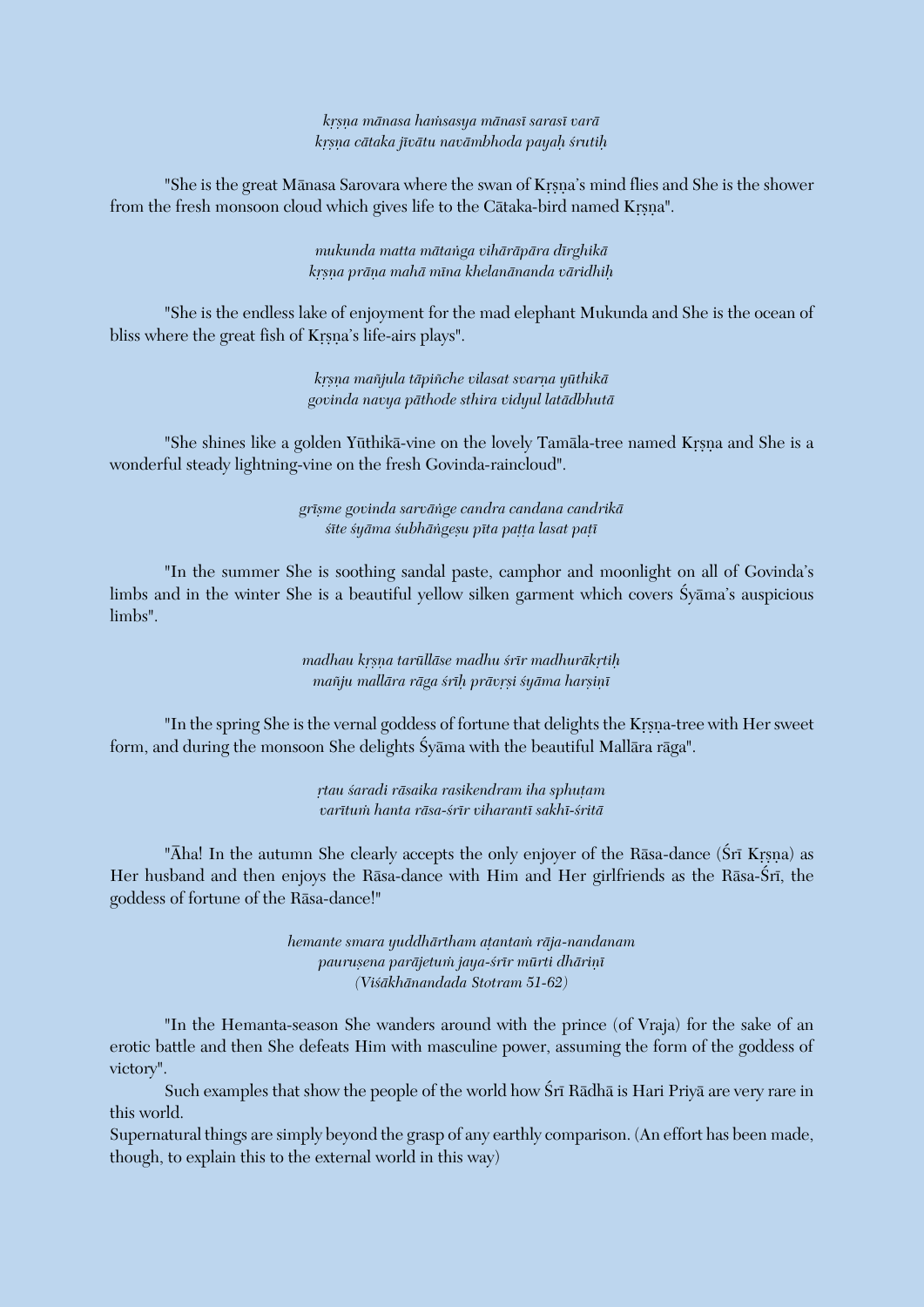*kṛṣṇa mānasa haṁsasya mānasī sarasī varā*
*kṛṣṇa cātaka jīvātu navāmbhoda payaḥ śrutiḥ*

"She is the great Mānasa Sarovara where the swan of Kṛṣṇa's mind flies and She is the shower from the fresh monsoon cloud which gives life to the Cātaka-bird named Kṛṣṇa".

*mukunda matta mātaṅga vihārāpāra dīrghikā*
*kṛṣṇa prāṇa mahā mīna khelanānanda vāridhiḥ*

"She is the endless lake of enjoyment for the mad elephant Mukunda and She is the ocean of bliss where the great fish of Kṛṣṇa's life-airs plays".

*kṛṣṇa mañjula tāpiñche vilasat svarṇa yūthikā*
*govinda navya pāthode sthira vidyul latādbhutā*

"She shines like a golden Yūthikā-vine on the lovely Tamāla-tree named Kṛṣṇa and She is a wonderful steady lightning-vine on the fresh Govinda-raincloud".

*grīṣme govinda sarvāṅge candra candana candrikā*
*śīte śyāma śubhāṅgeṣu pīta paṭṭa lasat paṭī*

"In the summer She is soothing sandal paste, camphor and moonlight on all of Govinda's limbs and in the winter She is a beautiful yellow silken garment which covers Śyāma's auspicious limbs".

*madhau kṛṣṇa tarūllāse madhu śrīr madhurākṛtiḥ*
*mañju mallāra rāga śrīḥ prāvṛṣi śyāma harṣiṇī*

"In the spring She is the vernal goddess of fortune that delights the Kṛṣṇa-tree with Her sweet form, and during the monsoon She delights Śyāma with the beautiful Mallāra rāga".

*ṛtau śaradi rāsaika rasikendram iha sphuṭam*
*varītuṁ hanta rāsa-śrīr viharantī sakhī-śritā*

"Āha! In the autumn She clearly accepts the only enjoyer of the Rāsa-dance (Śrī Kṛṣṇa) as Her husband and then enjoys the Rāsa-dance with Him and Her girlfriends as the Rāsa-Śrī, the goddess of fortune of the Rāsa-dance!"

*hemante smara yuddhārtham aṭantaṁ rāja-nandanam*
*pauruṣena parājetuṁ jaya-śrīr mūrti dhāriṇī*
*(Viśākhānandada Stotram 51-62)*

"In the Hemanta-season She wanders around with the prince (of Vraja) for the sake of an erotic battle and then She defeats Him with masculine power, assuming the form of the goddess of victory".

Such examples that show the people of the world how Śrī Rādhā is Hari Priyā are very rare in this world.

Supernatural things are simply beyond the grasp of any earthly comparison. (An effort has been made, though, to explain this to the external world in this way)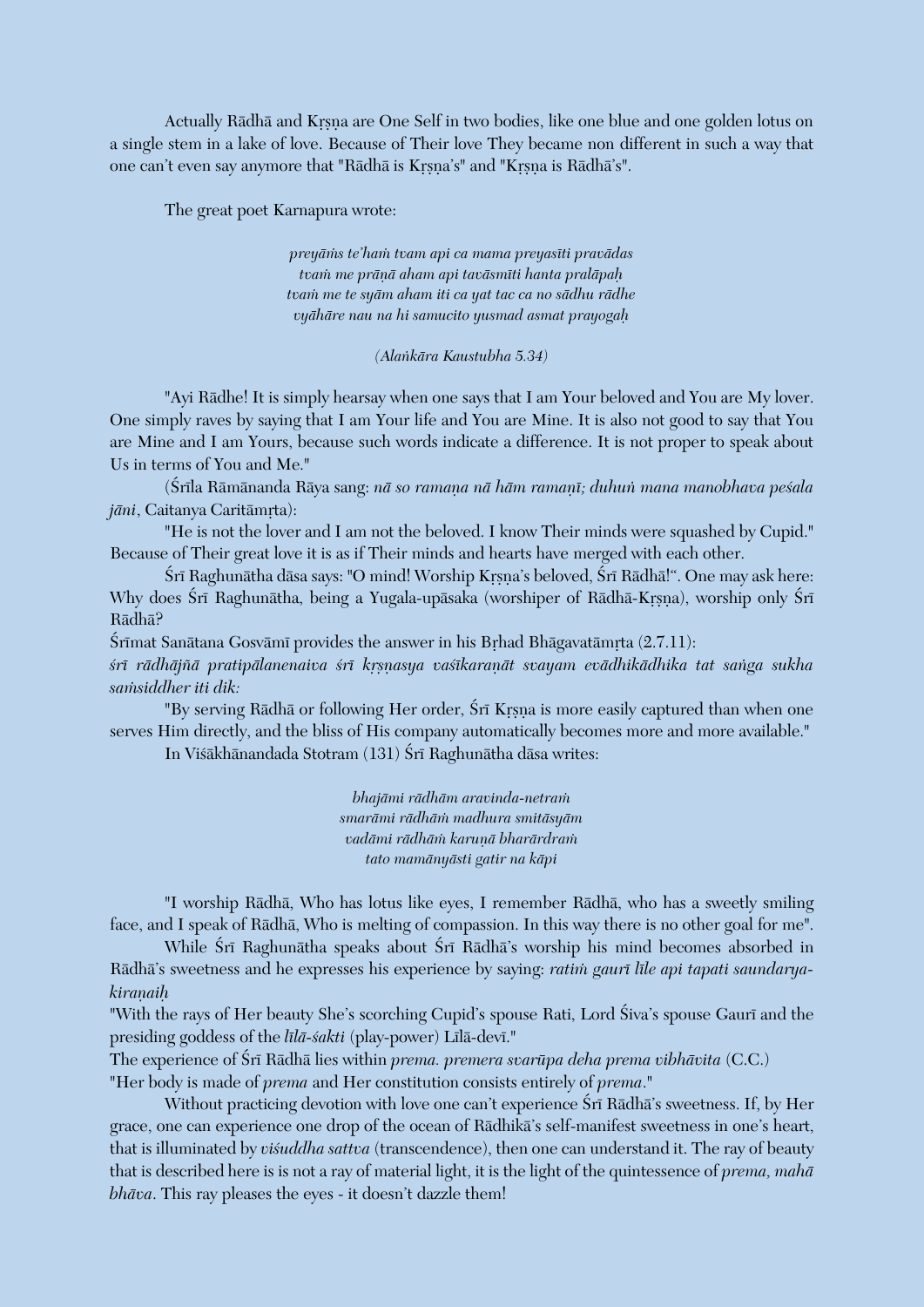Actually Rādhā and Kṛṣṇa are One Self in two bodies, like one blue and one golden lotus on a single stem in a lake of love. Because of Their love They became non different in such a way that one can't even say anymore that "Rādhā is Kṛṣṇa's" and "Kṛṣṇa is Rādhā's".

The great poet Karnapura wrote:

*preyāṁs te'haṁ tvam api ca mama preyasīti pravādas*
*tvaṁ me prāṇā aham api tavāsmīti hanta pralāpaḥ*
*tvaṁ me te syām aham iti ca yat tac ca no sādhu rādhe*
*vyāhāre nau na hi samucito yusmad asmat prayogaḥ*

*(Alaṅkāra Kaustubha 5.34)*

"Ayi Rādhe! It is simply hearsay when one says that I am Your beloved and You are My lover. One simply raves by saying that I am Your life and You are Mine. It is also not good to say that You are Mine and I am Yours, because such words indicate a difference. It is not proper to speak about Us in terms of You and Me."

(Śrīla Rāmānanda Rāya sang: *nā so ramaṇa nā hām ramaṇī; duhuṅ mana manobhava peśala jāni*, Caitanya Caritāmṛta):

"He is not the lover and I am not the beloved. I know Their minds were squashed by Cupid." Because of Their great love it is as if Their minds and hearts have merged with each other.

Śrī Raghunātha dāsa says: "O mind! Worship Kṛṣṇa's beloved, Śrī Rādhā!". One may ask here: Why does Śrī Raghunātha, being a Yugala-upāsaka (worshiper of Rādhā-Kṛṣṇa), worship only Śrī Rādhā?

Śrīmat Sanātana Gosvāmī provides the answer in his Bṛhad Bhāgavatāmṛta (2.7.11):

*śrī rādhājñā pratipālanenaiva śrī kṛṣṇasya vaśīkaraṇāt svayam evādhikādhika tat saṅga sukha saṁsiddher iti dik:*

"By serving Rādhā or following Her order, Śrī Kṛṣna is more easily captured than when one serves Him directly, and the bliss of His company automatically becomes more and more available."

In Viśākhānandada Stotram (131) Śrī Raghunātha dāsa writes:

*bhajāmi rādhām aravinda-netraṁ*
*smarāmi rādhāṁ madhura smitāsyām*
*vadāmi rādhāṁ karuṇā bharārdraṁ*
*tato mamānyāsti gatir na kāpi*

"I worship Rādhā, Who has lotus like eyes, I remember Rādhā, who has a sweetly smiling face, and I speak of Rādhā, Who is melting of compassion. In this way there is no other goal for me".

While Śrī Raghunātha speaks about Śrī Rādhā's worship his mind becomes absorbed in Rādhā's sweetness and he expresses his experience by saying: *ratiṁ gaurī līle api tapati saundarya-kiraṇaiḥ*

"With the rays of Her beauty She's scorching Cupid's spouse Rati, Lord Śiva's spouse Gaurī and the presiding goddess of the *līlā-śakti* (play-power) Līlā-devī."

The experience of Śrī Rādhā lies within *prema. premera svarūpa deha prema vibhāvita* (C.C.)

"Her body is made of *prema* and Her constitution consists entirely of *prema*."

Without practicing devotion with love one can't experience Śrī Rādhā's sweetness. If, by Her grace, one can experience one drop of the ocean of Rādhikā's self-manifest sweetness in one's heart, that is illuminated by *viśuddha sattva* (transcendence), then one can understand it. The ray of beauty that is described here is is not a ray of material light, it is the light of the quintessence of *prema, mahā bhāva*. This ray pleases the eyes - it doesn't dazzle them!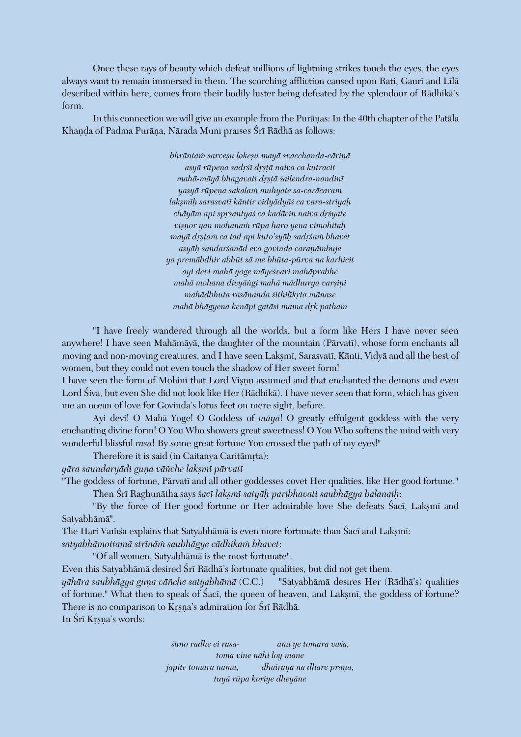Once these rays of beauty which defeat millions of lightning strikes touch the eyes, the eyes always want to remain immersed in them. The scorching affliction caused upon Rati, Gaurī and Līlā described within here, comes from their bodily luster being defeated by the splendour of Rādhikā's form.

In this connection we will give an example from the Purāṇas: In the 40th chapter of the Patāla Khaṇḍa of Padma Purāṇa, Nārada Muni praises Śrī Rādhā as follows:

*bhrāntaṁ sarveṣu lokeṣu mayā svacchanda-cāriṇā*
*asyā rūpeṇa sadṛśī dṛṣṭā naiva ca kutracit*
*mahā-māyā bhagavati dṛṣṭā śailendra-nandinī*
*yasyā rūpeṇa sakalaṁ muhyate sa-carācaram*
*lakṣmīḥ sarasvatī kāntir vidyādyāś ca vara-striyaḥ*
*chāyām api spṛśantyaś ca kadācin naiva dṛśyate*
*viṣṇor yan mohanaṁ rūpa haro yena vimohitaḥ*
*mayā dṛṣṭaṁ ca tad api kuto'syāḥ sadṛśaṁ bhavet*
*asyāḥ sandarśanād eva govinda caraṇāmbuje*
*ya premābdhir abhūt sā me bhūta-pūrva na karhicit*
*ayi devi mahā yoge māyeśvari mahāprabhe*
*mahā mohana divyāṅgi mahā mādhurya varṣiṇi*
*mahādbhuta rasānanda śithilīkṛta mānase*
*mahā bhāgyena kenāpi gatāsi mama dṛk patham*

"I have freely wandered through all the worlds, but a form like Hers I have never seen anywhere! I have seen Mahāmāyā, the daughter of the mountain (Pārvatī), whose form enchants all moving and non-moving creatures, and I have seen Lakṣmī, Sarasvatī, Kānti, Vidyā and all the best of women, but they could not even touch the shadow of Her sweet form!
I have seen the form of Mohinī that Lord Viṣṇu assumed and that enchanted the demons and even Lord Śiva, but even She did not look like Her (Rādhikā). I have never seen that form, which has given me an ocean of love for Govinda's lotus feet on mere sight, before.

Ayi devi! O Mahā Yoge! O Goddess of *māyā*! O greatly effulgent goddess with the very enchanting divine form! O You Who showers great sweetness! O You Who softens the mind with very wonderful blissful *rasa*! By some great fortune You crossed the path of my eyes!"

Therefore it is said (in Caitanya Caritāmṛta):
*yāra saundaryādi guṇa vāñche lakṣmī pārvatī*
"The goddess of fortune, Pārvatī and all other goddesses covet Her qualities, like Her good fortune."

Then Śrī Raghunātha says *śacī lakṣmī satyāḥ paribhavati saubhāgya balanaiḥ*:

"By the force of Her good fortune or Her admirable love She defeats Śacī, Lakṣmī and Satyabhāmā".
The Hari Vaṁśa explains that Satyabhāmā is even more fortunate than Śacī and Lakṣmī:
*satyabhāmottamā strīnāṁ saubhāgye cādhikaṁ bhavet*:

"Of all women, Satyabhāmā is the most fortunate".
Even this Satyabhāmā desired Śrī Rādhā's fortunate qualities, but did not get them.
*yāhāra saubhāgya guṇa vāñche satyabhāmā* (C.C.) "Satyabhāmā desires Her (Rādhā's) qualities of fortune." What then to speak of Śacī, the queen of heaven, and Lakṣmī, the goddess of fortune? There is no comparison to Kṛṣṇa's admiration for Śrī Rādhā.
In Śrī Kṛṣṇa's words:

*śuno rādhe ei rasa- āmi ye tomāra vaśa,*
*toma vine nāhi loy mane*
*japite tomāra nāma, dhairaya na dhare prāṇa,*
*tuyā rūpa koriye dheyāne*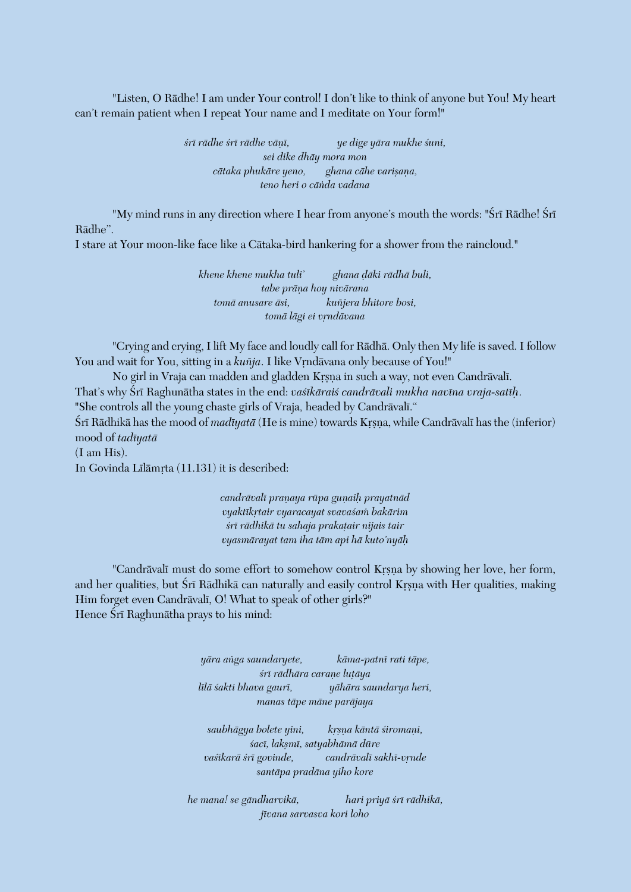"Listen, O Rādhe! I am under Your control! I don't like to think of anyone but You! My heart can't remain patient when I repeat Your name and I meditate on Your form!"

*śrī rādhe śrī rādhe vāṇī, ye dige yāra mukhe śuni,*
*sei dike dhāy mora mon*
*cātaka phukāre yeno, ghana cāhe variṣaṇa,*
*teno heri o cāṅda vadana*

"My mind runs in any direction where I hear from anyone's mouth the words: "Śrī Rādhe! Śrī Rādhe".
I stare at Your moon-like face like a Cātaka-bird hankering for a shower from the raincloud."

*khene khene mukha tuli' ghana ḍāki rādhā buli,*
*tabe prāṇa hoy nivārana*
*tomā anusare āsi, kuñjera bhitore bosi,*
*tomā lāgi ei vṛndāvana*

"Crying and crying, I lift My face and loudly call for Rādhā. Only then My life is saved. I follow You and wait for You, sitting in a *kuñja*. I like Vṛndāvana only because of You!"

No girl in Vraja can madden and gladden Kṛṣṇa in such a way, not even Candrāvalī.
That's why Śrī Raghunātha states in the end: *vaśīkāraiś candrāvali mukha navīna vraja-satīḥ*.
"She controls all the young chaste girls of Vraja, headed by Candrāvalī."
Śrī Rādhikā has the mood of *madīyatā* (He is mine) towards Kṛṣṇa, while Candrāvalī has the (inferior) mood of *tadīyatā*
(I am His).
In Govinda Līlāmṛta (11.131) it is described:

*candrāvalī praṇaya rūpa guṇaiḥ prayatnād*
*vyaktīkṛtair vyaracayat svavaśaṁ bakārim*
*śrī rādhikā tu sahaja prakaṭair nijais tair*
*vyasmārayat tam iha tām api hā kuto'nyāḥ*

"Candrāvalī must do some effort to somehow control Kṛṣṇa by showing her love, her form, and her qualities, but Śrī Rādhikā can naturally and easily control Kṛṣṇa with Her qualities, making Him forget even Candrāvalī, O! What to speak of other girls?"
Hence Śrī Raghunātha prays to his mind:

*yāra aṅga saundaryete, kāma-patnī rati tāpe,*
*śrī rādhāra caraṇe luṭāya*
*līlā śakti bhava gaurī, yāhāra saundarya heri,*
*manas tāpe māne parājaya*

*saubhāgya bolete yini, kṛṣṇa kāntā śiromaṇi,*
*śacī, lakṣmī, satyabhāmā dūre*
*vaśīkarā śrī govinde, candrāvalī sakhī-vṛnde*
*santāpa pradāna yiho kore*

*he mana! se gāndharvikā, hari priyā śrī rādhikā,*
*jīvana sarvasva kori loho*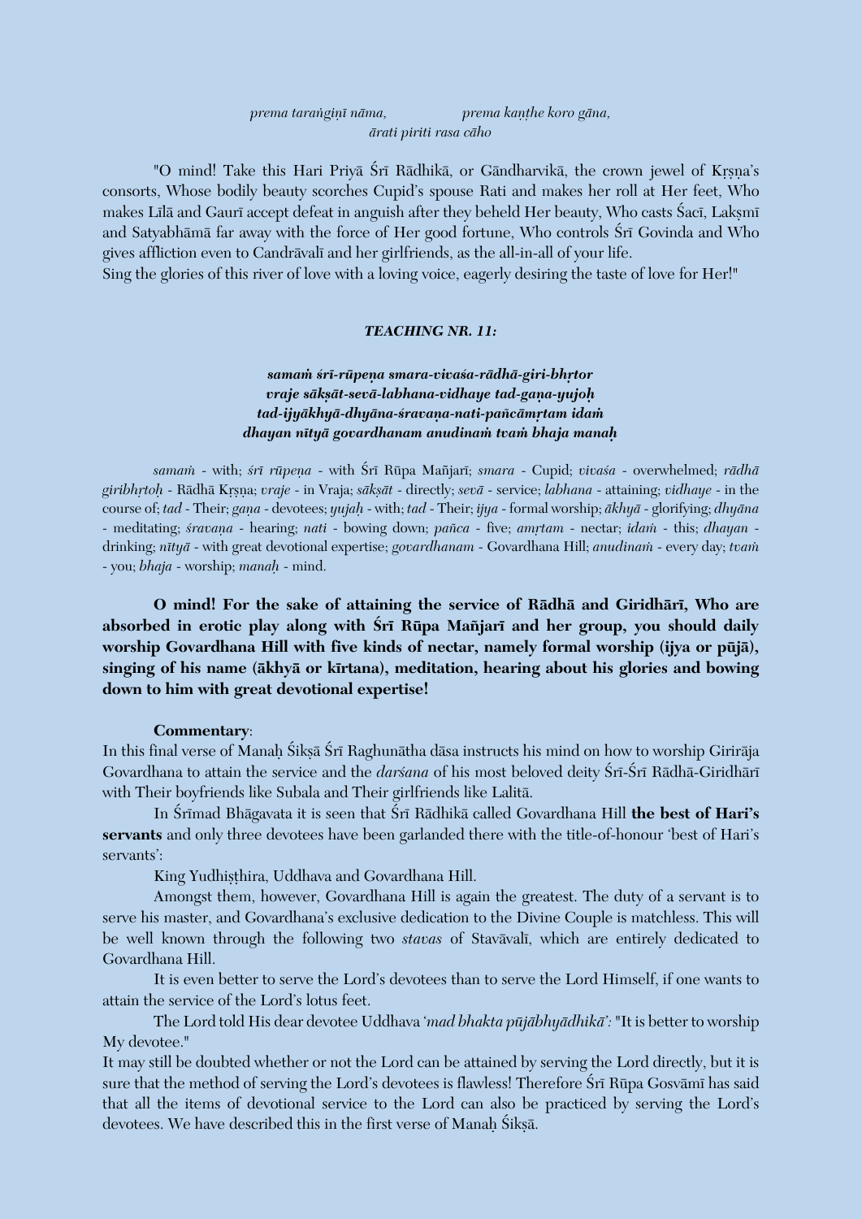*prema taraṅgiṇī nāma, prema kaṇṭhe koro gāna,*
*ārati piriti rasa cāho*

"O mind! Take this Hari Priyā Śrī Rādhikā, or Gāndharvikā, the crown jewel of Kṛṣṇa's consorts, Whose bodily beauty scorches Cupid's spouse Rati and makes her roll at Her feet, Who makes Līlā and Gaurī accept defeat in anguish after they beheld Her beauty, Who casts Śacī, Lakṣmī and Satyabhāmā far away with the force of Her good fortune, Who controls Śrī Govinda and Who gives affliction even to Candrāvalī and her girlfriends, as the all-in-all of your life.
Sing the glories of this river of love with a loving voice, eagerly desiring the taste of love for Her!"

### *TEACHING NR. 11:*

***samaṁ śrī-rūpeṇa smara-vivaśa-rādhā-giri-bhṛtor***
***vraje sākṣāt-sevā-labhana-vidhaye tad-gaṇa-yujoḥ***
***tad-ijyākhyā-dhyāna-śravaṇa-nati-pañcāmṛtam idaṁ***
***dhayan nītyā govardhanam anudinaṁ tvaṁ bhaja manaḥ***

*samaṁ* - with; *śrī rūpeṇa* - with Śrī Rūpa Mañjarī; *smara* - Cupid; *vivaśa* - overwhelmed; *rādhā giribhṛtoḥ* - Rādhā Kṛṣṇa; *vraje* - in Vraja; *sākṣāt* - directly; *sevā* - service; *labhana* - attaining; *vidhaye* - in the course of; *tad* - Their; *gaṇa* - devotees; *yujaḥ* - with; *tad* - Their; *ijya* - formal worship; *ākhyā* - glorifying; *dhyāna* - meditating; *śravaṇa* - hearing; *nati* - bowing down; *pañca* - five; *amṛtam* - nectar; *idaṁ* - this; *dhayan* - drinking; *nītyā* - with great devotional expertise; *govardhanam* - Govardhana Hill; *anudinaṁ* - every day; *tvaṁ* - you; *bhaja* - worship; *manaḥ* - mind.

**O mind! For the sake of attaining the service of Rādhā and Giridhārī, Who are absorbed in erotic play along with Śrī Rūpa Mañjarī and her group, you should daily worship Govardhana Hill with five kinds of nectar, namely formal worship (ijya or pūjā), singing of his name (ākhyā or kīrtana), meditation, hearing about his glories and bowing down to him with great devotional expertise!**

**Commentary**:
In this final verse of Manaḥ Śikṣā Śrī Raghunātha dāsa instructs his mind on how to worship Girirāja Govardhana to attain the service and the *darśana* of his most beloved deity Śrī-Śrī Rādhā-Giridhārī with Their boyfriends like Subala and Their girlfriends like Lalitā.

In Śrīmad Bhāgavata it is seen that Śrī Rādhikā called Govardhana Hill **the best of Hari's servants** and only three devotees have been garlanded there with the title-of-honour 'best of Hari's servants':

King Yudhiṣṭhira, Uddhava and Govardhana Hill.

Amongst them, however, Govardhana Hill is again the greatest. The duty of a servant is to serve his master, and Govardhana's exclusive dedication to the Divine Couple is matchless. This will be well known through the following two *stavas* of Stavāvalī, which are entirely dedicated to Govardhana Hill.

It is even better to serve the Lord's devotees than to serve the Lord Himself, if one wants to attain the service of the Lord's lotus feet.

The Lord told His dear devotee Uddhava '*mad bhakta pūjābhyādhikā*': "It is better to worship My devotee."

It may still be doubted whether or not the Lord can be attained by serving the Lord directly, but it is sure that the method of serving the Lord's devotees is flawless! Therefore Śrī Rūpa Gosvāmī has said that all the items of devotional service to the Lord can also be practiced by serving the Lord's devotees. We have described this in the first verse of Manaḥ Śikṣā.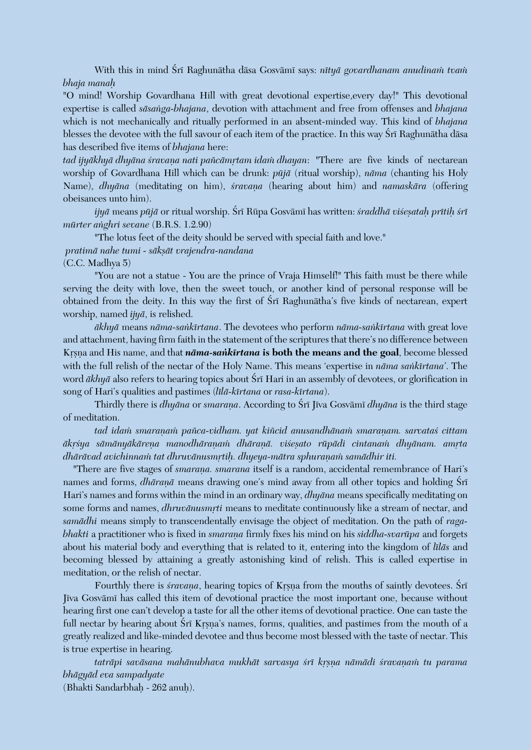With this in mind Śrī Raghunātha dāsa Gosvāmī says: *nītyā govardhanam anudinaṁ tvaṁ bhaja manaḥ*

"O mind! Worship Govardhana Hill with great devotional expertise,every day!" This devotional expertise is called *sāsaṅga-bhajana*, devotion with attachment and free from offenses and *bhajana* which is not mechanically and ritually performed in an absent-minded way. This kind of *bhajana* blesses the devotee with the full savour of each item of the practice. In this way Śrī Raghunātha dāsa has described five items of *bhajana* here:

*tad ijyākhyā dhyāna śravaṇa nati pañcāmṛtam idaṁ dhayan*: "There are five kinds of nectarean worship of Govardhana Hill which can be drunk: *pūjā* (ritual worship), *nāma* (chanting his Holy Name), *dhyāna* (meditating on him), *śravaṇa* (hearing about him) and *namaskāra* (offering obeisances unto him).

*ijyā* means *pūjā* or ritual worship. Śrī Rūpa Gosvāmī has written: *śraddhā viśeṣataḥ prītiḥ śrī mūrter aṅghri sevane* (B.R.S. 1.2.90)

"The lotus feet of the deity should be served with special faith and love."

*pratimā nahe tumi - sākṣāt vrajendra-nandana*

(C.C. Madhya 5)

"You are not a statue - You are the prince of Vraja Himself!" This faith must be there while serving the deity with love, then the sweet touch, or another kind of personal response will be obtained from the deity. In this way the first of Śrī Raghunātha's five kinds of nectarean, expert worship, named *ijyā*, is relished.

*ākhyā* means *nāma-saṅkīrtana*. The devotees who perform *nāma-saṅkīrtana* with great love and attachment, having firm faith in the statement of the scriptures that there's no difference between Kṛṣṇa and His name, and that ***nāma-saṅkīrtana* is both the means and the goal**, become blessed with the full relish of the nectar of the Holy Name. This means 'expertise in *nāma saṅkīrtana*'. The word *ākhyā* also refers to hearing topics about Śrī Hari in an assembly of devotees, or glorification in song of Hari's qualities and pastimes (*līlā-kīrtana* or *rasa-kīrtana*).

Thirdly there is *dhyāna* or *smaraṇa*. According to Śrī Jīva Gosvāmī *dhyāna* is the third stage of meditation.

*tad idaṁ smaraṇaṁ pañca-vidham. yat kiñcid anusandhānaṁ smaraṇam. sarvataś cittam ākṛśya sāmānyākāreṇa manodhāraṇaṁ dhāraṇā. viśeṣato rūpādi cintanaṁ dhyānam. amṛta dhārāvad avichinnaṁ tat dhruvānusmṛtiḥ. dhyeya-mātra sphuraṇaṁ samādhir iti.*

"There are five stages of *smaraṇa. smarana* itself is a random, accidental remembrance of Hari's names and forms, *dhāraṇā* means drawing one's mind away from all other topics and holding Śrī Hari's names and forms within the mind in an ordinary way, *dhyāna* means specifically meditating on some forms and names, *dhruvānusmṛti* means to meditate continuously like a stream of nectar, and *samādhi* means simply to transcendentally envisage the object of meditation. On the path of *raga-bhakti* a practitioner who is fixed in *smaraṇa* firmly fixes his mind on his *siddha-svarūpa* and forgets about his material body and everything that is related to it, entering into the kingdom of *līlās* and becoming blessed by attaining a greatly astonishing kind of relish. This is called expertise in meditation, or the relish of nectar.

Fourthly there is *śravaṇa*, hearing topics of Kṛṣṇa from the mouths of saintly devotees. Śrī Jīva Gosvāmī has called this item of devotional practice the most important one, because without hearing first one can't develop a taste for all the other items of devotional practice. One can taste the full nectar by hearing about Śrī Kṛṣṇa's names, forms, qualities, and pastimes from the mouth of a greatly realized and like-minded devotee and thus become most blessed with the taste of nectar. This is true expertise in hearing.

*tatrāpi savāsana mahānubhava mukhāt sarvasya śrī kṛṣṇa nāmādi śravaṇaṁ tu parama bhāgyād eva sampadyate*

(Bhakti Sandarbhaḥ - 262 anuḥ).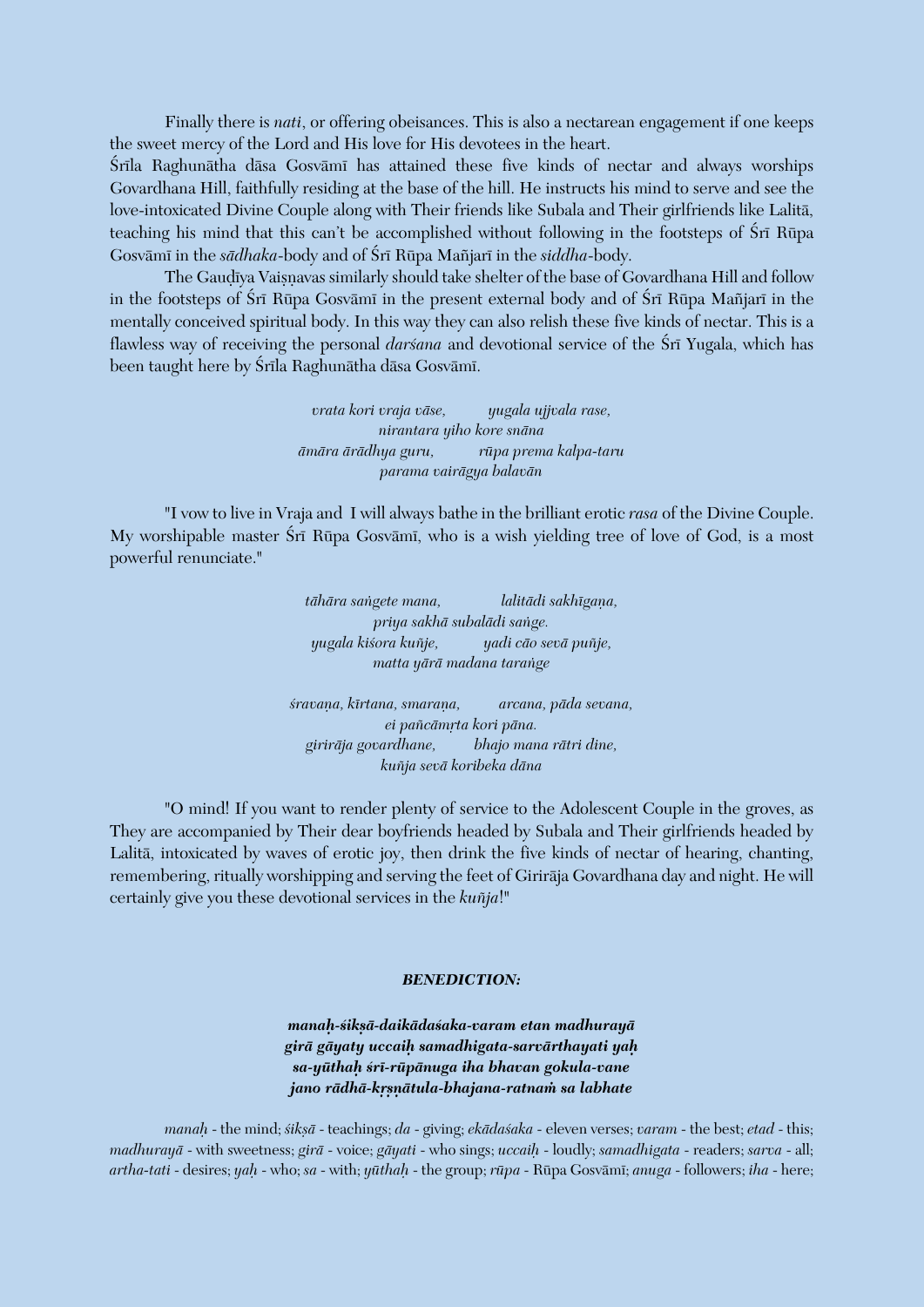Finally there is *nati*, or offering obeisances. This is also a nectarean engagement if one keeps the sweet mercy of the Lord and His love for His devotees in the heart.

Śrīla Raghunātha dāsa Gosvāmī has attained these five kinds of nectar and always worships Govardhana Hill, faithfully residing at the base of the hill. He instructs his mind to serve and see the love-intoxicated Divine Couple along with Their friends like Subala and Their girlfriends like Lalitā, teaching his mind that this can't be accomplished without following in the footsteps of Śrī Rūpa Gosvāmī in the *sādhaka*-body and of Śrī Rūpa Mañjarī in the *siddha*-body.

The Gauḍīya Vaiṣṇavas similarly should take shelter of the base of Govardhana Hill and follow in the footsteps of Śrī Rūpa Gosvāmī in the present external body and of Śrī Rūpa Mañjarī in the mentally conceived spiritual body. In this way they can also relish these five kinds of nectar. This is a flawless way of receiving the personal *darśana* and devotional service of the Śrī Yugala, which has been taught here by Śrīla Raghunātha dāsa Gosvāmī.

*vrata kori vraja vāse, yugala ujjvala rase,*  
*nirantara yiho kore snāna*  
*āmāra ārādhya guru, rūpa prema kalpa-taru*  
*parama vairāgya balavān*

"I vow to live in Vraja and I will always bathe in the brilliant erotic *rasa* of the Divine Couple. My worshipable master Śrī Rūpa Gosvāmī, who is a wish yielding tree of love of God, is a most powerful renunciate."

*tāhāra saṅgete mana, lalitādi sakhīgaṇa,*  
*priya sakhā subalādi saṅge.*  
*yugala kiśora kuñje, yadi cāo sevā puñje,*  
*matta yārā madana taraṅge*

*śravaṇa, kīrtana, smaraṇa, arcana, pāda sevana,*  
*ei pañcāmṛta kori pāna.*  
*girirāja govardhane, bhajo mana rātri dine,*  
*kuñja sevā koribeka dāna*

"O mind! If you want to render plenty of service to the Adolescent Couple in the groves, as They are accompanied by Their dear boyfriends headed by Subala and Their girlfriends headed by Lalitā, intoxicated by waves of erotic joy, then drink the five kinds of nectar of hearing, chanting, remembering, ritually worshipping and serving the feet of Girirāja Govardhana day and night. He will certainly give you these devotional services in the *kuñja*!"

### *BENEDICTION:*

***manaḥ-śikṣā-daikādaśaka-varam etan madhurayā***  
***girā gāyaty uccaiḥ samadhigata-sarvārthayati yaḥ***  
***sa-yūthaḥ śrī-rūpānuga iha bhavan gokula-vane***  
***jano rādhā-kṛṣṇātula-bhajana-ratnaṁ sa labhate***

*manaḥ* - the mind; *śikṣā* - teachings; *da* - giving; *ekādaśaka* - eleven verses; *varam* - the best; *etad* - this; *madhurayā* - with sweetness; *girā* - voice; *gāyati* - who sings; *uccaiḥ* - loudly; *samadhigata* - readers; *sarva* - all; *artha-tati* - desires; *yaḥ* - who; *sa* - with; *yūthaḥ* - the group; *rūpa* - Rūpa Gosvāmī; *anuga* - followers; *iha* - here;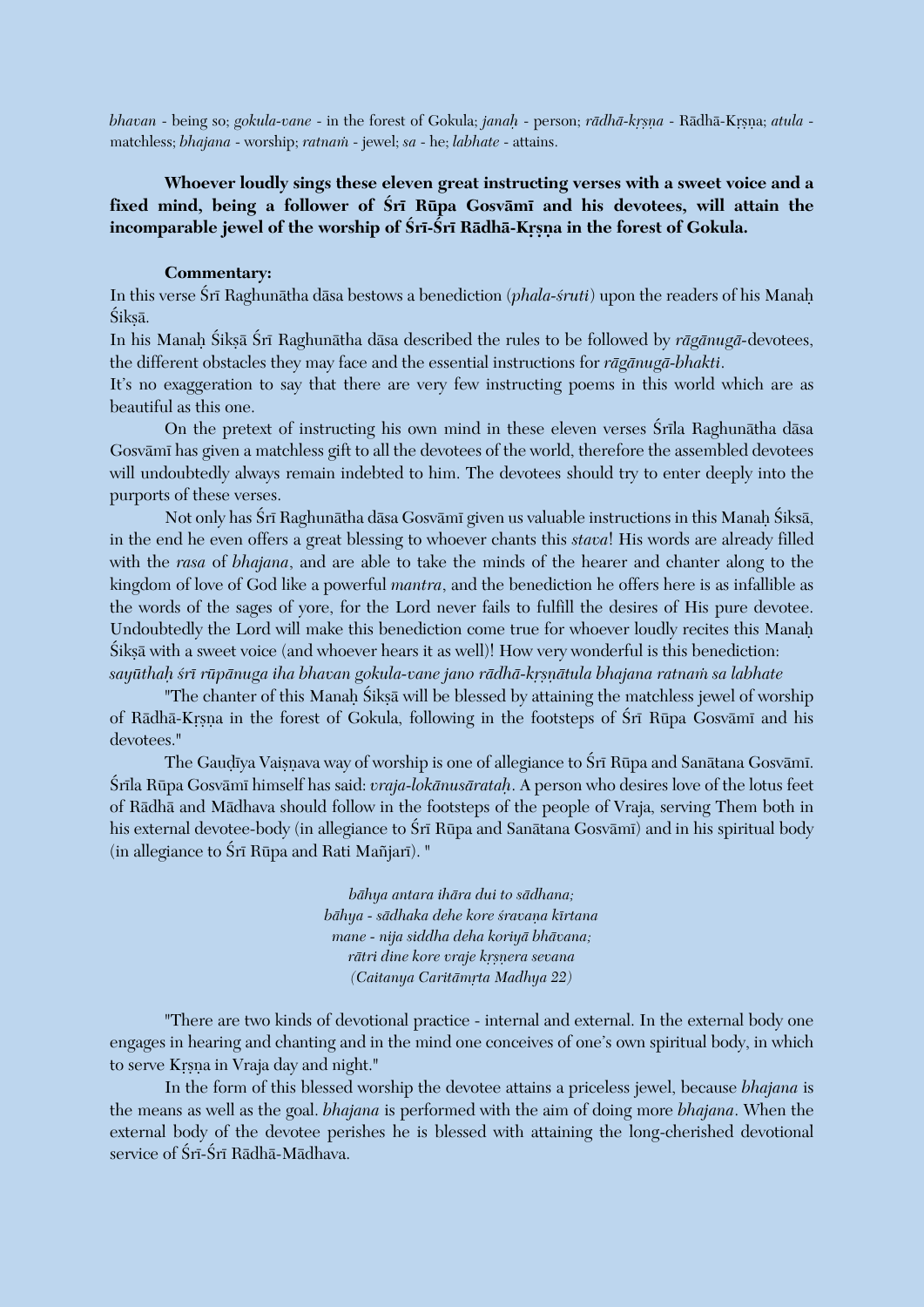*bhavan* - being so; *gokula-vane* - in the forest of Gokula; *janaḥ* - person; *rādhā-kṛṣṇa* - Rādhā-Kṛṣṇa; *atula* - matchless; *bhajana* - worship; *ratnaṁ* - jewel; *sa* - he; *labhate* - attains.

**Whoever loudly sings these eleven great instructing verses with a sweet voice and a fixed mind, being a follower of Śrī Rūpa Gosvāmī and his devotees, will attain the incomparable jewel of the worship of Śrī-Śrī Rādhā-Kṛṣṇa in the forest of Gokula.**

**Commentary:**

In this verse Śrī Raghunātha dāsa bestows a benediction (*phala-śruti*) upon the readers of his Manaḥ Śikṣā.

In his Manaḥ Śikṣā Śrī Raghunātha dāsa described the rules to be followed by *rāgānugā*-devotees, the different obstacles they may face and the essential instructions for *rāgānugā-bhakti*.

It's no exaggeration to say that there are very few instructing poems in this world which are as beautiful as this one.

On the pretext of instructing his own mind in these eleven verses Śrīla Raghunātha dāsa Gosvāmī has given a matchless gift to all the devotees of the world, therefore the assembled devotees will undoubtedly always remain indebted to him. The devotees should try to enter deeply into the purports of these verses.

Not only has Śrī Raghunātha dāsa Gosvāmī given us valuable instructions in this Manaḥ Śiksā, in the end he even offers a great blessing to whoever chants this *stava*! His words are already filled with the *rasa* of *bhajana*, and are able to take the minds of the hearer and chanter along to the kingdom of love of God like a powerful *mantra*, and the benediction he offers here is as infallible as the words of the sages of yore, for the Lord never fails to fulfill the desires of His pure devotee. Undoubtedly the Lord will make this benediction come true for whoever loudly recites this Manaḥ Śikṣā with a sweet voice (and whoever hears it as well)! How very wonderful is this benediction:

*sayūthaḥ śrī rūpānuga iha bhavan gokula-vane jano rādhā-kṛṣṇātula bhajana ratnaṁ sa labhate*

"The chanter of this Manaḥ Śikṣā will be blessed by attaining the matchless jewel of worship of Rādhā-Kṛṣṇa in the forest of Gokula, following in the footsteps of Śrī Rūpa Gosvāmī and his devotees."

The Gauḍīya Vaiṣṇava way of worship is one of allegiance to Śrī Rūpa and Sanātana Gosvāmī. Śrīla Rūpa Gosvāmī himself has said: *vraja-lokānusārataḥ*. A person who desires love of the lotus feet of Rādhā and Mādhava should follow in the footsteps of the people of Vraja, serving Them both in his external devotee-body (in allegiance to Śrī Rūpa and Sanātana Gosvāmī) and in his spiritual body (in allegiance to Śrī Rūpa and Rati Mañjarī). "

*bāhya antara ihāra dui to sādhana;*
*bāhya - sādhaka dehe kore śravaṇa kīrtana*
*mane - nija siddha deha koriyā bhāvana;*
*rātri dine kore vraje kṛṣṇera sevana*
*(Caitanya Caritāmṛta Madhya 22)*

"There are two kinds of devotional practice - internal and external. In the external body one engages in hearing and chanting and in the mind one conceives of one's own spiritual body, in which to serve Kṛṣṇa in Vraja day and night."

In the form of this blessed worship the devotee attains a priceless jewel, because *bhajana* is the means as well as the goal. *bhajana* is performed with the aim of doing more *bhajana*. When the external body of the devotee perishes he is blessed with attaining the long-cherished devotional service of Śrī-Śrī Rādhā-Mādhava.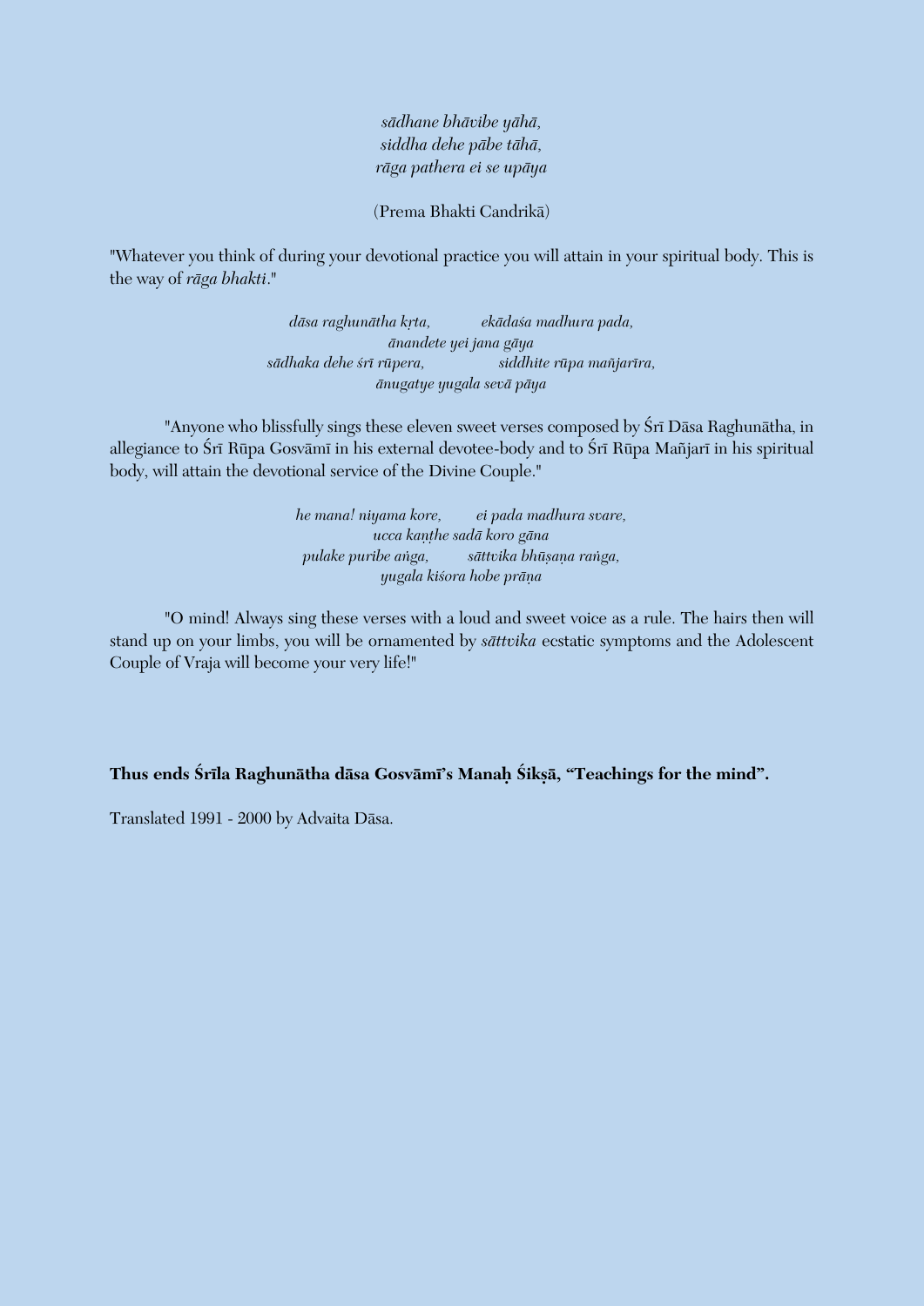*sādhane bhāvibe yāhā,*  
*siddha dehe pābe tāhā,*  
*rāga pathera ei se upāya*

(Prema Bhakti Candrikā)

"Whatever you think of during your devotional practice you will attain in your spiritual body. This is the way of *rāga bhakti*."

*dāsa raghunātha kṛta, ekādaśa madhura pada,*  
*ānandete yei jana gāya*  
*sādhaka dehe śrī rūpera, siddhite rūpa mañjarīra,*  
*ānugatye yugala sevā pāya*

"Anyone who blissfully sings these eleven sweet verses composed by Śrī Dāsa Raghunātha, in allegiance to Śrī Rūpa Gosvāmī in his external devotee-body and to Śrī Rūpa Mañjarī in his spiritual body, will attain the devotional service of the Divine Couple."

*he mana! niyama kore, ei pada madhura svare,*  
*ucca kaṇṭhe sadā koro gāna*  
*pulake puribe aṅga, sāttvika bhūṣaṇa raṅga,*  
*yugala kiśora hobe prāṇa*

"O mind! Always sing these verses with a loud and sweet voice as a rule. The hairs then will stand up on your limbs, you will be ornamented by *sāttvika* ecstatic symptoms and the Adolescent Couple of Vraja will become your very life!"

**Thus ends Śrīla Raghunātha dāsa Gosvāmī's Manaḥ Śikṣā, "Teachings for the mind".**

Translated 1991 - 2000 by Advaita Dāsa.